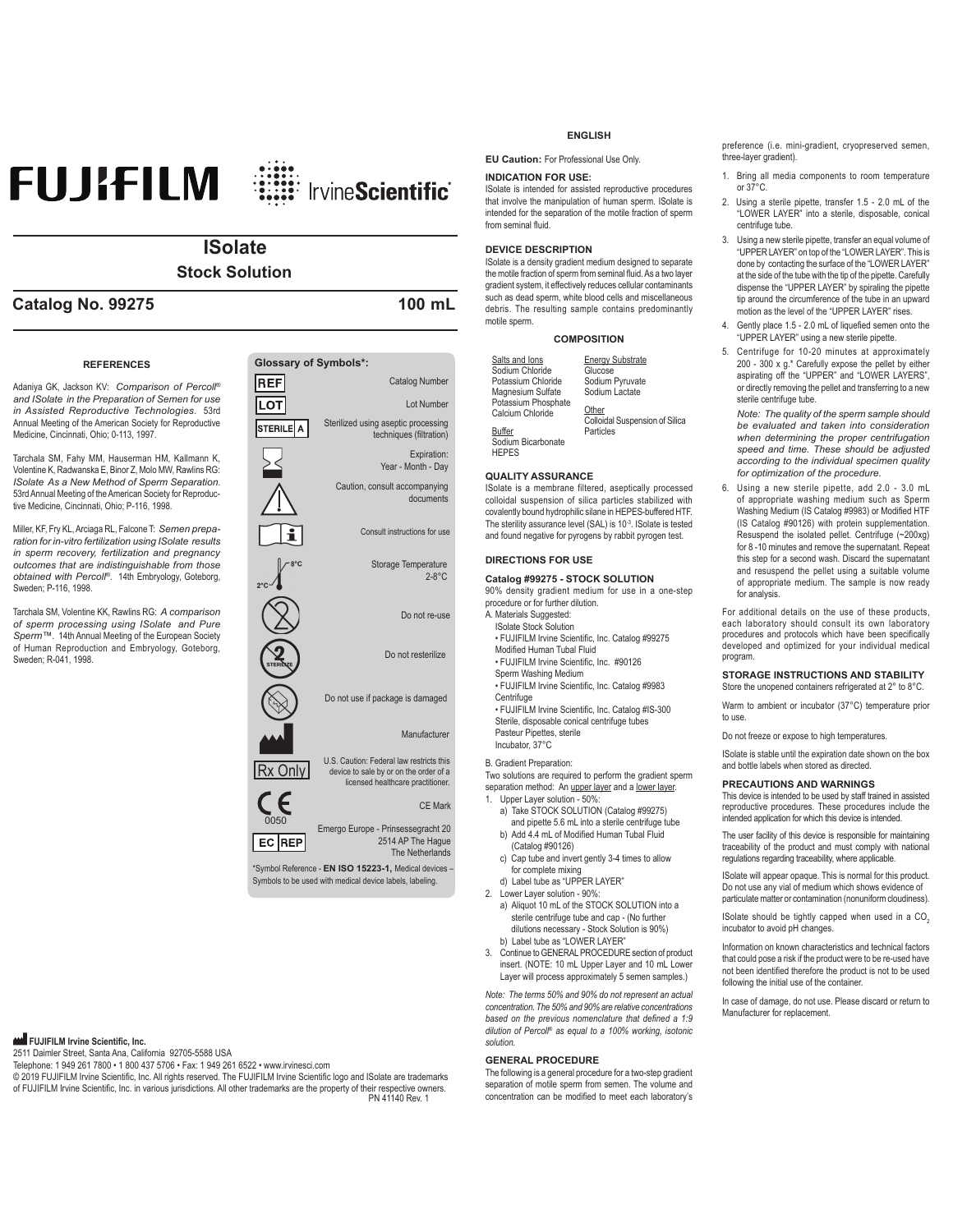# FUJIFILM IrvineScientific

## ISolate

### Stock Solution

**Catalog No. 99275** **100 mL**

### REFERENCES

Adaniya GK, Jackson KV: *Comparison of Percoll® and ISolate in the Preparation of Semen for use in Assisted Reproductive Technologies.* 53rd Annual Meeting of the American Society for Reproductive Medicine, Cincinnati, Ohio; 0-113, 1997.

Tarchala SM, Fahy MM, Hauserman HM, Kallmann K, Volentine K, Radwanska E, Binor Z, Molo MW, Rawlins RG: *ISolate As a New Method of Sperm Separation.* 53rd Annual Meeting of the American Society for Reproductive Medicine, Cincinnati, Ohio; P-116, 1998.

Miller, KF, Fry KL, Arciaga RL, Falcone T: *Semen preparation for in-vitro fertilization using ISolate results in sperm recovery, fertilization and pregnancy outcomes that are indistinguishable from those obtained with Percoll®.* 14th Embryology, Goteborg, Sweden; P-116, 1998.

Tarchala SM, Volentine KK, Rawlins RG: *A comparison of sperm processing using ISolate and Pure Sperm™.* 14th Annual Meeting of the European Society of Human Reproduction and Embryology, Goteborg, Sweden; R-041, 1998.

### Glossary of Symbols*:

| Symbol | Meaning |
|---|---|
| REF | Catalog Number |
| LOT | Lot Number |
| STERILE A | Sterilized using aseptic processing techniques (filtration) |
| (hourglass) | Expiration: Year - Month - Day |
| (warning triangle) | Caution, consult accompanying documents |
| (i) | Consult instructions for use |
| 2°C – 8°C | Storage Temperature 2-8°C |
| (2 crossed) | Do not re-use |
| (STERILIZE crossed) | Do not resterilize |
| (damaged package crossed) | Do not use if package is damaged |
| (factory) | Manufacturer |
| Rx Only | U.S. Caution: Federal law restricts this device to sale by or on the order of a licensed healthcare practitioner. |
| CE 0050 | CE Mark |
| EC REP | Emergo Europe - Prinsessegracht 20 2514 AP The Hague The Netherlands |

*Symbol Reference - **EN ISO 15223-1,** Medical devices – Symbols to be used with medical device labels, labeling.

**FUJIFILM Irvine Scientific, Inc.**
2511 Daimler Street, Santa Ana, California 92705-5588 USA
Telephone: 1 949 261 7800 • 1 800 437 5706 • Fax: 1 949 261 6522 • www.irvinesci.com
© 2019 FUJIFILM Irvine Scientific, Inc. All rights reserved. The FUJIFILM Irvine Scientific logo and ISolate are trademarks of FUJIFILM Irvine Scientific, Inc. in various jurisdictions. All other trademarks are the property of their respective owners.
PN 41140 Rev. 1

## ENGLISH

**EU Caution:** For Professional Use Only.

### INDICATION FOR USE:

ISolate is intended for assisted reproductive procedures that involve the manipulation of human sperm. ISolate is intended for the separation of the motile fraction of sperm from seminal fluid.

### DEVICE DESCRIPTION

ISolate is a density gradient medium designed to separate the motile fraction of sperm from seminal fluid. As a two layer gradient system, it effectively reduces cellular contaminants such as dead sperm, white blood cells and miscellaneous debris. The resulting sample contains predominantly motile sperm.

### COMPOSITION

| Salts and Ions | Energy Substrate |
|---|---|
| Sodium Chloride | Glucose |
| Potassium Chloride | Sodium Pyruvate |
| Magnesium Sulfate | Sodium Lactate |
| Potassium Phosphate | |
| Calcium Chloride | **Other** |
| | Colloidal Suspension of Silica Particles |
| **Buffer** | |
| Sodium Bicarbonate | |
| HEPES | |

### QUALITY ASSURANCE

ISolate is a membrane filtered, aseptically processed colloidal suspension of silica particles stabilized with covalently bound hydrophilic silane in HEPES-buffered HTF. The sterility assurance level (SAL) is $10^{-3}$. ISolate is tested and found negative for pyrogens by rabbit pyrogen test.

### DIRECTIONS FOR USE

#### Catalog #99275 - STOCK SOLUTION

90% density gradient medium for use in a one-step procedure or for further dilution.

A. Materials Suggested:
- ISolate Stock Solution
  - • FUJIFILM Irvine Scientific, Inc. Catalog #99275
- Modified Human Tubal Fluid
  - • FUJIFILM Irvine Scientific, Inc. #90126
- Sperm Washing Medium
  - • FUJIFILM Irvine Scientific, Inc. Catalog #9983
- Centrifuge
  - • FUJIFILM Irvine Scientific, Inc. Catalog #IS-300
- Sterile, disposable conical centrifuge tubes
- Pasteur Pipettes, sterile
- Incubator, 37°C

B. Gradient Preparation:

Two solutions are required to perform the gradient sperm separation method: An upper layer and a lower layer.

1. Upper Layer solution - 50%:
   a) Take STOCK SOLUTION (Catalog #99275) and pipette 5.6 mL into a sterile centrifuge tube
   b) Add 4.4 mL of Modified Human Tubal Fluid (Catalog #90126)
   c) Cap tube and invert gently 3-4 times to allow for complete mixing
   d) Label tube as "UPPER LAYER"
2. Lower Layer solution - 90%:
   a) Aliquot 10 mL of the STOCK SOLUTION into a sterile centrifuge tube and cap - (No further dilutions necessary - Stock Solution is 90%)
   b) Label tube as "LOWER LAYER"
3. Continue to GENERAL PROCEDURE section of product insert. (NOTE: 10 mL Upper Layer and 10 mL Lower Layer will process approximately 5 semen samples.)

*Note: The terms 50% and 90% do not represent an actual concentration. The 50% and 90% are relative concentrations based on the previous nomenclature that defined a 1:9 dilution of Percoll® as equal to a 100% working, isotonic solution.*

### GENERAL PROCEDURE

The following is a general procedure for a two-step gradient separation of motile sperm from semen. The volume and concentration can be modified to meet each laboratory's preference (i.e. mini-gradient, cryopreserved semen, three-layer gradient).

1. Bring all media components to room temperature or 37°C.
2. Using a sterile pipette, transfer 1.5 - 2.0 mL of the "LOWER LAYER" into a sterile, disposable, conical centrifuge tube.
3. Using a new sterile pipette, transfer an equal volume of "UPPER LAYER" on top of the "LOWER LAYER". This is done by contacting the surface of the "LOWER LAYER" at the side of the tube with the tip of the pipette. Carefully dispense the "UPPER LAYER" by spiraling the pipette tip around the circumference of the tube in an upward motion as the level of the "UPPER LAYER" rises.
4. Gently place 1.5 - 2.0 mL of liquefied semen onto the "UPPER LAYER" using a new sterile pipette.
5. Centrifuge for 10-20 minutes at approximately 200 - 300 x g.* Carefully expose the pellet by either aspirating off the "UPPER" and "LOWER LAYERS", or directly removing the pellet and transferring to a new sterile centrifuge tube.

   *Note: The quality of the sperm sample should be evaluated and taken into consideration when determining the proper centrifugation speed and time. These should be adjusted according to the individual specimen quality for optimization of the procedure.*
6. Using a new sterile pipette, add 2.0 - 3.0 mL of appropriate washing medium such as Sperm Washing Medium (IS Catalog #9983) or Modified HTF (IS Catalog #90126) with protein supplementation. Resuspend the isolated pellet. Centrifuge (~200xg) for 8 -10 minutes and remove the supernatant. Repeat this step for a second wash. Discard the supernatant and resuspend the pellet using a suitable volume of appropriate medium. The sample is now ready for analysis.

For additional details on the use of these products, each laboratory should consult its own laboratory procedures and protocols which have been specifically developed and optimized for your individual medical program.

### STORAGE INSTRUCTIONS AND STABILITY

Store the unopened containers refrigerated at 2° to 8°C.

Warm to ambient or incubator (37°C) temperature prior to use.

Do not freeze or expose to high temperatures.

ISolate is stable until the expiration date shown on the box and bottle labels when stored as directed.

### PRECAUTIONS AND WARNINGS

This device is intended to be used by staff trained in assisted reproductive procedures. These procedures include the intended application for which this device is intended.

The user facility of this device is responsible for maintaining traceability of the product and must comply with national regulations regarding traceability, where applicable.

ISolate will appear opaque. This is normal for this product. Do not use any vial of medium which shows evidence of particulate matter or contamination (nonuniform cloudiness).

ISolate should be tightly capped when used in a $CO_2$ incubator to avoid pH changes.

Information on known characteristics and technical factors that could pose a risk if the product were to be re-used have not been identified therefore the product is not to be used following the initial use of the container.

In case of damage, do not use. Please discard or return to Manufacturer for replacement.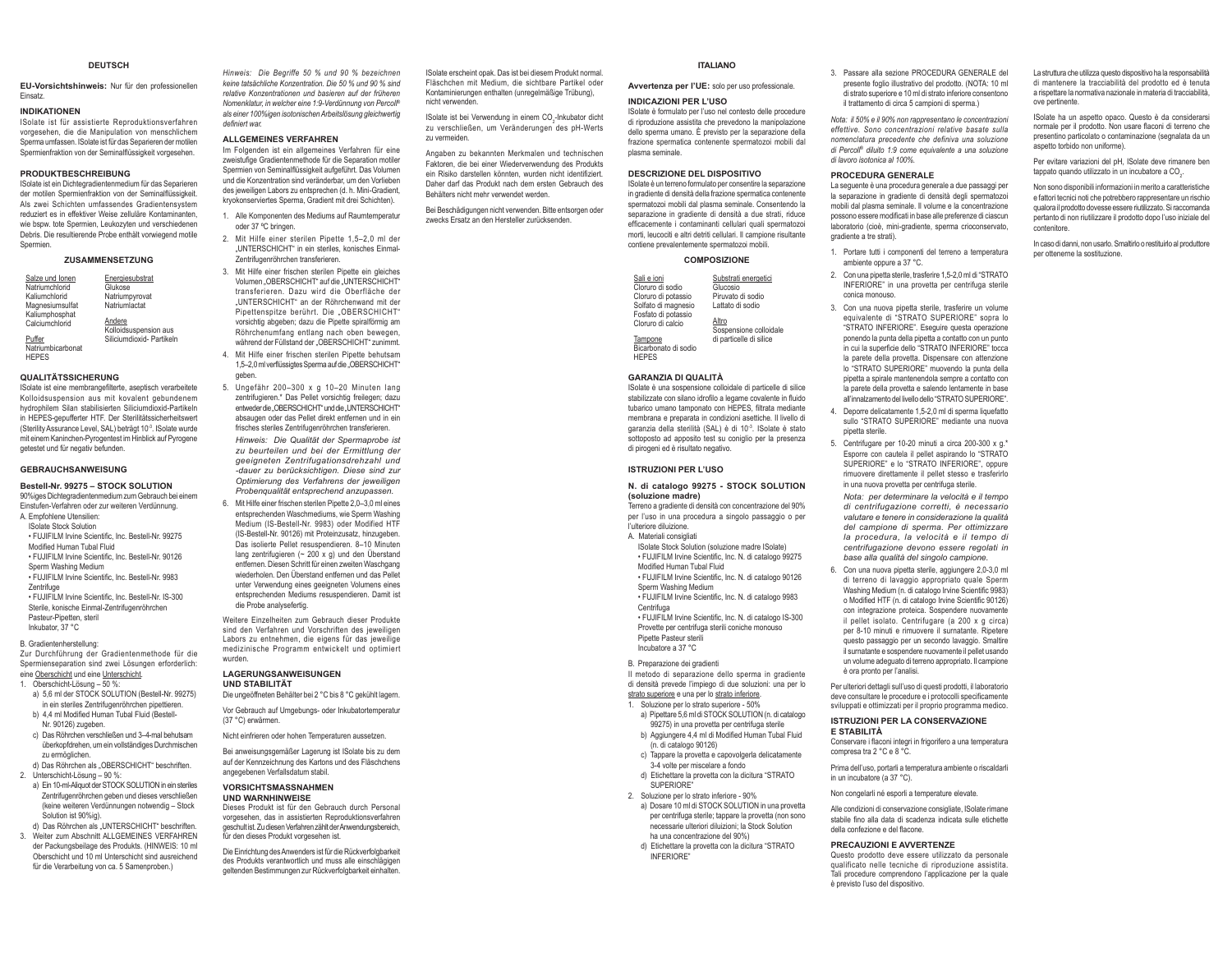## DEUTSCH

**EU-Vorsichtshinweis:** Nur für den professionellen Einsatz.

### INDIKATIONEN

ISolate ist für assistierte Reproduktionsverfahren vorgesehen, die die Manipulation von menschlichem Sperma umfassen. ISolate ist für das Separieren der motilen Spermienfraktion von der Seminalflüssigkeit vorgesehen.

### PRODUKTBESCHREIBUNG

ISolate ist ein Dichtegradientenmedium für das Separieren der motilen Spermienfraktion von der Seminalflüssigkeit. Als zwei Schichten umfassendes Gradientensystem reduziert es in effektiver Weise zelluläre Kontaminanten, wie bspw. tote Spermien, Leukozyten und verschiedenen Debris. Die resultierende Probe enthält vorwiegend motile Spermien.

### ZUSAMMENSETZUNG

| Salze und Ionen | Energiesubstrat |
|---|---|
| Natriumchlorid | Glukose |
| Kaliumchlorid | Natriumpyruvat |
| Magnesiumsulfat | Natriumlactat |
| Kaliumphosphat | |
| Calciumchlorid | Andere |
| | Kolloidsuspension aus |
| Puffer | Siliciumdioxid- Partikeln |
| Natriumbicarbonat | |
| HEPES | |

### QUALITÄTSSICHERUNG

ISolate ist eine membrangefilterte, aseptisch verarbeitete Kolloidsuspension aus mit kovalent gebundenem hydrophilem Silan stabilisierten Siliciumdioxid-Partikeln in HEPES-gepufferter HTF. Der Sterilitätssicherheitswert (Sterility Assurance Level, SAL) beträgt $10^{-3}$. ISolate wurde mit einem Kaninchen-Pyrogentest im Hinblick auf Pyrogene getestet und für negativ befunden.

### GEBRAUCHSANWEISUNG

**Bestell-Nr. 99275 – STOCK SOLUTION**

90%iges Dichtegradientenmedium zum Gebrauch bei einem Einstufen-Verfahren oder zur weiteren Verdünnung.

A. Empfohlene Utensilien:
ISolate Stock Solution
• FUJIFILM Irvine Scientific, Inc. Bestell-Nr. 99275
Modified Human Tubal Fluid
• FUJIFILM Irvine Scientific, Inc. Bestell-Nr. 90126
Sperm Washing Medium
• FUJIFILM Irvine Scientific, Inc. Bestell-Nr. 9983
Zentrifuge
• FUJIFILM Irvine Scientific, Inc. Bestell-Nr. IS-300
Sterile, konische Einmal-Zentrifugenröhrchen
Pasteur-Pipetten, steril
Inkubator, 37 °C

B. Gradientenherstellung:
Zur Durchführung der Gradientenmethode für die Spermienseparation sind zwei Lösungen erforderlich: eine Oberschicht und eine Unterschicht.

1. Oberschicht-Lösung – 50 %:
   a) 5,6 ml der STOCK SOLUTION (Bestell-Nr. 99275) in ein steriles Zentrifugenröhrchen pipettieren.
   b) 4,4 ml Modified Human Tubal Fluid (Bestell-Nr. 90126) zugeben.
   c) Das Röhrchen verschließen und 3–4-mal behutsam überkopfdrehen, um ein vollständiges Durchmischen zu ermöglichen.
   d) Das Röhrchen als „OBERSCHICHT" beschriften.
2. Unterschicht-Lösung – 90 %:
   a) Ein 10-ml-Aliquot der STOCK SOLUTION in ein steriles Zentrifugenröhrchen geben und dieses verschließen (keine weiteren Verdünnungen notwendig – Stock Solution ist 90%ig).
   d) Das Röhrchen als „UNTERSCHICHT" beschriften.
3. Weiter zum Abschnitt ALLGEMEINES VERFAHREN der Packungsbeilage des Produkts. (HINWEIS: 10 ml Oberschicht und 10 ml Unterschicht sind ausreichend für die Verarbeitung von ca. 5 Samenproben.)

*Hinweis: Die Begriffe 50 % und 90 % bezeichnen keine tatsächliche Konzentration. Die 50 % und 90 % sind relative Konzentrationen und basieren auf der früheren Nomenklatur, in welcher eine 1:9-Verdünnung von Percoll® als einer 100%igen isotonischen Arbeitslösung gleichwertig definiert war.*

### ALLGEMEINES VERFAHREN

Im Folgenden ist ein allgemeines Verfahren für eine zweistufige Gradientenmethode für die Separation motiler Spermien von Seminalflüssigkeit aufgeführt. Das Volumen und die Konzentration sind veränderbar, um den Vorlieben des jeweiligen Labors zu entsprechen (d. h. Mini-Gradient, kryokonserviertes Sperma, Gradient mit drei Schichten).

1. Alle Komponenten des Mediums auf Raumtemperatur oder 37 °C bringen.
2. Mit Hilfe einer sterilen Pipette 1,5–2,0 ml der „UNTERSCHICHT" in ein steriles, konisches Einmal-Zentrifugenröhrchen transferieren.
3. Mit Hilfe einer frischen sterilen Pipette ein gleiches Volumen „OBERSCHICHT" auf die „UNTERSCHICHT" transferieren. Dazu wird die Oberfläche der „UNTERSCHICHT" an der Röhrchenwand mit der Pipettenspitze berührt. Die „OBERSCHICHT" vorsichtig abgeben; dazu die Pipette spiralförmig am Röhrchenumfang entlang nach oben bewegen, während der Füllstand der „OBERSCHICHT" zunimmt.
4. Mit Hilfe einer frischen sterilen Pipette behutsam 1,5–2,0 ml verflüssigtes Sperma auf die „OBERSCHICHT" geben.
5. Ungefähr 200–300 x g 10–20 Minuten lang zentrifugieren.* Das Pellet vorsichtig freilegen; dazu entweder die „OBERSCHICHT" und die „UNTERSCHICHT" absaugen oder das Pellet direkt entfernen und in ein frisches steriles Zentrifugenröhrchen transferieren.

   *Hinweis: Die Qualität der Spermaprobe ist zu beurteilen und bei der Ermittlung der geeigneten Zentrifugationsdrehzahl und -dauer zu berücksichtigen. Diese sind zur Optimierung des Verfahrens der jeweiligen Probenqualität entsprechend anzupassen.*
6. Mit Hilfe einer frischen sterilen Pipette 2,0–3,0 ml eines entsprechenden Waschmediums, wie Sperm Washing Medium (IS-Bestell-Nr. 9983) oder Modified HTF (IS-Bestell-Nr. 90126) mit Proteinzusatz, hinzugeben. Das isolierte Pellet resuspendieren. 8–10 Minuten lang zentrifugieren (~ 200 x g) und den Überstand entfernen. Diesen Schritt für einen zweiten Waschgang wiederholen. Den Überstand entfernen und das Pellet unter Verwendung eines geeigneten Volumens eines entsprechenden Mediums resuspendieren. Damit ist die Probe analysefertig.

Weitere Einzelheiten zum Gebrauch dieser Produkte sind den Verfahren und Vorschriften des jeweiligen Labors zu entnehmen, die eigens für das jeweilige medizinische Programm entwickelt und optimiert wurden.

### LAGERUNGSANWEISUNGEN UND STABILITÄT

Die ungeöffneten Behälter bei 2 °C bis 8 °C gekühlt lagern.

Vor Gebrauch auf Umgebungs- oder Inkubatortemperatur (37 °C) erwärmen.

Nicht einfrieren oder hohen Temperaturen aussetzen.

Bei anweisungsgemäßer Lagerung ist ISolate bis zu dem auf der Kennzeichnung des Kartons und des Fläschchens angegebenen Verfallsdatum stabil.

### VORSICHTSMASSNAHMEN UND WARNHINWEISE

Dieses Produkt ist für den Gebrauch durch Personal vorgesehen, das in assistierten Reproduktionsverfahren geschult ist. Zu diesen Verfahren zählt der Anwendungsbereich, für den dieses Produkt vorgesehen ist.

Die Einrichtung des Anwenders ist für die Rückverfolgbarkeit des Produkts verantwortlich und muss alle einschlägigen geltenden Bestimmungen zur Rückverfolgbarkeit einhalten.

ISolate erscheint opak. Das ist bei diesem Produkt normal. Fläschchen mit Medium, die sichtbare Partikel oder Kontaminierungen enthalten (unregelmäßige Trübung), nicht verwenden.

ISolate ist bei Verwendung in einem $CO_2$-Inkubator dicht zu verschließen, um Veränderungen des pH-Werts zu vermeiden.

Angaben zu bekannten Merkmalen und technischen Faktoren, die bei einer Wiederverwendung des Produkts ein Risiko darstellen könnten, wurden nicht identifiziert. Daher darf das Produkt nach dem ersten Gebrauch des Behälters nicht mehr verwendet werden.

Bei Beschädigungen nicht verwenden. Bitte entsorgen oder zwecks Ersatz an den Hersteller zurücksenden.

## ITALIANO

**Avvertenza per l'UE:** solo per uso professionale.

### INDICAZIONI PER L'USO

ISolate è formulato per l'uso nel contesto delle procedure di riproduzione assistita che prevedono la manipolazione dello sperma umano. È previsto per la separazione della frazione spermatica contenente spermatozoi mobili dal plasma seminale.

### DESCRIZIONE DEL DISPOSITIVO

ISolate è un terreno formulato per consentire la separazione in gradiente di densità della frazione spermatica contenente spermatozoi mobili dal plasma seminale. Consentendo la separazione in gradiente di densità a due strati, riduce efficacemente i contaminanti cellulari quali spermatozoi morti, leucociti e altri detriti cellulari. Il campione risultante contiene prevalentemente spermatozoi mobili.

### COMPOSIZIONE

| Sali e ioni | Substrati energetici |
|---|---|
| Cloruro di sodio | Glucosio |
| Cloruro di potassio | Piruvato di sodio |
| Solfato di magnesio | Lattato di sodio |
| Fosfato di potassio | |
| Cloruro di calcio | Altro |
| | Sospensione colloidale |
| Tampone | di particelle di silice |
| Bicarbonato di sodio | |
| HEPES | |

### GARANZIA DI QUALITÀ

ISolate è una sospensione colloidale di particelle di silice stabilizzate con silano idrofilo a legame covalente in fluido tubarico umano tamponato con HEPES, filtrata mediante membrana e preparata in condizioni asettiche. Il livello di garanzia della sterilità (SAL) è di $10^{-3}$. ISolate è stato sottoposto ad apposito test su conigli per la presenza di pirogeni ed è risultato negativo.

### ISTRUZIONI PER L'USO

**N. di catalogo 99275 - STOCK SOLUTION (soluzione madre)**

Terreno a gradiente di densità con concentrazione del 90% per l'uso in una procedura a singolo passaggio o per l'ulteriore diluizione.

A. Materiali consigliati
ISolate Stock Solution (soluzione madre ISolate)
• FUJIFILM Irvine Scientific, Inc. N. di catalogo 99275
Modified Human Tubal Fluid
• FUJIFILM Irvine Scientific, Inc. N. di catalogo 90126
Sperm Washing Medium
• FUJIFILM Irvine Scientific, Inc. N. di catalogo 9983
Centrifuga
• FUJIFILM Irvine Scientific, Inc. N. di catalogo IS-300
Provette per centrifuga sterili coniche monouso
Pipette Pasteur sterili
Incubatore a 37 °C

B. Preparazione dei gradienti
Il metodo di separazione dello sperma in gradiente di densità prevede l'impiego di due soluzioni: una per lo strato superiore e una per lo strato inferiore.

1. Soluzione per lo strato superiore - 50%
   a) Pipettare 5,6 ml di STOCK SOLUTION (n. di catalogo 99275) in una provetta per centrifuga sterile
   b) Aggiungere 4,4 ml di Modified Human Tubal Fluid (n. di catalogo 90126)
   c) Tappare la provetta e capovolgerla delicatamente 3-4 volte per miscelare a fondo
   d) Etichettare la provetta con la dicitura "STRATO SUPERIORE"
2. Soluzione per lo strato inferiore - 90%
   a) Dosare 10 ml di STOCK SOLUTION in una provetta per centrifuga sterile; tappare la provetta (non sono necessarie ulteriori diluizioni; la Stock Solution ha una concentrazione del 90%)
   d) Etichettare la provetta con la dicitura "STRATO INFERIORE"
3. Passare alla sezione PROCEDURA GENERALE del presente foglio illustrativo del prodotto. (NOTA: 10 ml di strato superiore e 10 ml di strato inferiore consentono il trattamento di circa 5 campioni di sperma.)

*Nota: il 50% e il 90% non rappresentano le concentrazioni effettive. Sono concentrazioni relative basate sulla nomenclatura precedente che definiva una soluzione di Percoll® diluito 1:9 come equivalente a una soluzione di lavoro isotonica al 100%.*

### PROCEDURA GENERALE

La seguente è una procedura generale a due passaggi per la separazione in gradiente di densità degli spermatozoi mobili dal plasma seminale. Il volume e la concentrazione possono essere modificati in base alle preferenze di ciascun laboratorio (cioè, mini-gradiente, sperma crioconservato, gradiente a tre strati).

1. Portare tutti i componenti del terreno a temperatura ambiente oppure a 37 °C.
2. Con una pipetta sterile, trasferire 1,5-2,0 ml di "STRATO INFERIORE" in una provetta per centrifuga sterile conica monouso.
3. Con una nuova pipetta sterile, trasferire un volume equivalente di "STRATO SUPERIORE" sopra lo "STRATO INFERIORE". Eseguire questa operazione ponendo la punta della pipetta a contatto con un punto in cui la superficie dello "STRATO INFERIORE" tocca la parete della provetta. Dispensare con attenzione lo "STRATO SUPERIORE" muovendo la punta della pipetta a spirale mantenendola sempre a contatto con la parete della provetta e salendo lentamente in base all'innalzamento del livello dello "STRATO SUPERIORE".
4. Deporre delicatamente 1,5-2,0 ml di sperma liquefatto sullo "STRATO SUPERIORE" mediante una nuova pipetta sterile.
5. Centrifugare per 10-20 minuti a circa 200-300 x g.* Esporre con cautela il pellet aspirando lo "STRATO SUPERIORE" e lo "STRATO INFERIORE", oppure rimuovere direttamente il pellet stesso e trasferirlo in una nuova provetta per centrifuga sterile.

   *Nota: per determinare la velocità e il tempo di centrifugazione corretti, è necessario valutare e tenere in considerazione la qualità del campione di sperma. Per ottimizzare la procedura, la velocità e il tempo di centrifugazione devono essere regolati in base alla qualità del singolo campione.*
6. Con una nuova pipetta sterile, aggiungere 2,0-3,0 ml di terreno di lavaggio appropriato quale Sperm Washing Medium (n. di catalogo Irvine Scientific 9983) o Modified HTF (n. di catalogo Irvine Scientific 90126) con integrazione proteica. Sospendere nuovamente il pellet isolato. Centrifugare (a 200 x g circa) per 8-10 minuti e rimuovere il surnatante. Ripetere questo passaggio per un secondo lavaggio. Smaltire il surnatante e sospendere nuovamente il pellet usando un volume adeguato di terreno appropriato. Il campione è ora pronto per l'analisi.

Per ulteriori dettagli sull'uso di questi prodotti, il laboratorio deve consultare le procedure e i protocolli specificamente sviluppati e ottimizzati per il proprio programma medico.

### ISTRUZIONI PER LA CONSERVAZIONE E STABILITÀ

Conservare i flaconi integri in frigorifero a una temperatura compresa tra 2 °C e 8 °C.

Prima dell'uso, portarli a temperatura ambiente o riscaldarli in un incubatore (a 37 °C).

Non congelarli né esporli a temperature elevate.

Alle condizioni di conservazione consigliate, ISolate rimane stabile fino alla data di scadenza indicata sulle etichette della confezione e del flacone.

### PRECAUZIONI E AVVERTENZE

Questo prodotto deve essere utilizzato da personale qualificato nelle tecniche di riproduzione assistita. Tali procedure comprendono l'applicazione per la quale è previsto l'uso del dispositivo.

La struttura che utilizza questo dispositivo ha la responsabilità di mantenere la tracciabilità del prodotto ed è tenuta a rispettare la normativa nazionale in materia di tracciabilità, ove pertinente.

ISolate ha un aspetto opaco. Questo è da considerarsi normale per il prodotto. Non usare flaconi di terreno che presentino particolato o contaminazione (segnalata da un aspetto torbido non uniforme).

Per evitare variazioni del pH, ISolate deve rimanere ben tappato quando utilizzato in un incubatore a $CO_2$.

Non sono disponibili informazioni in merito a caratteristiche e fattori tecnici noti che potrebbero rappresentare un rischio qualora il prodotto dovesse essere riutilizzato. Si raccomanda pertanto di non riutilizzare il prodotto dopo l'uso iniziale del contenitore.

In caso di danni, non usarlo. Smaltirlo o restituirlo al produttore per ottenerne la sostituzione.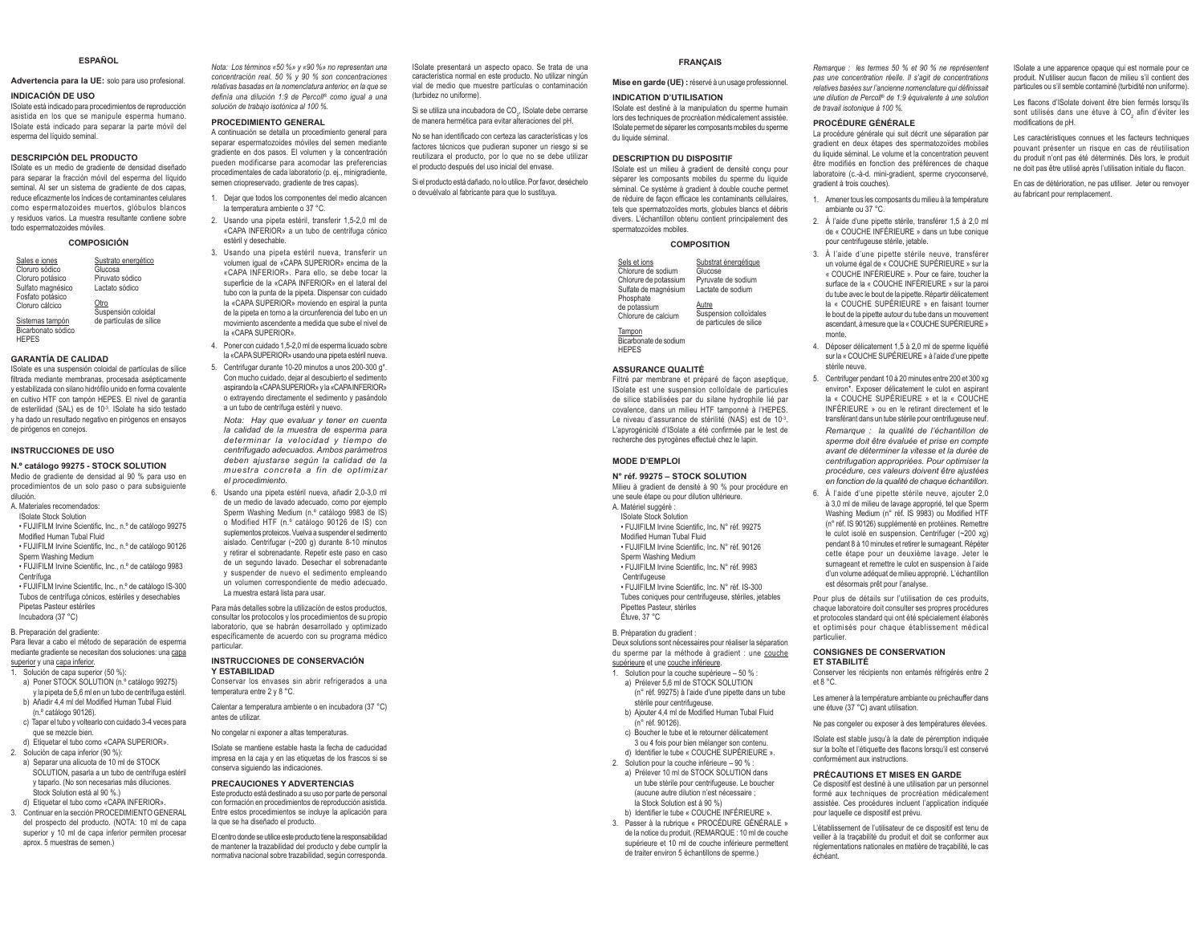## ESPAÑOL

**Advertencia para la UE:** solo para uso profesional.

### INDICACIÓN DE USO

ISolate está indicado para procedimientos de reproducción asistida en los que se manipule esperma humano. ISolate está indicado para separar la parte móvil del esperma del líquido seminal.

### DESCRIPCIÓN DEL PRODUCTO

ISolate es un medio de gradiente de densidad diseñado para separar la fracción móvil del esperma del líquido seminal. Al ser un sistema de gradiente de dos capas, reduce eficazmente los índices de contaminantes celulares como espermatozoides muertos, glóbulos blancos y residuos varios. La muestra resultante contiene sobre todo espermatozoides móviles.

### COMPOSICIÓN

| Sales e iones | Sustrato energético |
|---|---|
| Cloruro sódico | Glucosa |
| Cloruro potásico | Piruvato sódico |
| Sulfato magnésico | Lactato sódico |
| Fosfato potásico | |
| Cloruro cálcico | Otro |
| | Suspensión coloidal de partículas de sílice |
| Sistemas tampón | |
| Bicarbonato sódico | |
| HEPES | |

### GARANTÍA DE CALIDAD

ISolate es una suspensión coloidal de partículas de sílice filtrada mediante membranas, procesada asépticamente y estabilizada con silano hidrófilo unido en forma covalente en cultivo HTF con tampón HEPES. El nivel de garantía de esterilidad (SAL) es de $10^{-3}$. ISolate ha sido testado y ha dado un resultado negativo en pirógenos en ensayos de pirógenos en conejos.

### INSTRUCCIONES DE USO

**N.º catálogo 99275 - STOCK SOLUTION**

Medio de gradiente de densidad al 90 % para uso en procedimientos de un solo paso o para subsiguiente dilución.

A. Materiales recomendados:
- ISolate Stock Solution
- • FUJIFILM Irvine Scientific, Inc., n.º de catálogo 99275 Modified Human Tubal Fluid
- • FUJIFILM Irvine Scientific, Inc., n.º de catálogo 90126 Sperm Washing Medium
- • FUJIFILM Irvine Scientific, Inc., n.º de catálogo 9983 Centrífuga
- • FUJIFILM Irvine Scientific, Inc., n.º de catálogo IS-300 Tubos de centrífuga cónicos, estériles y desechables
- Pipetas Pasteur estériles
- Incubadora (37 °C)

B. Preparación del gradiente:

Para llevar a cabo el método de separación de esperma mediante gradiente se necesitan dos soluciones: una capa superior y una capa inferior.

1. Solución de capa superior (50 %):
   a) Poner STOCK SOLUTION (n.º catálogo 99275) y la pipeta de 5,6 ml en un tubo de centrífuga estéril.
   b) Añadir 4,4 ml del Modified Human Tubal Fluid (n.º catálogo 90126).
   c) Tapar el tubo y voltearlo con cuidado 3-4 veces para que se mezcle bien.
   d) Etiquetar el tubo como «CAPA SUPERIOR».
2. Solución de capa inferior (90 %):
   a) Separar una alícuota de 10 ml de STOCK SOLUTION, pasarla a un tubo de centrífuga estéril y taparlo. (No son necesarias más diluciones. Stock Solution está al 90 %.)
   d) Etiquetar el tubo como «CAPA INFERIOR».
3. Continuar en la sección PROCEDIMIENTO GENERAL del prospecto del producto. (NOTA: 10 ml de capa superior y 10 ml de capa inferior permiten procesar aprox. 5 muestras de semen.)

*Nota: Los términos «50 %» y «90 %» no representan una concentración real. 50 % y 90 % son concentraciones relativas basadas en la nomenclatura anterior, en la que se definía una dilución 1:9 de Percoll® como igual a una solución de trabajo isotónica al 100 %.*

### PROCEDIMIENTO GENERAL

A continuación se detalla un procedimiento general para separar espermatozoides móviles del semen mediante gradiente en dos pasos. El volumen y la concentración pueden modificarse para acomodar las preferencias procedimentales de cada laboratorio (p. ej., minigradiente, semen criopreservado, gradiente de tres capas).

1. Dejar que todos los componentes del medio alcancen la temperatura ambiente o 37 °C.
2. Usando una pipeta estéril, transferir 1,5-2,0 ml de «CAPA INFERIOR» a un tubo de centrífuga cónico estéril y desechable.
3. Usando una pipeta estéril nueva, transferir un volumen igual de «CAPA SUPERIOR» encima de la «CAPA INFERIOR». Para ello, se debe tocar la superficie de la «CAPA INFERIOR» en el lateral del tubo con la punta de la pipeta. Dispensar con cuidado la «CAPA SUPERIOR» moviendo en espiral la punta de la pipeta en torno a la circunferencia del tubo en un movimiento ascendente a medida que sube el nivel de la «CAPA SUPERIOR».
4. Poner con cuidado 1,5-2,0 ml de esperma licuado sobre la «CAPA SUPERIOR» usando una pipeta estéril nueva.
5. Centrifugar durante 10-20 minutos a unos 200-300 g*. Con mucho cuidado, dejar al descubierto el sedimento aspirando la «CAPA SUPERIOR» y la «CAPA INFERIOR» o extrayendo directamente el sedimento y pasándolo a un tubo de centrífuga estéril y nuevo.

   *Nota: Hay que evaluar y tener en cuenta la calidad de la muestra de esperma para determinar la velocidad y tiempo de centrifugado adecuados. Ambos parámetros deben ajustarse según la calidad de la muestra concreta a fin de optimizar el procedimiento.*
6. Usando una pipeta estéril nueva, añadir 2,0-3,0 ml de un medio de lavado adecuado, como por ejemplo Sperm Washing Medium (n.º catálogo 9983 de IS) o Modified HTF (n.º catálogo 90126 de IS) con suplementos proteicos. Vuelva a suspender el sedimento aislado. Centrifugar (~200 g) durante 8-10 minutos y retirar el sobrenadante. Repetir este paso en caso de un segundo lavado. Desechar el sobrenadante y suspender de nuevo el sedimento empleando un volumen correspondiente de medio adecuado. La muestra estará lista para usar.

Para más detalles sobre la utilización de estos productos, consultar los protocolos y los procedimientos de su propio laboratorio, que se habrán desarrollado y optimizado específicamente de acuerdo con su programa médico particular.

### INSTRUCCIONES DE CONSERVACIÓN Y ESTABILIDAD

Conservar los envases sin abrir refrigerados a una temperatura entre 2 y 8 °C.

Calentar a temperatura ambiente o en incubadora (37 °C) antes de utilizar.

No congelar ni exponer a altas temperaturas.

ISolate se mantiene estable hasta la fecha de caducidad impresa en la caja y en las etiquetas de los frascos si se conserva siguiendo las indicaciones.

### PRECAUCIONES Y ADVERTENCIAS

Este producto está destinado a su uso por parte de personal con formación en procedimientos de reproducción asistida. Entre estos procedimientos se incluye la aplicación para la que se ha diseñado el producto.

El centro donde se utilice este producto tiene la responsabilidad de mantener la trazabilidad del producto y debe cumplir la normativa nacional sobre trazabilidad, según corresponda.

ISolate presentará un aspecto opaco. Se trata de una característica normal en este producto. No utilizar ningún vial de medio que muestre partículas o contaminación (turbidez no uniforme).

Si se utiliza una incubadora de $CO_2$, ISolate debe cerrarse de manera hermética para evitar alteraciones del pH.

No se han identificado con certeza las características y los factores técnicos que pudieran suponer un riesgo si se reutilizara el producto, por lo que no se debe utilizar el producto después del uso inicial del envase.

Si el producto está dañado, no lo utilice. Por favor, deséchelo o devuélvalo al fabricante para que lo sustituya.

## FRANÇAIS

**Mise en garde (UE) :** réservé à un usage professionnel.

### INDICATION D'UTILISATION

ISolate est destiné à la manipulation du sperme humain lors des techniques de procréation médicalement assistée. ISolate permet de séparer les composants mobiles du sperme du liquide séminal.

### DESCRIPTION DU DISPOSITIF

ISolate est un milieu à gradient de densité conçu pour séparer les composants mobiles du sperme du liquide séminal. Ce système à gradient à double couche permet de réduire de façon efficace les contaminants cellulaires, tels que spermatozoïdes morts, globules blancs et débris divers. L'échantillon obtenu contient principalement des spermatozoïdes mobiles.

### COMPOSITION

| Sels et ions | Substrat énergétique |
|---|---|
| Chlorure de sodium | Glucose |
| Chlorure de potassium | Pyruvate de sodium |
| Sulfate de magnésium | Lactate de sodium |
| Phosphate de potassium | Autre |
| Chlorure de calcium | Suspension colloïdales de particules de silice |
| Tampon | |
| Bicarbonate de sodium | |
| HEPES | |

### ASSURANCE QUALITÉ

Filtré par membrane et préparé de façon aseptique, ISolate est une suspension colloïdale de particules de silice stabilisées par du silane hydrophile lié par covalence, dans un milieu HTF tamponné à l'HEPES. Le niveau d'assurance de stérilité (NAS) est de $10^{-3}$. L'apyrogénicité d'ISolate a été confirmée par le test de recherche des pyrogènes effectué chez le lapin.

### MODE D'EMPLOI

**N° réf. 99275 – STOCK SOLUTION**

Milieu à gradient de densité à 90 % pour procédure en une seule étape ou pour dilution ultérieure.

A. Matériel suggéré :
- ISolate Stock Solution
- • FUJIFILM Irvine Scientific, Inc. N° réf. 99275 Modified Human Tubal Fluid
- • FUJIFILM Irvine Scientific, Inc. N° réf. 90126 Sperm Washing Medium
- • FUJIFILM Irvine Scientific, Inc. N° réf. 9983 Centrifugeuse
- • FUJIFILM Irvine Scientific, Inc. N° réf. IS-300 Tubes coniques pour centrifugeuse, stériles, jetables
- Pipettes Pasteur, stériles
- Étuve, 37 °C

B. Préparation du gradient :

Deux solutions sont nécessaires pour réaliser la séparation du sperme par la méthode à gradient : une couche supérieure et une couche inférieure.

1. Solution pour la couche supérieure – 50 % :
   a) Prélever 5,6 ml de STOCK SOLUTION (n° réf. 99275) à l'aide d'une pipette dans un tube stérile pour centrifugeuse.
   b) Ajouter 4,4 ml de Modified Human Tubal Fluid (n° réf. 90126).
   c) Boucher le tube et le retourner délicatement 3 ou 4 fois pour bien mélanger son contenu.
   d) Identifier le tube « COUCHE SUPÉRIEURE ».
2. Solution pour la couche inférieure – 90 % :
   a) Prélever 10 ml de STOCK SOLUTION dans un tube stérile pour centrifugeuse. Le boucher (aucune autre dilution n'est nécessaire ; la Stock Solution est à 90 %)
   b) Identifier le tube « COUCHE INFÉRIEURE ».
3. Passer à la rubrique « PROCÉDURE GÉNÉRALE » de la notice du produit. (REMARQUE : 10 ml de couche supérieure et 10 ml de couche inférieure permettent de traiter environ 5 échantillons de sperme.)

*Remarque : les termes 50 % et 90 % ne représentent pas une concentration réelle. Il s'agit de concentrations relatives basées sur l'ancienne nomenclature qui définissait une dilution de Percoll® de 1:9 équivalente à une solution de travail isotonique à 100 %.*

### PROCÉDURE GÉNÉRALE

La procédure générale qui suit décrit une séparation par gradient en deux étapes des spermatozoïdes mobiles du liquide séminal. Le volume et la concentration peuvent être modifiés en fonction des préférences de chaque laboratoire (c.-à-d. mini-gradient, sperme cryoconservé, gradient à trois couches).

1. Amener tous les composants du milieu à la température ambiante ou 37 °C.
2. À l'aide d'une pipette stérile, transférer 1,5 à 2,0 ml de « COUCHE INFÉRIEURE » dans un tube conique pour centrifugeuse stérile, jetable.
3. À l'aide d'une pipette stérile neuve, transférer un volume égal de « COUCHE SUPÉRIEURE » sur la « COUCHE INFÉRIEURE ». Pour ce faire, toucher la surface de la « COUCHE INFÉRIEURE » sur la paroi du tube avec le bout de la pipette. Répartir délicatement la « COUCHE SUPÉRIEURE » en faisant tourner le bout de la pipette autour du tube dans un mouvement ascendant, à mesure que la « COUCHE SUPÉRIEURE » monte.
4. Déposer délicatement 1,5 à 2,0 ml de sperme liquéfié sur la « COUCHE SUPÉRIEURE » à l'aide d'une pipette stérile neuve.
5. Centrifuger pendant 10 à 20 minutes entre 200 et 300 xg environ*. Exposer délicatement le culot en aspirant la « COUCHE SUPÉRIEURE » et la « COUCHE INFÉRIEURE » ou en le retirant directement et le transférant dans un tube stérile pour centrifugeuse neuf.

   *Remarque : la qualité de l'échantillon de sperme doit être évaluée et prise en compte avant de déterminer la vitesse et la durée de centrifugation appropriées. Pour optimiser la procédure, ces valeurs doivent être ajustées en fonction de la qualité de chaque échantillon.*
6. À l'aide d'une pipette stérile neuve, ajouter 2,0 à 3,0 ml de milieu de lavage approprié, tel que Sperm Washing Medium (n° réf. IS 9983) ou Modified HTF (n° réf. IS 90126) supplémenté en protéines. Remettre le culot isolé en suspension. Centrifuger (~200 xg) pendant 8 à 10 minutes et retirer le surnageant. Répéter cette étape pour un deuxième lavage. Jeter le surnageant et remettre le culot en suspension à l'aide d'un volume adéquat de milieu approprié. L'échantillon est désormais prêt pour l'analyse.

Pour plus de détails sur l'utilisation de ces produits, chaque laboratoire doit consulter ses propres procédures et protocoles standard qui ont été spécialement élaborés et optimisés pour chaque établissement médical particulier.

### CONSIGNES DE CONSERVATION ET STABILITÉ

Conserver les récipients non entamés réfrigérés entre 2 et 8 °C.

Les amener à la température ambiante ou préchauffer dans une étuve (37 °C) avant utilisation.

Ne pas congeler ou exposer à des températures élevées.

ISolate est stable jusqu'à la date de péremption indiquée sur la boîte et l'étiquette des flacons lorsqu'il est conservé conformément aux instructions.

### PRÉCAUTIONS ET MISES EN GARDE

Ce dispositif est destiné à une utilisation par un personnel formé aux techniques de procréation médicalement assistée. Ces procédures incluent l'application indiquée pour laquelle ce dispositif est prévu.

L'établissement de l'utilisateur de ce dispositif est tenu de veiller à la traçabilité du produit et doit se conformer aux réglementations nationales en matière de traçabilité, le cas échéant.

ISolate a une apparence opaque qui est normale pour ce produit. N'utiliser aucun flacon de milieu s'il contient des particules ou s'il semble contaminé (turbidité non uniforme).

Les flacons d'ISolate doivent être bien fermés lorsqu'ils sont utilisés dans une étuve à $CO_2$ afin d'éviter les modifications de pH.

Les caractéristiques connues et les facteurs techniques pouvant présenter un risque en cas de réutilisation du produit n'ont pas été déterminés. Dès lors, le produit ne doit pas être utilisé après l'utilisation initiale du flacon.

En cas de détérioration, ne pas utiliser. Jeter ou renvoyer au fabricant pour remplacement.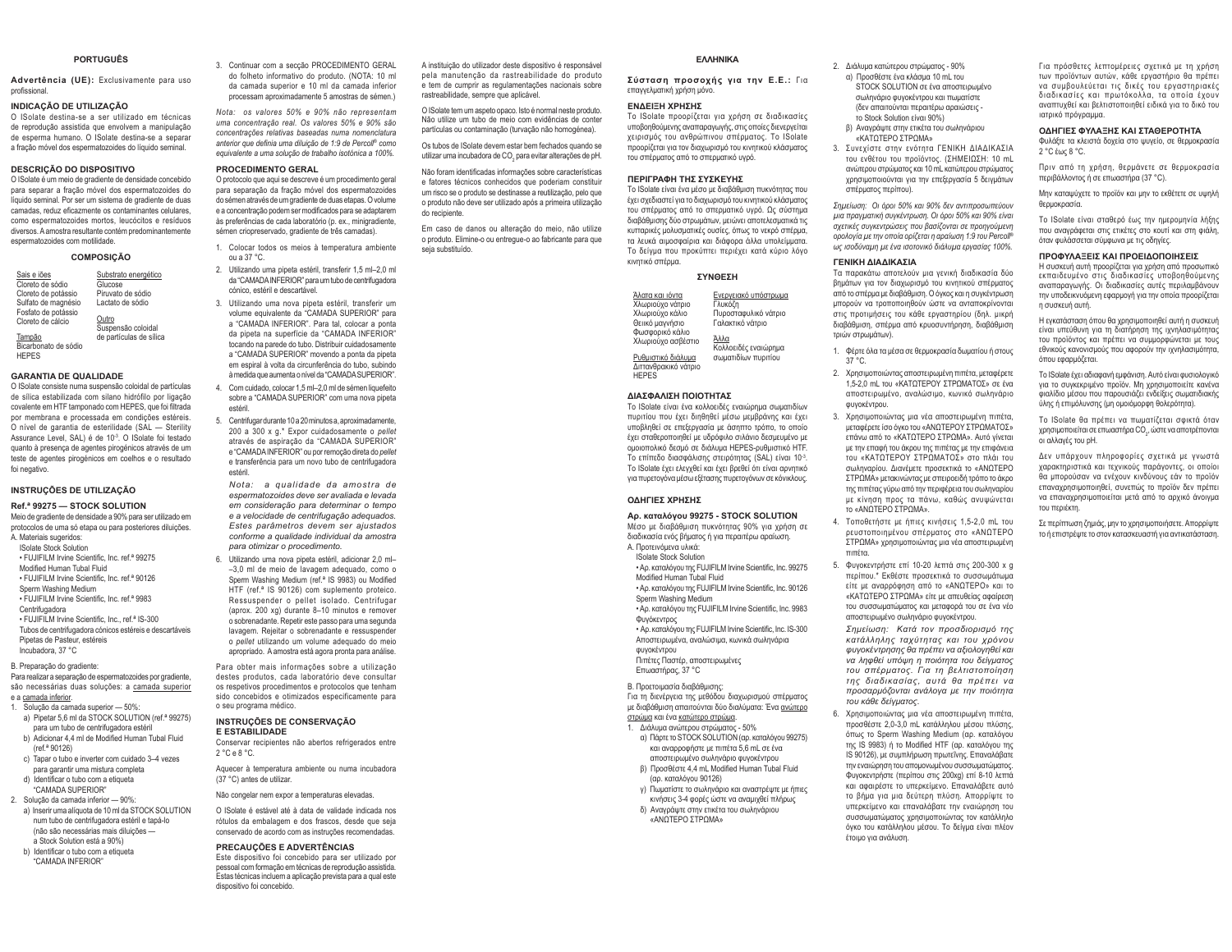## PORTUGUÊS

**Advertência (UE):** Exclusivamente para uso profissional.

### INDICAÇÃO DE UTILIZAÇÃO

O ISolate destina-se a ser utilizado em técnicas de reprodução assistida que envolvem a manipulação de esperma humano. O ISolate destina-se a separar a fração móvel dos espermatozoides do líquido seminal.

### DESCRIÇÃO DO DISPOSITIVO

O ISolate é um meio de gradiente de densidade concebido para separar a fração móvel dos espermatozoides do líquido seminal. Por ser um sistema de gradiente de duas camadas, reduz eficazmente os contaminantes celulares, como espermatozoides mortos, leucócitos e resíduos diversos. A amostra resultante contém predominantemente espermatozoides com motilidade.

### COMPOSIÇÃO

| Sais e iões | Substrato energético |
|---|---|
| Cloreto de sódio | Glucose |
| Cloreto de potássio | Piruvato de sódio |
| Sulfato de magnésio | Lactato de sódio |
| Fosfato de potássio | |
| Cloreto de cálcio | Outro |
| | Suspensão coloidal de partículas de sílica |
| Tampão | |
| Bicarbonato de sódio | |
| HEPES | |

### GARANTIA DE QUALIDADE

O ISolate consiste numa suspensão coloidal de partículas de sílica estabilizada com silano hidrófilo por ligação covalente em HTF tamponado com HEPES, que foi filtrada por membrana e processada em condições estéreis. O nível de garantia de esterilidade (SAL — Sterility Assurance Level, SAL) é de $10^{-3}$. O ISolate foi testado quanto à presença de agentes pirogénicos através de um teste de agentes pirogénicos em coelhos e o resultado foi negativo.

### INSTRUÇÕES DE UTILIZAÇÃO

**Ref.ª 99275 — STOCK SOLUTION**

Meio de gradiente de densidade a 90% para ser utilizado em protocolos de uma só etapa ou para posteriores diluições.

A. Materiais sugeridos:

ISolate Stock Solution
- FUJIFILM Irvine Scientific, Inc. ref.ª 99275

Modified Human Tubal Fluid
- FUJIFILM Irvine Scientific, Inc. ref.ª 90126

Sperm Washing Medium
- FUJIFILM Irvine Scientific, Inc. ref.ª 9983

Centrifugadora
- FUJIFILM Irvine Scientific, Inc., ref.ª IS-300

Tubos de centrifugadora cónicos estéreis e descartáveis
Pipetas de Pasteur, estéreis
Incubadora, 37 °C

B. Preparação do gradiente:

Para realizar a separação de espermatozoides por gradiente, são necessárias duas soluções: a camada superior e a camada inferior.

1. Solução da camada superior — 50%:
   a) Pipetar 5,6 ml da STOCK SOLUTION (ref.ª 99275) para um tubo de centrifugadora estéril
   b) Adicionar 4,4 ml de Modified Human Tubal Fluid (ref.ª 90126)
   c) Tapar o tubo e inverter com cuidado 3–4 vezes para garantir uma mistura completa
   d) Identificar o tubo com a etiqueta "CAMADA SUPERIOR"
2. Solução da camada inferior — 90%:
   a) Inserir uma alíquota de 10 ml da STOCK SOLUTION num tubo de centrifugadora estéril e tapá-lo (não são necessárias mais diluições — a Stock Solution está a 90%)
   b) Identificar o tubo com a etiqueta "CAMADA INFERIOR"
3. Continuar com a secção PROCEDIMENTO GERAL do folheto informativo do produto. (NOTA: 10 ml da camada superior e 10 ml da camada inferior processam aproximadamente 5 amostras de sémen.)

*Nota: os valores 50% e 90% não representam uma concentração real. Os valores 50% e 90% são concentrações relativas baseadas numa nomenclatura anterior que definia uma diluição de 1:9 de Percoll® como equivalente a uma solução de trabalho isotónica a 100%.*

### PROCEDIMENTO GERAL

O protocolo que aqui se descreve é um procedimento geral para separação da fração móvel dos espermatozoides do sémen através de um gradiente de duas etapas. O volume e a concentração podem ser modificados para se adaptarem às preferências de cada laboratório (p. ex., minigradiente, sémen criopreservado, gradiente de três camadas).

1. Colocar todos os meios à temperatura ambiente ou a 37 °C.
2. Utilizando uma pipeta estéril, transferir 1,5 ml–2,0 ml da "CAMADA INFERIOR" para um tubo de centrifugadora cónico, estéril e descartável.
3. Utilizando uma nova pipeta estéril, transferir um volume equivalente da "CAMADA SUPERIOR" para a "CAMADA INFERIOR". Para tal, colocar a ponta da pipeta na superfície da "CAMADA INFERIOR" tocando na parede do tubo. Distribuir cuidadosamente a "CAMADA SUPERIOR" movendo a ponta da pipeta em espiral à volta da circunferência do tubo, subindo à medida que aumenta o nível da "CAMADA SUPERIOR".
4. Com cuidado, colocar 1,5 ml–2,0 ml de sémen liquefeito sobre a "CAMADA SUPERIOR" com uma nova pipeta estéril.
5. Centrifugar durante 10 a 20 minutos a, aproximadamente, 200 a 300 x g.* Expor cuidadosamente o *pellet* através de aspiração da "CAMADA SUPERIOR" e "CAMADA INFERIOR" ou por remoção direta do *pellet* e transferência para um novo tubo de centrifugadora estéril.

   *Nota: a qualidade da amostra de espermatozoides deve ser avaliada e levada em consideração para determinar o tempo e a velocidade de centrifugação adequados. Estes parâmetros devem ser ajustados conforme a qualidade individual da amostra para otimizar o procedimento.*
6. Utilizando uma nova pipeta estéril, adicionar 2,0 ml–3,0 ml de meio de lavagem adequado, como o Sperm Washing Medium (ref.ª IS 9983) ou Modified HTF (ref.ª IS 90126) com suplemento proteico. Ressuspender o pellet isolado. Centrifugar (aprox. 200 xg) durante 8–10 minutos e remover o sobrenadante. Repetir este passo para uma segunda lavagem. Rejeitar o sobrenadante e ressuspender o *pellet* utilizando um volume adequado do meio apropriado. A amostra está agora pronta para análise.

Para obter mais informações sobre a utilização destes produtos, cada laboratório deve consultar os respetivos procedimentos e protocolos que tenham sido concebidos e otimizados especificamente para o seu programa médico.

### INSTRUÇÕES DE CONSERVAÇÃO E ESTABILIDADE

Conservar recipientes não abertos refrigerados entre 2 °C e 8 °C.

Aquecer à temperatura ambiente ou numa incubadora (37 °C) antes de utilizar.

Não congelar nem expor a temperaturas elevadas.

O ISolate é estável até à data de validade indicada nos rótulos da embalagem e dos frascos, desde que seja conservado de acordo com as instruções recomendadas.

### PRECAUÇÕES E ADVERTÊNCIAS

Este dispositivo foi concebido para ser utilizado por pessoal com formação em técnicas de reprodução assistida. Estas técnicas incluem a aplicação prevista para a qual este dispositivo foi concebido.

A instituição do utilizador deste dispositivo é responsável pela manutenção da rastreabilidade do produto e tem de cumprir as regulamentações nacionais sobre rastreabilidade, sempre que aplicável.

O ISolate tem um aspeto opaco. Isto é normal neste produto. Não utilize um tubo de meio com evidências de conter partículas ou contaminação (turvação não homogénea).

Os tubos de ISolate devem estar bem fechados quando se utilizar uma incubadora de $CO_2$ para evitar alterações de pH.

Não foram identificadas informações sobre características e fatores técnicos conhecidos que poderiam constituir um risco se o produto se destinasse a reutilização, pelo que o produto não deve ser utilizado após a primeira utilização do recipiente.

Em caso de danos ou alteração do meio, não utilize o produto. Elimine-o ou entregue-o ao fabricante para que seja substituído.

## ΕΛΛΗΝΙΚΑ

**Σύσταση προσοχής για την Ε.Ε.:** Για επαγγελματική χρήση μόνο.

### ΕΝΔΕΙΞΗ ΧΡΗΣΗΣ

Το ISolate προορίζεται για χρήση σε διαδικασίες υποβοηθούμενης αναπαραγωγής, στις οποίες διενεργείται χειρισμός του ανθρώπινου σπέρματος. Το ISolate προορίζεται για τον διαχωρισμό του κινητικού κλάσματος του σπέρματος από το σπερματικό υγρό.

### ΠΕΡΙΓΡΑΦΗ ΤΗΣ ΣΥΣΚΕΥΗΣ

Το ISolate είναι ένα μέσο με διαβάθμιση πυκνότητας που έχει σχεδιαστεί για το διαχωρισμό του κινητικού κλάσματος του σπέρματος από το σπερματικό υγρό. Ως σύστημα διαβάθμισης δύο στρωμάτων, μειώνει αποτελεσματικά τις κυτταρικές μολυσματικές ουσίες, όπως το νεκρό σπέρμα, τα λευκά αιμοσφαίρια και διάφορα άλλα υπολείμματα. Το δείγμα που προκύπτει περιέχει κατά κύριο λόγο κινητικό σπέρμα.

### ΣΥΝΘΕΣΗ

| Άλατα και ιόντα | Ενεργειακό υπόστρωμα |
|---|---|
| Χλωριούχο νάτριο | Γλυκόζη |
| Χλωριούχο κάλιο | Πυροσταφυλικό νάτριο |
| Θειικό μαγνήσιο | Γαλακτικό νάτριο |
| Φωσφορικό κάλιο | |
| Χλωριούχο ασβέστιο | Άλλα |
| | Κολλοειδές εναιώρημα σωματιδίων πυριτίου |
| Ρυθμιστικό διάλυμα | |
| Διττανθρακικό νάτριο | |
| HEPES | |

### ΔΙΑΣΦΑΛΙΣΗ ΠΟΙΟΤΗΤΑΣ

Το ISolate είναι ένα κολλοειδές εναιώρημα σωματιδίων πυριτίου που έχει διηθηθεί μέσω μεμβράνης και έχει υποβληθεί σε επεξεργασία με άσηπτο τρόπο, το οποίο έχει σταθεροποιηθεί με υδρόφιλο σιλάνιο δεσμευμένο με ομοιοπολικό δεσμό σε διάλυμα HEPES-ρυθμιστικό HTF. Το επίπεδο διασφάλισης στειρότητας (SAL) είναι $10^{-3}$. Το ISolate έχει ελεγχθεί και έχει βρεθεί ότι είναι αρνητικό για πυρετογόνα μέσω εξέτασης πυρετογόνων σε κόνικλους.

### ΟΔΗΓΙΕΣ ΧΡΗΣΗΣ

**Αρ. καταλόγου 99275 - STOCK SOLUTION**

Μέσο με διαβάθμιση πυκνότητας 90% για χρήση σε διαδικασία ενός βήματος ή για περαιτέρω αραίωση.

Α. Προτεινόμενα υλικά:

ISolate Stock Solution
- Αρ. καταλόγου της FUJIFILM Irvine Scientific, Inc. 99275

Modified Human Tubal Fluid
- Αρ. καταλόγου της FUJIFILM Irvine Scientific, Inc. 90126

Sperm Washing Medium
- Αρ. καταλόγου της FUJIFILM Irvine Scientific, Inc. 9983

Φυγόκεντρος
- Αρ. καταλόγου της FUJIFILM Irvine Scientific, Inc. IS-300

Αποστειρωμένα, αναλώσιμα, κωνικά σωληνάρια φυγοκέντρου
Πιπέτες Παστέρ, αποστειρωμένες
Επωαστήρας, 37 °C

Β. Προετοιμασία διαβάθμισης:

Για τη διενέργεια της μεθόδου διαχωρισμού σπέρματος με διαβάθμιση απαιτούνται δύο διαλύματα: Ένα ανώτερο στρώμα και ένα κατώτερο στρώμα.

1. Διάλυμα ανώτερου στρώματος - 50%
   α) Πάρτε το STOCK SOLUTION (αρ. καταλόγου 99275) και αναρροφήστε με πιπέτα 5,6 mL σε ένα αποστειρωμένο σωληνάριο φυγοκέντρου
   β) Προσθέστε 4,4 mL Modified Human Tubal Fluid (αρ. καταλόγου 90126)
   γ) Πωματίστε το σωληνάριο και αναστρέψτε με ήπιες κινήσεις 3-4 φορές ώστε να αναμιχθεί πλήρως
   δ) Αναγράψτε στην ετικέτα του σωληναρίου «ΑΝΩΤΕΡΟ ΣΤΡΩΜΑ»
2. Διάλυμα κατώτερου στρώματος - 90%
   α) Προσθέστε ένα κλάσμα 10 mL του STOCK SOLUTION σε ένα αποστειρωμένο σωληνάριο φυγοκέντρου και πωματίστε (δεν απαιτούνται περαιτέρω αραιώσεις - το Stock Solution είναι 90%)
   β) Αναγράψτε στην ετικέτα του σωληναρίου «ΚΑΤΩΤΕΡΟ ΣΤΡΩΜΑ»
3. Συνεχίστε στην ενότητα ΓΕΝΙΚΗ ΔΙΑΔΙΚΑΣΙΑ του ενθέτου του προϊόντος. (ΣΗΜΕΙΩΣΗ: 10 mL ανώτερου στρώματος και 10 mL κατώτερου στρώματος χρησιμοποιούνται για την επεξεργασία 5 δειγμάτων σπέρματος περίπου).

*Σημείωση: Οι όροι 50% και 90% δεν αντιπροσωπεύουν μια πραγματική συγκέντρωση. Οι όροι 50% και 90% είναι σχετικές συγκεντρώσεις που βασίζονται σε προηγούμενη ορολογία με την οποία ορίζεται η αραίωση 1:9 του Percoll® ως ισοδύναμη με ένα ισοτονικό διάλυμα εργασίας 100%.*

### ΓΕΝΙΚΗ ΔΙΑΔΙΚΑΣΙΑ

Τα παρακάτω αποτελούν μια γενική διαδικασία δύο βημάτων για τον διαχωρισμό του κινητικού σπέρματος από το σπέρμα με διαβάθμιση. Ο όγκος και η συγκέντρωση μπορούν να τροποποιηθούν ώστε να ανταποκρίνονται στις προτιμήσεις του κάθε εργαστηρίου (δηλ. μικρή διαβάθμιση, σπέρμα από κρυοσυντήρηση, διαβάθμιση τριών στρωμάτων).

1. Φέρτε όλα τα μέσα σε θερμοκρασία δωματίου ή στους 37 °C.
2. Χρησιμοποιώντας αποστειρωμένη πιπέτα, μεταφέρετε 1,5-2,0 mL του «ΚΑΤΩΤΕΡΟΥ ΣΤΡΩΜΑΤΟΣ» σε ένα αποστειρωμένο, αναλώσιμο, κωνικό σωληνάριο φυγοκέντρου.
3. Χρησιμοποιώντας μια νέα αποστειρωμένη πιπέτα, μεταφέρετε ίσο όγκο του «ΑΝΩΤΕΡΟΥ ΣΤΡΩΜΑΤΟΣ» επάνω από το «ΚΑΤΩΤΕΡΟ ΣΤΡΩΜΑ». Αυτό γίνεται με την επαφή του άκρου της πιπέτας με την επιφάνεια του «ΚΑΤΩΤΕΡΟΥ ΣΤΡΩΜΑΤΟΣ» στο πλάι του σωληναρίου. Διανέμετε προσεκτικά το «ΑΝΩΤΕΡΟ ΣΤΡΩΜΑ» μετακινώντας με σπειροειδή τρόπο το άκρο της πιπέτας γύρω από την περιφέρεια του σωληναρίου με κίνηση προς τα πάνω, καθώς ανυψώνεται το «ΑΝΩΤΕΡΟ ΣΤΡΩΜΑ».
4. Τοποθετήστε με ήπιες κινήσεις 1,5-2,0 mL του ρευστοποιημένου σπέρματος στο «ΑΝΩΤΕΡΟ ΣΤΡΩΜΑ» χρησιμοποιώντας μια νέα αποστειρωμένη πιπέτα.
5. Φυγοκεντρήστε επί 10-20 λεπτά στις 200-300 x g περίπου.* Εκθέστε προσεκτικά το συσσωμάτωμα είτε με αναρρόφηση από το «ΑΝΩΤΕΡΟ» και το «ΚΑΤΩΤΕΡΟ ΣΤΡΩΜΑ» είτε με απευθείας αφαίρεση του συσσωματώματος και μεταφορά του σε ένα νέο αποστειρωμένο σωληνάριο φυγοκέντρου.

   *Σημείωση: Κατά τον προσδιορισμό της κατάλληλης ταχύτητας και του χρόνου φυγοκέντρησης θα πρέπει να αξιολογηθεί και να ληφθεί υπόψη η ποιότητα του δείγματος του σπέρματος. Για τη βελτιστοποίηση της διαδικασίας, αυτά θα πρέπει να προσαρμόζονται ανάλογα με την ποιότητα του κάθε δείγματος.*
6. Χρησιμοποιώντας μια νέα αποστειρωμένη πιπέτα, προσθέστε 2,0-3,0 mL κατάλληλου μέσου πλύσης, όπως το Sperm Washing Medium (αρ. καταλόγου της IS 9983) ή το Modified HTF (αρ. καταλόγου της IS 90126), με συμπλήρωση πρωτεΐνης. Επαναλάβατε την εναιώρηση του απομονωμένου συσσωματώματος. Φυγοκεντρήστε (περίπου στις 200xg) επί 8-10 λεπτά και αφαιρέστε το υπερκείμενο. Επαναλάβετε αυτό το βήμα για μια δεύτερη πλύση. Απορρίψτε το υπερκείμενο και επαναλάβατε την εναιώρηση του συσσωματώματος χρησιμοποιώντας τον κατάλληλο όγκο του κατάλληλου μέσου. Το δείγμα είναι πλέον έτοιμο για ανάλυση.

Για πρόσθετες λεπτομέρειες σχετικά με τη χρήση των προϊόντων αυτών, κάθε εργαστήριο θα πρέπει να συμβουλεύεται τις δικές του εργαστηριακές διαδικασίες και πρωτόκολλα, τα οποία έχουν αναπτυχθεί και βελτιστοποιηθεί ειδικά για το δικό του ιατρικό πρόγραμμα.

### ΟΔΗΓΙΕΣ ΦΥΛΑΞΗΣ ΚΑΙ ΣΤΑΘΕΡΟΤΗΤΑ

Φυλάξτε τα κλειστά δοχεία στο ψυγείο, σε θερμοκρασία 2 °C έως 8 °C.

Πριν από τη χρήση, θερμάνετε σε θερμοκρασία περιβάλλοντος ή σε επωαστήρα (37 °C).

Μην καταψύχετε το προϊόν και μην το εκθέτετε σε υψηλή θερμοκρασία.

Το ISolate είναι σταθερό έως την ημερομηνία λήξης που αναγράφεται στις ετικέτες στο κουτί και στη φιάλη, όταν φυλάσσεται σύμφωνα με τις οδηγίες.

### ΠΡΟΦΥΛΑΞΕΙΣ ΚΑΙ ΠΡΟΕΙΔΟΠΟΙΗΣΕΙΣ

Η συσκευή αυτή προορίζεται για χρήση από προσωπικό εκπαιδευμένο στις διαδικασίες υποβοηθούμενης αναπαραγωγής. Οι διαδικασίες αυτές περιλαμβάνουν την υποδεικνυόμενη εφαρμογή για την οποία προορίζεται η συσκευή αυτή.

Η εγκατάσταση όπου θα χρησιμοποιηθεί αυτή η συσκευή είναι υπεύθυνη για τη διατήρηση της ιχνηλασιμότητας του προϊόντος και πρέπει να συμμορφώνεται με τους εθνικούς κανονισμούς που αφορούν την ιχνηλασιμότητα, όπου εφαρμόζεται.

Το ISolate έχει αδιαφανή εμφάνιση. Αυτό είναι φυσιολογικό για το συγκεκριμένο προϊόν. Μη χρησιμοποιείτε κανένα φιαλίδιο μέσου που παρουσιάζει ενδείξεις σωματιδιακής ύλης ή επιμόλυνσης (μη ομοιόμορφη θολερότητα).

Το ISolate θα πρέπει να πωματίζεται σφικτά όταν χρησιμοποιείται σε επωαστήρα $CO_2$, ώστε να αποτρέπονται οι αλλαγές του pH.

Δεν υπάρχουν πληροφορίες σχετικά με γνωστά χαρακτηριστικά και τεχνικούς παράγοντες, οι οποίοι θα μπορούσαν να ενέχουν κινδύνους εάν το προϊόν επαναχρησιμοποιηθεί, συνεπώς το προϊόν δεν πρέπει να επαναχρησιμοποιείται μετά από το αρχικό άνοιγμα του περιέκτη.

Σε περίπτωση ζημιάς, μην το χρησιμοποιήσετε. Απορρίψτε το ή επιστρέψτε το στον κατασκευαστή για αντικατάσταση.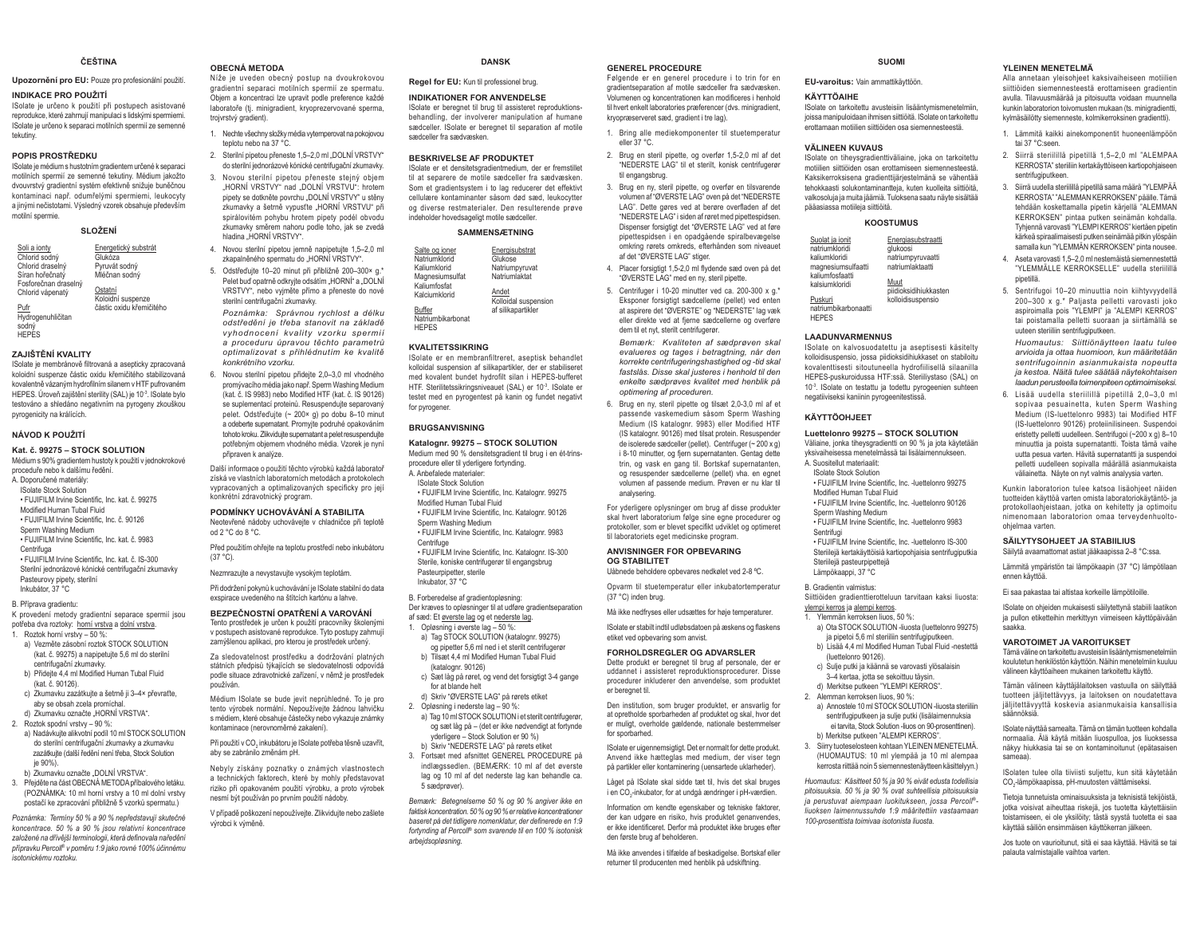## ČEŠTINA

**Upozornění pro EU:** Pouze pro profesionální použití.

### INDIKACE PRO POUŽITÍ

ISolate je určeno k použití při postupech asistované reprodukce, které zahrnují manipulaci s lidskými spermiemi. ISolate je určeno k separaci motilních spermií ze semenné tekutiny.

### POPIS PROSTŘEDKU

ISolate je médium s hustotním gradientem určené k separaci motilních spermií ze semenné tekutiny. Médium jakožto dvouvrstvý gradientní systém efektivně snižuje buněčnou kontaminaci např. odumřelými spermiemi, leukocyty a jinými nečistotami. Výsledný vzorek obsahuje především motilní spermie.

### SLOŽENÍ

| Soli a ionty | Energetický substrát |
|---|---|
| Chlorid sodný | Glukóza |
| Chlorid draselný | Pyruvát sodný |
| Síran hořečnatý | Mléčnan sodný |
| Fosforečnan draselný | |
| Chlorid vápenatý | Ostatní |
| | Koloidní suspenze částic oxidu křemičitého |
| Pufr | |
| Hydrogenuhličitan sodný | |
| HEPES | |

### ZAJIŠTĚNÍ KVALITY

ISolate je membránově filtrováno a asepticky zpracovaná koloidní suspenze částic oxidu křemičitého stabilizovaná kovalentně vázaným hydrofilním silanem v HTF pufrovaném HEPES. Úroveň zajištění sterility (SAL) je $10^{-3}$. ISolate bylo testováno a shledáno negativním na pyrogeny zkouškou pyrogenicity na králících.

### NÁVOD K POUŽITÍ

**Kat. č. 99275 – STOCK SOLUTION**

Médium s 90% gradientem hustoty k použití v jednokrokové proceduře nebo k dalšímu ředění.

A. Doporučené materiály:
ISolate Stock Solution
• FUJIFILM Irvine Scientific, Inc. kat. č. 99275
Modified Human Tubal Fluid
• FUJIFILM Irvine Scientific, Inc. kat. č. 90126
Sperm Washing Medium
• FUJIFILM Irvine Scientific, Inc. kat. č. 9983
Centrifuga
• FUJIFILM Irvine Scientific, Inc. kat. č. IS-300
Sterilní jednorázové kónické centrifugační zkumavky
Pasteurovy pipety, sterilní
Inkubátor, 37 °C

B. Příprava gradientu:
K provedení metody gradientní separace spermií jsou potřeba dva roztoky: horní vrstva a dolní vrstva.

1. Roztok horní vrstvy – 50 %:
   a) Vezměte zásobní roztok STOCK SOLUTION (kat. č. 99275) a napipetujte 5,6 ml do sterilní centrifugační zkumavky.
   b) Přidejte 4,4 ml Modified Human Tubal Fluid (kat. č. 90126).
   c) Zkumavku zazátkujte a šetrně ji 3–4× převraťte, aby se obsah zcela promíchal.
   d) Zkumavku označte „HORNÍ VRSTVA".
2. Roztok spodní vrstvy – 90 %:
   a) Nadávkujte alikvotní podíl 10 ml STOCK SOLUTION do sterilní centrifugační zkumavky a zkumavku zazátkujte (další ředění není třeba, Stock Solution je 90%).
   b) Zkumavku označte „DOLNÍ VRSTVA".
3. Přejděte na část OBECNÁ METODA příbalového letáku. (POZNÁMKA: 10 ml horní vrstvy a 10 ml dolní vrstvy postačí ke zpracování přibližně 5 vzorků spermatu.)

*Poznámka: Termíny 50 % a 90 % nepředstavují skutečné koncentrace. 50 % a 90 % jsou relativní koncentrace založené na dřívější terminologii, která definovala ředění přípravku Percoll® v poměru 1:9 jako rovně 100% účinnému isotonickému roztoku.*

### OBECNÁ METODA

Níže je uveden obecný postup na dvoukrokovou gradientní separaci motilních spermií ze spermatu. Objem a koncentraci lze upravit podle preference každé laboratoře (tj. minigradient, kryoprezervované sperma, trojvrstvý gradient).

1. Nechte všechny složky média vytemperovat na pokojovou teplotu nebo na 37 °C.
2. Sterilní pipetou přeneste 1,5–2,0 ml „DOLNÍ VRSTVY" do sterilní jednorázové kónické centrifugační zkumavky.
3. Novou sterilní pipetou přeneste stejný objem „HORNÍ VRSTVY" nad „DOLNÍ VRSTVU": hrotem pipety se dotkněte povrchu „DOLNÍ VRSTVY" u stěny zkumavky a šetrně vypusťte „HORNÍ VRSTVU" při spirálovitém pohybu hrotem pipety podél obvodu zkumavky směrem nahoru podle toho, jak se zvedá hladina „HORNÍ VRSTVY".
4. Novou sterilní pipetou jemně napipetujte 1,5–2,0 ml zkapalněného spermatu do „HORNÍ VRSTVY".
5. Odstřeďujte 10–20 minut při přibližně 200–300× g.* Pelet buď opatrně odkryjte odsátím „HORNÍ" a „DOLNÍ VRSTVY", nebo vyjměte přímo a přeneste do nové sterilní centrifugační zkumavky.

   *Poznámka: Správnou rychlost a délku odstředění je třeba stanovit na základě vyhodnocení kvality vzorku spermií a proceduru úpravou těchto parametrů optimalizovat s přihlédnutím ke kvalitě konkrétního vzorku.*
6. Novou sterilní pipetou přidejte 2,0–3,0 ml vhodného promývacího média jako např. Sperm Washing Medium (kat. č. IS 9983) nebo Modified HTF (kat. č. IS 90126) se suplementací proteinů. Resuspendujte separovaný pelet. Odstřeďujte (~ 200× g) po dobu 8–10 minut a odeberte supernatant. Promyjte podruhé opakováním tohoto kroku. Zlikvidujte supernatant a pelet resuspendujte potřebným objemem vhodného média. Vzorek je nyní připraven k analýze.

Další informace o použití těchto výrobků každá laboratoř získá ve vlastních laboratorních metodách a protokolech vypracovaných a optimalizovaných specificky pro její konkrétní zdravotnický program.

### PODMÍNKY UCHOVÁVÁNÍ A STABILITA

Neotevřené nádoby uchovávejte v chladničce při teplotě od 2 °C do 8 °C.

Před použitím ohřejte na teplotu prostředí nebo inkubátoru (37 °C).

Nezmrazujte a nevystavujte vysokým teplotám.

Při dodržení pokynů k uchovávání je ISolate stabilní do data exspirace uvedeného na štítcích kartónu a lahve.

### BEZPEČNOSTNÍ OPATŘENÍ A VAROVÁNÍ

Tento prostředek je určen k použití pracovníky školenými v postupech asistované reprodukce. Tyto postupy zahrnují zamýšlenou aplikaci, pro kterou je prostředek určený.

Za sledovatelnost prostředku a dodržování platných státních předpisů týkajících se sledovatelnosti odpovídá podle situace zdravotnické zařízení, v němž je prostředek používán.

Médium ISolate se bude jevit neprůhledné. To je pro tento výrobek normální. Nepoužívejte žádnou lahvičku s médiem, které obsahuje částečky nebo vykazuje známky kontaminace (nerovnoměrné zakalení).

Při použití v $CO_2$ inkubátoru je ISolate potřeba těsně uzavřít, aby se zabránilo změnám pH.

Nebyly získány poznatky o známých vlastnostech a technických faktorech, které by mohly představovat riziko při opakovaném použití výrobku, a proto výrobek nesmí být používán po prvním použití nádoby.

V případě poškození nepoužívejte. Zlikvidujte nebo zašlete výrobci k výměně.

## DANSK

**Regel for EU:** Kun til professionel brug.

### INDIKATIONER FOR ANVENDELSE

ISolate er beregnet til brug til assisteret reproduktionsbehandling, der involverer manipulation af humane sædceller. ISolate er beregnet til separation af motile sædceller fra sædvæsken.

### BESKRIVELSE AF PRODUKTET

ISolate er et densitetsgradientmedium, der er fremstillet til at separere de motile sædceller fra sædvæsken. Som et gradientsystem i to lag reducerer det effektivt cellulære kontaminanter såsom død sæd, leukocytter og diverse restmaterialer. Den resulterende prøve indeholder hovedsageligt motile sædceller.

### SAMMENSÆTNING

| Salte og ioner | Energisubstrat |
|---|---|
| Natriumklorid | Glukose |
| Kaliumklorid | Natriumpyruvat |
| Magnesiumsulfat | Natriumlaktat |
| Kaliumfosfat | |
| Kalciumklorid | Andet |
| | Kolloidal suspension af silikapartikler |
| Buffer | |
| Natriumbikarbonat | |
| HEPES | |

### KVALITETSSIKRING

ISolate er en membranfiltreret, aseptisk behandlet kolloidal suspension af silikapartikler, der er stabiliseret med kovalent bundet hydrofil silan i HEPES-bufferet HTF. Sterilitetssikringsniveauet (SAL) er $10^{-3}$. ISolate er testet med en pyrogentest på kanin og fundet negativt for pyrogener.

### BRUGSANVISNING

**Katalognr. 99275 – STOCK SOLUTION**

Medium med 90 % densitetsgradient til brug i en ét-trinsprocedure eller til yderligere fortynding.

A. Anbefalede materialer:
ISolate Stock Solution
• FUJIFILM Irvine Scientific, Inc. Katalognr. 99275
Modified Human Tubal Fluid
• FUJIFILM Irvine Scientific, Inc. Katalognr. 90126
Sperm Washing Medium
• FUJIFILM Irvine Scientific, Inc. Katalognr. 9983
Centrifuge
• FUJIFILM Irvine Scientific, Inc. Katalognr. IS-300
Sterile, koniske centrifugerør til engangsbrug
Pasteurpipetter, sterile
Inkubator, 37 °C

B. Forberedelse af gradientopløsning:
Der kræves to opløsninger til at udføre gradientseparation af sæd: Et øverste lag og et nederste lag.

1. Opløsning i øverste lag – 50 %:
   a) Tag STOCK SOLUTION (katalognr. 99275) og pipetter 5,6 ml ned i et sterilt centrifugerør
   b) Tilsæt 4,4 ml Modified Human Tubal Fluid (katalognr. 90126)
   c) Sæt låg på røret, og vend det forsigtigt 3-4 gange for at blande helt
   d) Skriv "ØVERSTE LAG" på rørets etiket
2. Opløsning i nederste lag – 90 %:
   a) Tag 10 ml STOCK SOLUTION i et sterilt centrifugerør, og sæt låg på – (det er ikke nødvendigt at fortynde yderligere – Stock Solution er 90 %)
   b) Skriv "NEDERSTE LAG" på rørets etiket
3. Fortsæt med afsnittet GENEREL PROCEDURE på indlægssedlen. (BEMÆRK: 10 ml af det øverste lag og 10 ml af det nederste lag kan behandle ca. 5 sædprøver).

*Bemærk: Betegnelserne 50 % og 90 % angiver ikke en faktisk koncentration. 50 % og 90 % er relative koncentrationer baseret på det tidligere nomenklatur, der definerede en 1:9 fortynding af Percoll® som svarende til en 100 % isotonisk arbejdsopløsning.*

### GENEREL PROCEDURE

Følgende er en generel procedure i to trin for en gradientseparation af motile sædceller fra sædvæsken. Volumenen og koncentrationen kan modificeres i henhold til hvert enkelt laboratories præferencer (dvs. minigradient, kryopræserveret sæd, gradient i tre lag).

1. Bring alle mediekomponenter til stuetemperatur eller 37 °C.
2. Brug en steril pipette, og overfør 1,5-2,0 ml af det "NEDERSTE LAG" til et sterilt, konisk centrifugerør til engangsbrug.
3. Brug en ny, steril pipette, og overfør en tilsvarende volumen af "ØVERSTE LAG" oven på det "NEDERSTE LAG". Dette gøres ved at berøre overfladen af det "NEDERSTE LAG" i siden af røret med pipettespidsen. Dispenser forsigtigt det "ØVERSTE LAG" ved at føre pipettespidsen i en opadgående spiralbevægelse omkring rørets omkreds, efterhånden som niveauet af det "ØVERSTE LAG" stiger.
4. Placer forsigtigt 1,5-2,0 ml flydende sæd oven på det "ØVERSTE LAG" med en ny, steril pipette.
5. Centrifuger i 10-20 minutter ved ca. 200-300 x g.* Eksponer forsigtigt sædcellerne (pellet) ved enten at aspirere det "ØVERSTE" og "NEDERSTE" lag væk eller direkte ved at fjerne sædcellerne og overføre dem til et nyt, sterilt centrifugerør.

   *Bemærk: Kvaliteten af sædprøven skal evalueres og tages i betragtning, når den korrekte centrifugeringshastighed og -tid skal fastslås. Disse skal justeres i henhold til den enkelte sædprøves kvalitet med henblik på optimering af proceduren.*
6. Brug en ny, steril pipette og tilsæt 2,0-3,0 ml af et passende vaskemedium såsom Sperm Washing Medium (IS katalognr. 9983) eller Modified HTF (IS katalognr. 90126) med tilsat protein. Resuspender de isolerede sædceller (pellet). Centrifuger (~ 200 x g) i 8-10 minutter, og fjern supernatanten. Gentag dette trin, og vask en gang til. Bortskaf supernatanten, og resuspender sædcellerne (pellet) vha. en egnet volumen af passende medium. Prøven er nu klar til analysering.

For yderligere oplysninger om brug af disse produkter skal hvert laboratorium følge sine egne procedurer og protokoller, som er blevet specifikt udviklet og optimeret til laboratoriets eget medicinske program.

### ANVISNINGER FOR OPBEVARING OG STABILITET

Uåbnede beholdere opbevares nedkølet ved 2-8 ºC.

Opvarm til stuetemperatur eller inkubatortemperatur (37 °C) inden brug.

Må ikke nedfryses eller udsættes for høje temperaturer.

ISolate er stabilt indtil udløbsdatoen på æskens og flaskens etiket ved opbevaring som anvist.

### FORHOLDSREGLER OG ADVARSLER

Dette produkt er beregnet til brug af personale, der er uddannet i assisteret reproduktionsprocedurer. Disse procedurer inkluderer den anvendelse, som produktet er beregnet til.

Den institution, som bruger produktet, er ansvarlig for at opretholde sporbarheden af produktet og skal, hvor det er muligt, overholde gældende, nationale bestemmelser for sporbarhed.

ISolate er uigennemsigtigt. Det er normalt for dette produkt. Anvend ikke hætteglas med medium, der viser tegn på partikler eller kontaminering (uensartede uklarheder).

Låget på ISolate skal sidde tæt til, hvis det skal bruges i en $CO_2$-inkubator, for at undgå ændringer i pH-værdien.

Information om kendte egenskaber og tekniske faktorer, der kan udgøre en risiko, hvis produktet genanvendes, er ikke identificeret. Derfor må produktet ikke bruges efter den første brug af beholderen.

Må ikke anvendes i tilfælde af beskadigelse. Bortskaf eller returner til producenten med henblik på udskiftning.

## SUOMI

**EU-varoitus:** Vain ammattikäyttöön.

### KÄYTTÖAIHE

ISolate on tarkoitettu avusteisiin lisääntymismenetelmiin, joissa manipuloidaan ihmisen siittiöitä. ISolate on tarkoitettu erottamaan motiilien siittiöiden osa siemennesteestä.

### VÄLINEEN KUVAUS

ISolate on tiheysgradienttiväliaine, joka on tarkoitettu motiilien siittiöiden osan erottamiseen siemennesteestä. Kaksikerroksisena gradienttijärjestelmänä se vähentää tehokkaasti solukontaminantteja, kuten kuolleita siittiöitä, valkosoluja ja muita jäämiä. Tuloksena saatu näyte sisältää pääasiassa motiileja siittiöitä.

### KOOSTUMUS

| Suolat ja ionit | Energiasubstraatti |
|---|---|
| natriumkloridi | glukoosi |
| kaliumkloridi | natriumpyruvaatti |
| magnesiumsulfaatti | natriumlaktaatti |
| kaliumfosfaatti | |
| kalsiumkloridi | Muut |
| | piidioksidihiukkasten kolloidisuspensio |
| Puskuri | |
| natriumbikarbonaatti | |
| HEPES | |

### LAADUNVARMENNUS

ISolate on kalvosuodatettu ja aseptisesti käsitelty kolloidisuspensio, jossa piidioksidihiukkaset on stabiloitu kovalenttisesti sitoutuneella hydrofiilisellä silaanilla HEPES-puskuroidussa HTF:ssä. Steriiliystaso (SAL) on $10^{-3}$. ISolate on testattu ja todettu pyrogeenien suhteen negatiiviseksi kaniinin pyrogeenitestissä.

### KÄYTTÖOHJEET

**Luettelonro 99275 – STOCK SOLUTION**

Väliaine, jonka tiheysgradientti on 90 % ja jota käytetään yksivaiheisessa menetelmässä tai lisälaimennukseen.

A. Suositellut materiaalit:
ISolate Stock Solution
• FUJIFILM Irvine Scientific, Inc. -luettelonro 99275
Modified Human Tubal Fluid
• FUJIFILM Irvine Scientific, Inc. -luettelonro 90126
Sperm Washing Medium
• FUJIFILM Irvine Scientific, Inc. -luettelonro 9983
Sentrifugi
• FUJIFILM Irvine Scientific, Inc. -luettelonro IS-300
Steriilejä kertakäyttöisiä kartiopohjaisia sentrifugiputkia
Steriilejä pasteurpipettejä
Lämpökaappi, 37 °C

B. Gradientin valmistus:
Siittiöiden gradienttierotteluun tarvitaan kaksi liuosta: ylempi kerros ja alempi kerros.

1. Ylemmän kerroksen liuos, 50 %:
   a) Ota STOCK SOLUTION -liuosta (luettelonro 99275) ja pipetoi 5,6 ml steriiliin sentrifugiputkeen.
   b) Lisää 4,4 ml Modified Human Tubal Fluid -nestettä (luettelonro 90126).
   c) Sulje putki ja käännä se varovasti ylösalaisin 3–4 kertaa, jotta se sekoittuu täysin.
   d) Merkitse putkeen "YLEMPI KERROS".
2. Alemman kerroksen liuos, 90 %:
   a) Annostele 10 ml STOCK SOLUTION -liuosta steriiliin sentrifugiputkeen ja sulje putki (lisälaimennuksia ei tarvita, Stock Solution -liuos on 90-prosenttinen).
   b) Merkitse putkeen "ALEMPI KERROS".
3. Siirry tuoteselosteen kohtaan YLEINEN MENETELMÄ. (HUOMAUTUS: 10 ml ylempää ja 10 ml alempaa kerrosta riittää noin 5 siemennestenäytteen käsittelyyn.)

*Huomautus: Käsitteet 50 % ja 90 % eivät edusta todellisia pitoisuuksia. 50 % ja 90 % ovat suhteellisia pitoisuuksia ja perustuvat aiempaan luokitukseen, jossa Percoll®-liuoksen laimennussuhde 1:9 määritettiin vastaamaan 100-prosenttista toimivaa isotonista liuosta.*

### YLEINEN MENETELMÄ

Alla annetaan yleisohjeet kaksivaiheiseen motiilien siittiöiden siemennesteestä erottamiseen gradientin avulla. Tilavuusmäärää ja pitoisuutta voidaan muunnella kunkin laboratorion toivomusten mukaan (ts. minigradientti, kylmäsäilötty siemenneste, kolmikerroksinen gradientti).

1. Lämmitä kaikki ainekomponentit huoneenlämpöön tai 37 °C:seen.
2. Siirrä steriilillä pipetillä 1,5–2,0 ml "ALEMPAA KERROSTA" steriiliin kertakäyttöiseen kartiopohjaiseen sentrifugiputkeen.
3. Siirrä uudella steriilillä pipetillä sama määrä "YLEMPÄÄ KERROSTA" "ALEMMAN KERROKSEN" päälle. Tämä tehdään koskettamalla pipetin kärjellä "ALEMMAN KERROKSEN" pintaa putken seinämän kohdalla. Tyhjennä varovasti "YLEMPI KERROS" kiertäen pipetin kärkeä spiraalimaisesti putken seinämää pitkin ylöspäin samalla kun "YLEMMÄN KERROKSEN" pinta nousee.
4. Aseta varovasti 1,5–2,0 ml nestemäistä siemennestettä "YLEMMÄLLE KERROKSELLE" uudella steriilillä pipetillä.
5. Sentrifugoi 10–20 minuuttia noin kiihtyvyydellä 200–300 x g.* Paljasta pelletti varovasti joko aspiroimalla pois "YLEMPI" ja "ALEMPI KERROS" tai poistamalla pelletti suoraan ja siirtämällä se uuteen steriiliin sentrifugiputkeen.

   *Huomautus: Siittiönäytteen laatu tulee arvioida ja ottaa huomioon, kun määritetään sentrifugoinnin asianmukaista nopeutta ja kestoa. Näitä tulee säätää näytekohtaisen laadun perusteella toimenpiteen optimoimiseksi.*
6. Lisää uudella steriilillä pipetillä 2,0–3,0 ml sopivaa pesuainetta, kuten Sperm Washing Medium (IS-luettelonro 9983) tai Modified HTF (IS-luettelonro 90126) proteiinilisineen. Suspendoi eristetty pelletti uudelleen. Sentrifugoi (~200 x g) 8–10 minuuttia ja poista supernatantti. Toista tämä vaihe uutta pesua varten. Hävitä supernatantti ja suspendoi pelletti uudelleen sopivalla määrällä asianmukaista väliainetta. Näyte on nyt valmis analyysia varten.

Kunkin laboratorion tulee katsoa lisäohjeet näiden tuotteiden käyttöä varten omista laboratoriokäytäntö- ja protokollaohjeistaan, jotka on kehitetty ja optimoitu nimenomaan laboratorion omaa terveydenhuolto-ohjelmaa varten.

### SÄILYTYSOHJEET JA STABIILIUS

Säilytä avaamattomat astiat jääkaapissa 2–8 °C:ssa.

Lämmitä ympäristön tai lämpökaapin (37 °C) lämpötilaan ennen käyttöä.

Ei saa pakastaa tai altistaa korkeille lämpötiloille.

ISolate on ohjeiden mukaisesti säilytettynä stabiili laatikon ja pullon etiketteihin merkittyyn viimeiseen käyttöpäivään saakka.

### VAROTOIMET JA VAROITUKSET

Tämä väline on tarkoitettu avusteisiin lisääntymismenetelmiin koulutetun henkilöstön käyttöön. Näihin menetelmiin kuuluu välineen käyttötarkoituksen mukainen käyttö.

Tämän välineen käyttäjälaitoksen vastuulla on säilyttää tuotteen jäljitettävyys, ja laitoksen on noudatettava jäljitettävyyttä koskevia asianmukaisia kansallisia säännöksiä.

ISolate näyttää samealta. Tämä on tämän tuotteen kohdalla normaalia. Älä käytä mitään liuospulloa, jos liuoksessa näkyy hiukkasia tai se on kontaminoitunut (epätasaisen sameaa).

ISolaten tulee olla tiiviisti suljettu, kun sitä käytetään $CO_2$-lämpökaapissa, pH-muutosten välttämiseksi.

Tietoja tunnetuista ominaisuuksista ja teknisistä tekijöistä, jotka voisivat aiheuttaa riskejä, jos tuotetta käytettäisiin toistamiseen, ei ole yksilöity; tästä syystä tuotetta ei saa käyttää säiliön ensimmäisen käyttökerran jälkeen.

Jos tuote on vaurioitunut, sitä ei saa käyttää. Hävitä se tai palauta valmistajalle vaihtoa varten.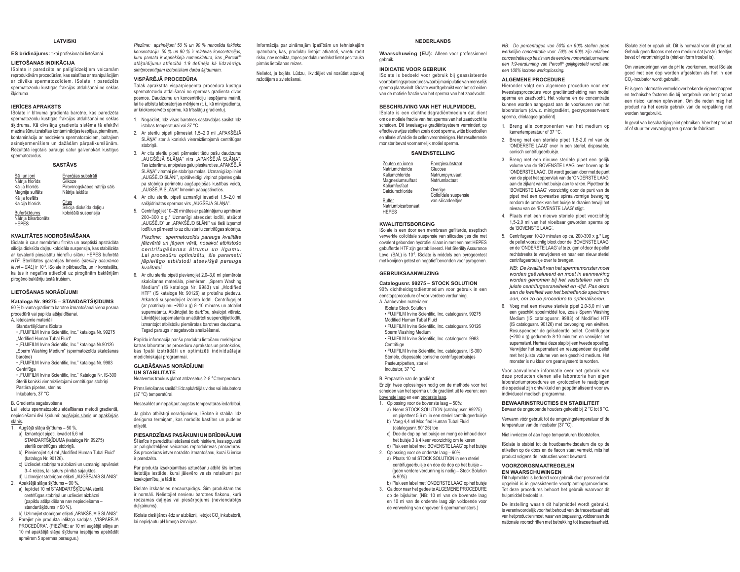## LATVISKI

**ES brīdinājums:** tikai profesionālai lietošanai.

### LIETOŠANAS INDIKĀCIJA

ISolate ir paredzēts ar palīglīdzekļiem veicamām reproduktīvām procedūrām, kas saistītas ar manipulācijām ar cilvēka spermatozoīdiem. ISolate ir paredzēts spermatozoīdu kustīgās frakcijas atdalīšanai no sēklas šķidruma.

### IERĪCES APRAKSTS

ISolate ir blīvuma gradienta barotne, kas paredzēta spermatozoīdu kustīgās frakcijas atdalīšanai no sēklas šķidruma. Kā divslāņu gradienta sistēma tā efektīvi mazina šūnu izraisītas kontaminācijas iespējas, piemēram, kontamināciju ar nedzīviem spermatozoīdiem, baltajiem asinsķermenīšiem un dažādām pārpalikumšūnām. Rezultātā iegūtais paraugs satur galvenokārt kustīgus spermatozoīdus.

### SASTĀVS

| Sāļi un joni | Enerģijas substrāti |
|---|---|
| Nātrija hlorīds | Glikoze |
| Kālija hlorīds | Pirovīnogskābes nātrija sāls |
| Magnija sulfāts | Nātrija laktāts |
| Kālija fosfāts | |
| Kalcija hlorīds | Citas |
| | Silīcija dioksīda daļiņu koloidālā suspensija |
| Buferšķīdums | |
| Nātrija bikarbonāts | |
| HEPES | |

### KVALITĀTES NODROŠINĀŠANA

ISolate ir caur membrānu filtrēta un aseptiski apstrādāta silīcija dioksīda daļiņu koloidāla suspensija, kas stabilizēta ar kovalenti piesaistītu hidrofilo slāņu HEPES buferētā *HTF*. Sterilitātes garantijas līmenis (*sterility assurance level – SAL*) ir $10^{-3}$. ISolate ir pārbaudīts, un ir konstatēts, ka tas ir negatīvs attiecībā uz pirogēnām baktērijām pirogēno baktēriju testā trušiem.

### LIETOŠANAS NORĀDĪJUMI

**Kataloga Nr. 99275 – STANDARTŠĶĪDUMS**

90 % blīvuma gradienta barotne izmantošanai viena posma procedūrā vai papildu atšķaidīšanai.

A. Ieteicamie materiāli

Standartšķīdums ISolate

- „FUJIFILM Irvine Scientific, Inc." kataloga Nr. 99275 „Modified Human Tubal Fluid"
- „FUJIFILM Irvine Scientific, Inc." kataloga Nr.90126 „Sperm Washing Medium" (spermatozoīdu skalošanas barotne)
- „FUJIFILM Irvine Scientific, Inc." kataloga Nr. 9983 Centrifūga
- „FUJIFILM Irvine Scientific, Inc." Kataloga Nr. IS-300 Sterili koniski vienreizlietojami centrifūgas stobriņi

Pastēra pipetes, sterilas

Inkubators, 37 °C

B. Gradienta sagatavošana

Lai lietotu spermatozoīdu atdalīšanas metodi gradientā, nepieciešami divi šķīdumi: augšējais slānis un apakšējais slānis.

1. Augšējā slāņa šķīdums – 50 %.
   a) Izmantojot pipeti, ievadiet 5,6 ml STANDARTŠĶĪDUMA (kataloga Nr. 99275) sterilā centrifūgas stobriņā.
   b) Pievienojiet 4,4 ml „Modified Human Tubal Fluid" (kataloga Nr. 90126).
   c) Uzlieciet stobriņam aizbāzni un uzmanīgi apvērsiet 3–4 reizes, lai saturs pilnībā sajauktos.
   d) Uzlīmējiet stobriņam etiķeti „AUGŠĒJAIS SLĀNIS".
2. Apakšējā slāņa šķīdums – 90 %.
   a) Iepildiet 10 ml STANDARTŠĶĪDUMA sterilā centrifūgas stobriņā un uzlieciet aizbāzni (papildu atšķaidīšana nav nepieciešama – standartšķīdums ir 90 %).
   b) Uzlīmējiet stobriņam etiķeti „APAKŠĒJAIS SLĀNIS".
3. Pārejiet pie produkta ieliktņa sadaļas „VISPĀRĒJĀ PROCEDŪRA". (PIEZĪME: ar 10 ml augšējā slāņa un 10 ml apakšējā slāņa šķīduma iespējams apstrādāt apmēram 5 spermas paraugus.)

*Piezīme: apzīmējumi 50 % un 90 % nenorāda faktisko koncentrāciju. 50 % un 90 % ir relatīvas koncentrācijas, kuru pamatā ir iepriekšējā nomenklatūra, kas „Percoll"® atšķaidījumu attiecībā 1:9 definēja kā līdzvērtīgu simtprocentīgam izotoniskam darba šķīdumam.*

### VISPĀRĒJĀ PROCEDŪRA

Tālāk aprakstīta vispārpieņemta procedūra kustīgu spermatozoīdu atdalīšanai no spermas gradientā divos posmos. Daudzumu un koncentrāciju iespējams mainīt, lai tie atbilstu laboratorijas mērķiem (t. i., kā minigradientu, ar kriokonservēto spermu, kā trīsslāņu gradientu).

1. Nogaidiet, līdz visas barotnes sastāvdaļas sasilst līdz istabas temperatūrai vai 37 °C.
2. Ar sterilu pipeti pārnesiet 1,5–2,0 ml „APAKŠĒJĀ SLĀŅA" sterilā koniskā vienreizlietojamā centrifūgas stobriņā.
3. Ar citu sterilu pipeti pārnesiet tādu pašu daudzumu „AUGŠĒJĀ SLĀŅA" virs „APAKŠĒJĀ SLĀŅA". Tas izdarāms, ar pipetes galu pieskaroties „APAKŠĒJĀ SLĀŅA" virsmai pie stobriņa malas. Uzmanīgi izpiliniet „AUGŠĒJO SLĀNI", spirālveidīgi virpinot pipetes galu pa stobriņa perimetru augšupejošas kustības veidā, „AUGŠĒJĀ SLĀŅA" līmenim paaugstinoties.
4. Ar citu sterilu pipeti uzmanīgi ievadiet 1,5–2,0 ml sašķidrinātas spermas virs „AUGŠĒJĀ SLĀŅA".
5. Centrifugējiet 10–20 minūtes ar paātrinājumu apmēram 200–300 x g.* Uzmanīgi atsedziet lodīti, atsūcot „AUGŠĒJO" un „APAKŠĒJO SLĀNI" vai tieši izņemot lodīti un pārnesot to uz citu sterilu centrifūgas stobriņu.

   *Piezīme: spermatozoīdu parauga kvalitāte jāizvērtē un jāņem vērā, nosakot atbilstošo centrifugēšanas ātrumu un ilgumu. Lai procedūru optimizētu, šie parametri jāpielāgo atbilstoši attiecīgā parauga kvalitātei.*

6. Ar citu sterilu pipeti pievienojiet 2,0–3,0 ml piemērota skalošanas materiāla, piemēram, „Sperm Washing Medium" (IS kataloga Nr. 9983) vai „Modified HTF" (IS kataloga Nr. 90126) ar proteīnu piedevu. Atkārtoti suspendējiet izolēto lodīti. Centrifugējiet (ar paātrinājumu ~200 x g) 8–10 minūtes un atdaliet supernatantu. Atkārtojiet šo darbību, skalojot vēlreiz. Likvidējiet supernatantu un atkārtoti suspendējiet lodīti, izmantojot atbilstošu piemērotas barotnes daudzumu. Tagad paraugs ir sagatavots analizēšanai.

Papildu informācija par šo produktu lietošanu meklējama katras laboratorijas procedūru aprakstos un protokolos, kas īpaši izstrādāti un optimizēti individuālajai medicīniskajai programmai.

### GLABĀŠANAS NORĀDĪJUMI UN STABILITĀTE

Neatvērtus traukus glabāt atdzesētus 2–8 °C temperatūrā.

Pirms lietošanas sasildīt līdz apkārtējās vides vai inkubatora (37 °C) temperatūrai.

Nesasaldēt un nepakļaut augstas temperatūras iedarbībai.

Ja glabā atbilstīgi norādījumiem, ISolate ir stabila līdz derīguma termiņam, kas norādīts kastītes un pudeles etiķetē.

### PIESARDZĪBAS PASĀKUMI UN BRĪDINĀJUMI

Šī ierīce ir paredzēta lietošanai darbiniekiem, kas apguvuši ar palīglīdzekļiem veicamas reproduktīvās procedūras. Šīs procedūras ietver norādīto izmantošanu, kurai šī ierīce ir paredzēta.

Par produkta izsekojamības uzturēšanu atbild šīs ierīces lietotāja iestāde, kurai jāievēro valsts noteikumi par izsekojamību, ja tādi ir.

ISolate izskatīsies necaurspīdīgs. Šim produktam tas ir normāli. Nelietojiet nevienu barotnes flakonu, kurā redzamas daļiņas vai piesārņojums (neviendabīgs duļķainums).

ISolate cieši jānoslēdz ar aizbāzni, lietojot $CO_2$ inkubatorā, lai nepieļautu pH līmeņa izmaiņas.

Informācija par zināmajām īpašībām un tehniskajām īpatnībām, kas, produktu lietojot atkārtoti, varētu radīt risku, nav noteikta, tāpēc produktu nedrīkst lietot pēc trauka pirmās lietošanas reizes.

Nelietot, ja bojāts. Lūdzu, likvidējiet vai nosūtiet atpakaļ ražotājam aizvietošanai.

## NEDERLANDS

**Waarschuwing (EU):** Alleen voor professioneel gebruik.

### INDICATIE VOOR GEBRUIK

ISolate is bedoeld voor gebruik bij geassisteerde voortplantingsprocedures waarbij manipulatie van menselijk sperma plaatsvindt. ISolate wordt gebruikt voor het scheiden van de motiele fractie van het sperma van het zaadvocht.

### BESCHRIJVING VAN HET HULPMIDDEL

ISolate is een dichtheidsgradiëntmedium dat dient om de motiele fractie van het sperma van het zaadvocht te scheiden. Dit tweelaagse gradiëntsysteem vermindert op effectieve wijze stoffen zoals dood sperma, witte bloedcellen en allerlei afval die de cellen verontreinigen. Het resulterende monster bevat voornamelijk motiel sperma.

### SAMENSTELLING

| Zouten en ionen | Energiesubstraat |
|---|---|
| Natriumchloride | Glucose |
| Kaliumchloride | Natriumpyruvaat |
| Magnesiumsulfaat | Natriumlactaat |
| Kaliumfosfaat | |
| Calciumchloride | Overige |
| | Colloïdale suspensie van silicadeeltjes |
| Buffer | |
| Natriumbicarbonaat | |
| HEPES | |

### KWALITEITSBORGING

ISolate is een door een membraan gefilterde, aseptisch verwerkte colloïdale suspensie van silicadeeltjes die met covalent gebonden hydrofiel silaan in een met HEPES gebufferde HTF zijn gestabiliseerd. Het Sterility Assurance Level (SAL) is $10^{-3}$. ISolate is middels een pyrogeentest met konijnen getest en negatief bevonden voor pyrogenen.

### GEBRUIKSAANWIJZING

**Catalogusnr. 99275 – STOCK SOLUTION**

90% dichtheidsgradiëntmedium voor gebruik in een eenstapsprocedure of voor verdere verdunning.

A. Aanbevolen materialen:

ISolate Stock Solution

- FUJIFILM Irvine Scientific, Inc. catalogusnr. 99275 Modified Human Tubal Fluid
- FUJIFILM Irvine Scientific, Inc. catalogusnr. 90126 Sperm Washing Medium
- FUJIFILM Irvine Scientific, Inc. catalogusnr. 9983 Centrifuge
- FUJIFILM Irvine Scientific, Inc. catalogusnr. IS-300 Steriele, disposable conische centrifugeerbuisjes

Pasteurpipetten, steriel

Incubator, 37 °C

B. Preparatie van de gradiënt:

Er zijn twee oplossingen nodig om de methode voor het scheiden van het sperma uit de gradiënt uit te voeren: een bovenste laag en een onderste laag.

1. Oplossing voor de bovenste laag – 50%:
   a) Neem STOCK SOLUTION (catalogusnr. 99275) en pipetteer 5,6 ml in een steriel centrifugeerbuisje
   b) Voeg 4,4 ml Modified Human Tubal Fluid (catalogusnr. 90126) toe
   c) Doe de dop op het buisje en meng de inhoud door het buisje 3 à 4 keer voorzichtig om te keren
   d) Plak een label met 'BOVENSTE LAAG' op het buisje
2. Oplossing voor de onderste laag – 90%:
   a) Plaats 10 ml STOCK SOLUTION in een steriel centrifugeerbuisje en doe de dop op het buisje – (geen verdere verdunning is nodig – Stock Solution is 90%)
   b) Plak een label met 'ONDERSTE LAAG' op het buisje
3. Ga door naar het gedeelte ALGEMENE PROCEDURE op de bijsluiter. (NB: 10 ml van de bovenste laag en 10 ml van de onderste laag zijn voldoende voor de verwerking van ongeveer 5 spermamonsters.)

*NB: De percentages van 50% en 90% stellen geen werkelijke concentratie voor. 50% en 90% zijn relatieve concentraties op basis van de eerdere nomenclatuur waarin een 1:9-verdunning van Percoll® gelijkgesteld wordt aan een 100% isotone werkoplossing.*

### ALGEMENE PROCEDURE

Hieronder volgt een algemene procedure voor een tweestapsprocedure voor gradiëntscheiding van motiel sperma en zaadvocht. Het volume en de concentratie kunnen worden aangepast aan de voorkeuren van het laboratorium (d.w.z. minigradiënt, gecryopreserveerd sperma, drielaagse gradiënt).

1. Breng alle componenten van het medium op kamertemperatuur of 37 °C.
2. Breng met een steriele pipet 1,5-2,0 ml van de 'ONDERSTE LAAG' over in een steriel, disposable, conisch centrifugeerbuisje.
3. Breng met een nieuwe steriele pipet een gelijk volume van de 'BOVENSTE LAAG' over boven op de 'ONDERSTE LAAG'. Dit wordt gedaan door met de punt van de pipet het oppervlak van de 'ONDERSTE LAAG' aan de zijkant van het buisje aan te raken. Pipetteer de 'BOVENSTE LAAG' voorzichtig door de punt van de pipet met een opwaartse spiraalvormige beweging rondom de omtrek van het buisje te draaien terwijl het niveau van de 'BOVENSTE LAAG' stijgt.
4. Plaats met een nieuwe steriele pipet voorzichtig 1,5-2,0 ml van het vloeibaar geworden sperma op de 'BOVENSTE LAAG'.
5. Centrifugeer 10-20 minuten op ca. 200-300 x g.* Leg de pellet voorzichtig bloot door de 'BOVENSTE LAAG' en de 'ONDERSTE LAAG' af te zuigen of door de pellet rechtstreeks te verwijderen en naar een nieuw steriel centrifugeerbuisje over te brengen.

   *NB: De kwaliteit van het spermamonster moet worden geëvalueerd en moet in aanmerking worden genomen bij het vaststellen van de juiste centrifugeersnelheid en -tijd. Pas deze aan de kwaliteit van het betreffende specimen aan, om zo de procedure te optimaliseren.*

6. Voeg met een nieuwe steriele pipet 2,0-3,0 ml van een geschikt spoelmiddel toe, zoals Sperm Washing Medium (IS catalogusnr. 9983) of Modified HTF (IS catalogusnr. 90126) met toevoeging van eiwitten. Resuspendeer de geïsoleerde pellet. Centrifugeer (~200 x g) gedurende 8-10 minuten en verwijder het supernatant. Herhaal deze stap bij een tweede spoeling. Verwijder het supernatant en resuspendeer de pellet met het juiste volume van een geschikt medium. Het monster is nu klaar om geanalyseerd te worden.

Voor aanvullende informatie over het gebruik van deze producten dienen alle laboratoria hun eigen laboratoriumprocedures en -protocollen te raadplegen die speciaal zijn ontwikkeld en geoptimaliseerd voor uw individueel medisch programma.

### BEWAARINSTRUCTIES EN STABILITEIT

Bewaar de ongeopende houders gekoeld bij 2 °C tot 8 °C.

Verwarm vóór gebruik tot de omgevingstemperatuur of de temperatuur van de incubator (37 °C).

Niet invriezen of aan hoge temperaturen blootstellen.

ISolate is stabiel tot de houdbaarheidsdatum die op de etiketten op de doos en de flacon staat vermeld, mits het product volgens de instructies wordt bewaard.

### VOORZORGSMAATREGELEN EN WAARSCHUWINGEN

Dit hulpmiddel is bedoeld voor gebruik door personeel dat opgeleid is in geassisteerde voortplantingsprocedures. Tot deze procedures behoort het gebruik waarvoor dit hulpmiddel bedoeld is.

De instelling waarin dit hulpmiddel wordt gebruikt, is verantwoordelijk voor het behoud van de traceerbaarheid van het product en moet, waar van toepassing, voldoen aan de nationale voorschriften met betrekking tot traceerbaarheid.

ISolate ziet er opaak uit. Dit is normaal voor dit product. Gebruik geen flacons met een medium dat (vaste) deeltjes bevat of verontreinigd is (niet-uniform troebel is).

Om veranderingen van de pH te voorkomen, moet ISolate goed met een dop worden afgesloten als het in een $CO_2$-incubator wordt gebruikt.

Er is geen informatie vermeld over bekende eigenschappen en technische factoren die bij hergebruik van het product een risico kunnen opleveren. Om die reden mag het product na het eerste gebruik van de verpakking niet worden hergebruikt.

In geval van beschadiging niet gebruiken. Voer het product af of stuur ter vervanging terug naar de fabrikant.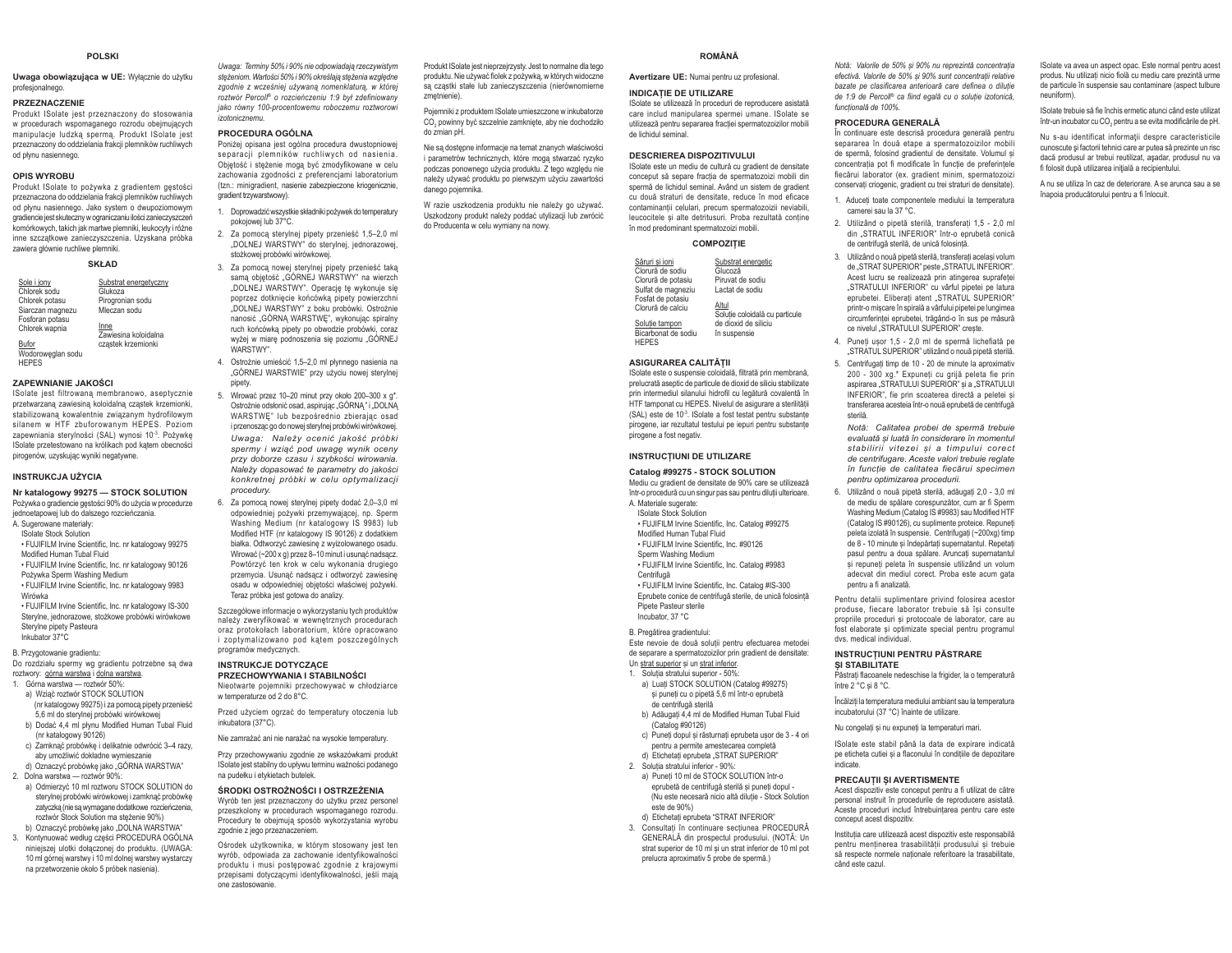# POLSKI

**Uwaga obowiązująca w UE:** Wyłącznie do użytku profesjonalnego.

## PRZEZNACZENIE

Produkt ISolate jest przeznaczony do stosowania w procedurach wspomaganego rozrodu obejmujących manipulacje ludzką spermą. Produkt ISolate jest przeznaczony do oddzielania frakcji plemników ruchliwych od płynu nasiennego.

## OPIS WYROBU

Produkt ISolate to pożywka z gradientem gęstości przeznaczona do oddzielania frakcji plemników ruchliwych od płynu nasiennego. Jako system o dwupoziomowym gradiencie jest skuteczny w ograniczaniu ilości zanieczyszczeń komórkowych, takich jak martwe plemniki, leukocyty i różne inne szczątkowe zanieczyszczenia. Uzyskana próbka zawiera głównie ruchliwe plemniki.

## SKŁAD

| Sole i jony | Substrat energetyczny |
|---|---|
| Chlorek sodu | Glukoza |
| Chlorek potasu | Pirogronian sodu |
| Siarczan magnezu | Mleczan sodu |
| Fosforan potasu | |
| Chlorek wapnia | Inne |
| | Zawiesina koloidalna cząstek krzemionki |
| Bufor | |
| Wodorowęglan sodu | |
| HEPES | |

## ZAPEWNIANIE JAKOŚCI

ISolate jest filtrowaną membranowo, aseptycznie przetwarzaną zawiesiną koloidalną cząstek krzemionki, stabilizowaną kowalentnie związanym hydrofilowym silanem w HTF zbuforowanym HEPES. Poziom zapewniania sterylności (SAL) wynosi $10^{-3}$. Pożywkę ISolate przetestowano na królikach pod kątem obecności pirogenów, uzyskując wyniki negatywne.

## INSTRUKCJA UŻYCIA

**Nr katalogowy 99275 — STOCK SOLUTION**

Pożywka o gradiencie gęstości 90% do użycia w procedurze jednoetapowej lub do dalszego rozcieńczania.

A. Sugerowane materiały:

ISolate Stock Solution

• FUJIFILM Irvine Scientific, Inc. nr katalogowy 99275 Modified Human Tubal Fluid

• FUJIFILM Irvine Scientific, Inc. nr katalogowy 90126 Pożywka Sperm Washing Medium

• FUJIFILM Irvine Scientific, Inc. nr katalogowy 9983 Wirówka

• FUJIFILM Irvine Scientific, Inc. nr katalogowy IS-300 Sterylne, jednorazowe, stożkowe probówki wirówkowe

Sterylne pipety Pasteura

Inkubator 37°C

B. Przygotowanie gradientu:

Do rozdziału spermy wg gradientu potrzebne są dwa roztwory: górna warstwa i dolna warstwa.

1. Górna warstwa — roztwór 50%:
   a) Wziąć roztwór STOCK SOLUTION (nr katalogowy 99275) i za pomocą pipety przenieść 5,6 ml do sterylnej probówki wirówkowej
   b) Dodać 4,4 ml płynu Modified Human Tubal Fluid (nr katalogowy 90126)
   c) Zamknąć probówkę i delikatnie odwrócić 3–4 razy, aby umożliwić dokładne wymieszanie
   d) Oznaczyć probówkę jako „GÓRNA WARSTWA"
2. Dolna warstwa — roztwór 90%:
   a) Odmierzyć 10 ml roztworu STOCK SOLUTION do sterylnej probówki wirówkowej i zamknąć probówkę zatyczką (nie są wymagane dodatkowe rozcieńczenia, roztwór Stock Solution ma stężenie 90%)
   b) Oznaczyć probówkę jako „DOLNA WARSTWA"
3. Kontynuować według części PROCEDURA OGÓLNA niniejszej ulotki dołączonej do produktu. (UWAGA: 10 ml górnej warstwy i 10 ml dolnej warstwy wystarczy na przetworzenie około 5 próbek nasienia).

*Uwaga: Terminy 50% i 90% nie odpowiadają rzeczywistym stężeniom. Wartości 50% i 90% określają stężenia względne zgodnie z wcześniej używaną nomenklaturą, w której roztwór Percoll® o rozcieńczeniu 1:9 był zdefiniowany jako równy 100-procentowemu roboczemu roztworowi izotonicznemu.*

## PROCEDURA OGÓLNA

Poniżej opisana jest ogólna procedura dwustopniowej separacji plemników ruchliwych od nasienia. Objętość i stężenie mogą być zmodyfikowane w celu zachowania zgodności z preferencjami laboratorium (tzn.: minigradient, nasienie zabezpieczone kriogenicznie, gradient trzywarstwowy).

1. Doprowadzić wszystkie składniki pożywek do temperatury pokojowej lub 37°C.
2. Za pomocą sterylnej pipety przenieść 1,5–2,0 ml „DOLNEJ WARSTWY" do sterylnej, jednorazowej, stożkowej probówki wirówkowej.
3. Za pomocą nowej sterylnej pipety przenieść taką samą objętość „GÓRNEJ WARSTWY" na wierzch „DOLNEJ WARSTWY". Operację tę wykonuje się poprzez dotknięcie końcówką pipety powierzchni „DOLNEJ WARSTWY" z boku probówki. Ostrożnie nanosić „GÓRNĄ WARSTWĘ", wykonując spiralny ruch końcówką pipety po obwodzie probówki, coraz wyżej w miarę podnoszenia się poziomu „GÓRNEJ WARSTWY".
4. Ostrożnie umieścić 1,5–2,0 ml płynnego nasienia na „GÓRNEJ WARSTWIE" przy użyciu nowej sterylnej pipety.
5. Wirować przez 10–20 minut przy około 200–300 x g*. Ostrożnie odsłonić osad, aspirując „GÓRNĄ" i „DOLNĄ WARSTWĘ" lub bezpośrednio zbierając osad i przenosząc go do nowej sterylnej probówki wirówkowej.

   *Uwaga: Należy ocenić jakość próbki spermy i wziąć pod uwagę wynik oceny przy doborze czasu i szybkości wirowania. Należy dopasować te parametry do jakości konkretnej próbki w celu optymalizacji procedury.*
6. Za pomocą nowej sterylnej pipety dodać 2,0–3,0 ml odpowiedniej pożywki przemywającej, np. Sperm Washing Medium (nr katalogowy IS 9983) lub Modified HTF (nr katalogowy IS 90126) z dodatkiem białka. Odtworzyć zawiesinę z wyizolowanego osadu. Wirować (~200 x g) przez 8–10 minut i usunąć nadsącz. Powtórzyć ten krok w celu wykonania drugiego przemycia. Usunąć nadsącz i odtworzyć zawiesinę osadu w odpowiedniej objętości właściwej pożywki. Teraz próbka jest gotowa do analizy.

Szczegółowe informacje o wykorzystaniu tych produktów należy zweryfikować w wewnętrznych procedurach oraz protokołach laboratorium, które opracowano i zoptymalizowano pod kątem poszczególnych programów medycznych.

## INSTRUKCJE DOTYCZĄCE PRZECHOWYWANIA I STABILNOŚCI

Nieotwarte pojemniki przechowywać w chłodziarce w temperaturze od 2 do 8°C.

Przed użyciem ogrzać do temperatury otoczenia lub inkubatora (37°C).

Nie zamrażać ani nie narażać na wysokie temperatury.

Przy przechowywaniu zgodnie ze wskazówkami produkt ISolate jest stabilny do upływu terminu ważności podanego na pudełku i etykietach butelek.

## ŚRODKI OSTROŻNOŚCI I OSTRZEŻENIA

Wyrób ten jest przeznaczony do użytku przez personel przeszkolony w procedurach wspomaganego rozrodu. Procedury te obejmują sposób wykorzystania wyrobu zgodnie z jego przeznaczeniem.

Ośrodek użytkownika, w którym stosowany jest ten wyrób, odpowiada za zachowanie identyfikowalności produktu i musi postępować zgodnie z krajowymi przepisami dotyczącymi identyfikowalności, jeśli mają one zastosowanie.

Produkt ISolate jest nieprzejrzysty. Jest to normalne dla tego produktu. Nie używać fiolek z pożywką, w których widoczne są cząstki stałe lub zanieczyszczenia (nierównomierne zmętnienie).

Pojemniki z produktem ISolate umieszczone w inkubatorze $CO_2$ powinny być szczelnie zamknięte, aby nie dochodziło do zmian pH.

Nie są dostępne informacje na temat znanych właściwości i parametrów technicznych, które mogą stwarzać ryzyko podczas ponownego użycia produktu. Z tego względu nie należy używać produktu po pierwszym użyciu zawartości danego pojemnika.

W razie uszkodzenia produktu nie należy go używać. Uszkodzony produkt należy poddać utylizacji lub zwrócić do Producenta w celu wymiany na nowy.

# ROMÂNĂ

**Avertizare UE:** Numai pentru uz profesional.

## INDICAȚIE DE UTILIZARE

ISolate se utilizează în proceduri de reproducere asistată care includ manipularea spermei umane. ISolate se utilizează pentru separarea fracției spermatozoizilor mobili de lichidul seminal.

## DESCRIEREA DISPOZITIVULUI

ISolate este un mediu de cultură cu gradient de densitate conceput să separe fracția de spermatozoizi mobili din spermă de lichidul seminal. Având un sistem de gradient cu două straturi de densitate, reduce în mod eficace contaminanții celulari, precum spermatozoizii neviabili, leucocitele și alte detritusuri. Proba rezultată conține în mod predominant spermatozoizi mobili.

## COMPOZIȚIE

| Săruri și ioni | Substrat energetic |
|---|---|
| Clorură de sodiu | Glucoză |
| Clorură de potasiu | Piruvat de sodiu |
| Sulfat de magneziu | Lactat de sodiu |
| Fosfat de potasiu | |
| Clorură de calciu | Altul |
| | Soluție coloidală cu particule de dioxid de siliciu în suspensie |
| Soluție tampon | |
| Bicarbonat de sodiu | |
| HEPES | |

## ASIGURAREA CALITĂȚII

ISolate este o suspensie coloidală, filtrată prin membrană, prelucrată aseptic de particule de dioxid de siliciu stabilizate prin intermediul silanului hidrofil cu legătură covalentă în HTF tamponat cu HEPES. Nivelul de asigurare a sterilității (SAL) este de $10^{-3}$. ISolate a fost testat pentru substanțe pirogene, iar rezultatul testului pe iepuri pentru substanțe pirogene a fost negativ.

## INSTRUCȚIUNI DE UTILIZARE

**Catalog #99275 - STOCK SOLUTION**

Mediu cu gradient de densitate de 90% care se utilizează într-o procedură cu un singur pas sau pentru diluții ulterioare.

A. Materiale sugerate:

ISolate Stock Solution

• FUJIFILM Irvine Scientific, Inc. Catalog #99275 Modified Human Tubal Fluid

• FUJIFILM Irvine Scientific, Inc. #90126 Sperm Washing Medium

• FUJIFILM Irvine Scientific, Inc. Catalog #9983 Centrifugă

• FUJIFILM Irvine Scientific, Inc. Catalog #IS-300 Eprubete conice de centrifugă sterile, de unică folosință

Pipete Pasteur sterile

Incubator, 37 °C

B. Pregătirea gradientului:

Este nevoie de două soluții pentru efectuarea metodei de separare a spermatozoizilor prin gradient de densitate: Un strat superior și un strat inferior.

1. Soluția stratului superior - 50%:
   a) Luați STOCK SOLUTION (Catalog #99275) și puneți cu o pipetă 5,6 ml într-o eprubetă de centrifugă sterilă
   b) Adăugați 4,4 ml de Modified Human Tubal Fluid (Catalog #90126)
   c) Puneți dopul și răsturnați eprubeta ușor de 3 - 4 ori pentru a permite amestecarea completă
   d) Etichetați eprubeta „STRAT SUPERIOR"
2. Soluția stratului inferior - 90%:
   a) Puneți 10 ml de STOCK SOLUTION într-o eprubetă de centrifugă sterilă și puneți dopul - (Nu este necesară nicio altă diluție - Stock Solution este de 90%)
   d) Etichetați eprubeta "STRAT INFERIOR"
3. Consultați în continuare secțiunea PROCEDURĂ GENERALĂ din prospectul produsului. (NOTĂ: Un strat superior de 10 ml și un strat inferior de 10 ml pot prelucra aproximativ 5 probe de spermă.)

*Notă: Valorile de 50% și 90% nu reprezintă concentrația efectivă. Valorile de 50% și 90% sunt concentrații relative bazate pe clasificarea anterioară care definea o diluție de 1:9 de Percoll® ca fiind egală cu o soluție izotonică, funcțională de 100%.*

## PROCEDURA GENERALĂ

În continuare este descrisă procedura generală pentru separarea în două etape a spermatozoizilor mobili de spermă, folosind gradientul de densitate. Volumul și concentrația pot fi modificate în funcție de preferințele fiecărui laborator (ex. gradient minim, spermatozoizi conservați criogenic, gradient cu trei straturi de densitate).

1. Aduceți toate componentele mediului la temperatura camerei sau la 37 °C.
2. Utilizând o pipetă sterilă, transferați 1,5 - 2,0 ml din „STRATUL INFERIOR" într-o eprubetă conică de centrifugă sterilă, de unică folosință.
3. Utilizând o nouă pipetă sterilă, transferați același volum de „STRAT SUPERIOR" peste „STRATUL INFERIOR". Acest lucru se realizează prin atingerea suprafeței „STRATULUI INFERIOR" cu vârful pipetei pe latura eprubetei. Eliberați atent „STRATUL SUPERIOR" printr-o mișcare în spirală a vârfului pipetei pe lungimea circumferinței eprubetei, trăgând-o în sus pe măsură ce nivelul „STRATULUI SUPERIOR" crește.
4. Puneți ușor 1,5 - 2,0 ml de spermă lichefiată pe „STRATUL SUPERIOR" utilizând o nouă pipetă sterilă.
5. Centrifugați timp de 10 - 20 de minute la aproximativ 200 - 300 xg.* Expuneți cu grijă peleta fie prin aspirarea „STRATULUI SUPERIOR" și a „STRATULUI INFERIOR", fie prin scoaterea directă a peletei și transferarea acesteia într-o nouă eprubetă de centrifugă sterilă.

   *Notă: Calitatea probei de spermă trebuie evaluată și luată în considerare în momentul stabilirii vitezei și a timpului corect de centrifugare. Aceste valori trebuie reglate în funcție de calitatea fiecărui specimen pentru optimizarea procedurii.*
6. Utilizând o nouă pipetă sterilă, adăugați 2,0 - 3,0 ml de mediu de spălare corespunzător, cum ar fi Sperm Washing Medium (Catalog IS #9983) sau Modified HTF (Catalog IS #90126), cu suplimente proteice. Repuneți peleta izolată în suspensie. Centrifugați (~200xg) timp de 8 - 10 minute și îndepărtați supernatantul. Repetați pasul pentru a doua spălare. Aruncați supernatantul și repuneți peleta în suspensie utilizând un volum adecvat din mediul corect. Proba este acum gata pentru a fi analizată.

Pentru detalii suplimentare privind folosirea acestor produse, fiecare laborator trebuie să își consulte propriile proceduri și protocoale de laborator, care au fost elaborate și optimizate special pentru programul dvs. medical individual.

## INSTRUCȚIUNI PENTRU PĂSTRARE ȘI STABILITATE

Păstrați flacoanele nedeschise la frigider, la o temperatură între 2 °C și 8 °C.

Încălziți la temperatura mediului ambiant sau la temperatura incubatorului (37 °C) înainte de utilizare.

Nu congelați și nu expuneți la temperaturi mari.

ISolate este stabil până la data de expirare indicată pe eticheta cutiei și a flaconului în condițiile de depozitare indicate.

## PRECAUȚII ȘI AVERTISMENTE

Acest dispozitiv este conceput pentru a fi utilizat de către personal instruit în procedurile de reproducere asistată. Aceste proceduri includ întrebuințarea pentru care este conceput acest dispozitiv.

Instituția care utilizează acest dispozitiv este responsabilă pentru menținerea trasabilității produsului și trebuie să respecte normele naționale referitoare la trasabilitate, când este cazul.

ISolate va avea un aspect opac. Este normal pentru acest produs. Nu utilizați nicio fiolă cu mediu care prezintă urme de particule în suspensie sau contaminare (aspect tulbure neuniform).

ISolate trebuie să fie închis ermetic atunci când este utilizat într-un incubator cu $CO_2$ pentru a se evita modificările de pH.

Nu s-au identificat informații despre caracteristicile cunoscute și factorii tehnici care ar putea să prezinte un risc dacă produsul ar trebui reutilizat, așadar, produsul nu va fi folosit după utilizarea inițială a recipientului.

A nu se utiliza în caz de deteriorare. Se aruncă sau a se înapoia producătorului pentru a fi înlocuit.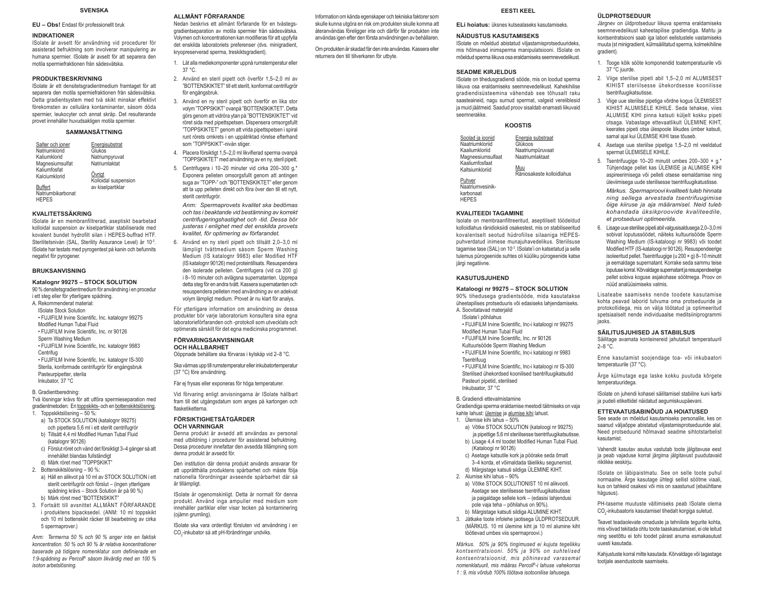# SVENSKA

**EU – Obs!** Endast för professionellt bruk

### INDIKATIONER

ISolate är avsett för användning vid procedurer för assisterad befruktning som involverar manipulering av humana spermier. ISolate är avsett för att separera den motila spermiefraktionen från sädesvätska.

### PRODUKTBESKRIVNING

ISolate är ett densitetsgradientmedium framtaget för att separera den motila spermiefraktionen från sädesvätska. Detta gradientsystem med två skikt minskar effektivt förekomsten av cellulära kontaminanter, såsom döda spermier, leukocyter och annat skräp. Det resulterande provet innehåller huvudsakligen motila spermier.

### SAMMANSÄTTNING

| Salter och joner | Energisubstrat |
|---|---|
| Natriumklorid | Glukos |
| Kaliumklorid | Natriumpyruvat |
| Magnesiumsulfat | Natriumlaktat |
| Kaliumfosfat | |
| Kalciumklorid | Övrigt |
| | Kolloidal suspension av kiselpartiklar |
| Buffert | |
| Natriumbikarbonat | |
| HEPES | |

### KVALITETSSÄKRING

ISolate är en membranfiltrerad, aseptiskt bearbetad kolloidal suspension av kiselpartiklar stabiliserade med kovalent bundet hydrofilt silan i HEPES-buffrad HTF. Sterilitetsnivån (SAL, Sterility Assurance Level) är $10^{-3}$. ISolate har testats med pyrogentest på kanin och befunnits negativt för pyrogener.

### BRUKSANVISNING

**Katalognr 99275 – STOCK SOLUTION**

90 % densitetsgradientmedium för användning i en procedur i ett steg eller för ytterligare spädning.

A. Rekommenderat material:

ISolate Stock Solution
- FUJIFILM Irvine Scientific, Inc. katalognr 99275

Modified Human Tubal Fluid
- FUJIFILM Irvine Scientific, Inc. nr 90126

Sperm Washing Medium
- FUJIFILM Irvine Scientific, Inc. katalognr 9983

Centrifug
- FUJIFILM Irvine Scientific, Inc. katalognr IS-300

Sterila, konformade centrifugrör för engångsbruk
Pasteurpipetter, sterila
Inkubator, 37 °C

B. Gradientberedning:

Två lösningar krävs för att utföra spermieseparation med gradientmetoden: En toppskikts- och en bottenskiktslösning.

1. Toppskiktslösning – 50 %:
   a) Ta STOCK SOLUTION (katalognr 99275) och pipettera 5,6 ml i ett sterilt centrifugrör
   b) Tillsätt 4,4 ml Modified Human Tubal Fluid (katalognr 90126)
   c) Förslut röret och vänd det försiktigt 3–4 gånger så att innehållet blandas fullständigt
   d) Märk röret med "TOPPSKIKT"
2. Bottenskiktslösning – 90 %:
   a) Häll en alikvot på 10 ml av STOCK SOLUTION i ett sterilt centrifugrör och förslut – (ingen ytterligare spädning krävs – Stock Solution är på 90 %)
   b) Märk röret med "BOTTENSKIKT"
3. Fortsätt till avsnittet ALLMÄNT FÖRFARANDE i produktens bipacksedel. (ANM: 10 ml toppskikt och 10 ml bottenskikt räcker till bearbetning av cirka 5 spermaprover.)

*Anm: Termerna 50 % och 90 % anger inte en faktisk koncentration. 50 % och 90 % är relativa koncentrationer baserade på tidigare nomenklatur som definierade en 1:9-spädning av Percoll® såsom likvärdig med en 100 % isoton arbetslösning.*

### ALLMÄNT FÖRFARANDE

Nedan beskrivs ett allmänt förfarande för en tvåstegsgradientseparation av motila spermier från sädesvätska. Volymen och koncentrationen kan modifieras för att uppfylla det enskilda laboratoriets preferenser (dvs. minigradient, kryopreserverad sperma, treskiktsgradient).

1. Låt alla mediekomponenter uppnå rumstemperatur eller 37 °C.
2. Använd en steril pipett och överför 1,5–2,0 ml av "BOTTENSKIKTET" till ett sterilt, konformat centrifugrör för engångsbruk.
3. Använd en ny steril pipett och överför en lika stor volym "TOPPSKIKT" ovanpå "BOTTENSKIKTET". Detta görs genom att vidröra ytan på "BOTTENSKIKTET" vid rörets sida med pipettspetsen. Dispensera omsorgsfullt "TOPPSKIKTET" genom att vrida pipettspetsen i spiral runt rörets omkrets i en uppåtriktad rörelse efterhand som "TOPPSKIKT"-nivån stiger.
4. Placera försiktigt 1,5–2,0 ml likvifierad sperma ovanpå "TOPPSKIKTET" med användning av en ny, steril pipett.
5. Centrifugera i 10–20 minuter vid cirka 200–300 g.* Exponera pelleten omsorgsfullt genom att antingen suga av "TOPP-" och "BOTTENSKIKTET" eller genom att ta upp pelleten direkt och föra över den till ett nytt, sterilt centrifugrör.

   *Anm: Spermaprovets kvalitet ska bedömas och tas i beaktande vid bestämning av korrekt centrifugeringshastighet och -tid. Dessa bör justeras i enlighet med det enskilda provets kvalitet, för optimering av förfarandet.*
6. Använd en ny steril pipett och tillsätt 2,0–3,0 ml lämpligt tvättmedium såsom Sperm Washing Medium (IS katalognr 9983) eller Modified HTF (IS katalognr 90126) med proteintillsats. Resuspendera den isolerade pelleten. Centrifugera (vid ca 200 g) i 8–10 minuter och avlägsna supernatanten. Upprepa detta steg för en andra tvätt. Kassera supernatanten och resuspendera pelleten med användning av en adekvat volym lämpligt medium. Provet är nu klart för analys.

För ytterligare information om användning av dessa produkter bör varje laboratorium konsultera sina egna laboratorieförfaranden och -protokoll som utvecklats och optimerats särskilt för det egna medicinska programmet.

### FÖRVARINGSANVISNINGAR OCH HÅLLBARHET

Oöppnade behållare ska förvaras i kylskåp vid 2–8 °C.

Ska värmas upp till rumstemperatur eller inkubatortemperatur (37 °C) före användning.

Får ej frysas eller exponeras för höga temperaturer.

Vid förvaring enligt anvisningarna är ISolate hållbart fram till det utgångsdatum som anges på kartongen och flasketiketterna.

### FÖRSIKTIGHETSÅTGÄRDER OCH VARNINGAR

Denna produkt är avsedd att användas av personal med utbildning i procedurer för assisterad befruktning. Dessa procedurer innefattar den avsedda tillämpning som denna produkt är avsedd för.

Den institution där denna produkt används ansvarar för att upprätthålla produktens spårbarhet och måste följa nationella förordningar avseende spårbarhet där så är tillämpligt.

ISolate är ogenomskinligt. Detta är normalt för denna produkt. Använd inga ampuller med medium som innehåller partiklar eller visar tecken på kontaminering (ojämn grumling).

ISolate ska vara ordentligt försluten vid användning i en $CO_2$-inkubator så att pH-förändringar undviks.

Information om kända egenskaper och tekniska faktorer som skulle kunna utgöra en risk om produkten skulle komma att återanvändas föreligger inte och därför får produkten inte användas igen efter den första användningen av behållaren.

Om produkten är skadad får den inte användas. Kassera eller returnera den till tillverkaren för utbyte.

# EESTI KEEL

**ELi hoiatus:** üksnes kutsealaseks kasutamiseks.

### NÄIDUSTUS KASUTAMISEKS

ISolate on mõeldud abistatud viljastamisprotseduurideks, mis hõlmavad inimsperma manipulatsiooni. ISolate on mõeldud sperma liikuva osa eraldamiseks seemnevedelikust.

### SEADME KIRJELDUS

ISolate on tihedusgradiendi sööde, mis on loodud sperma liikuva osa eraldamiseks seemnevedelikust. Kahekihilise gradiendisüsteemina vähendab see tõhusalt raku saasteaineid, nagu surnud spermat, valgeid verelibleid ja muid jäätmeid. Saadud proov sisaldab enamasti liikuvaid seemnerakke.

### KOOSTIS

| Soolad ja ioonid | Energia substraat |
|---|---|
| Naatriumkloriid | Glükoos |
| Kaaliumkloriid | Naatriumpüruvaat |
| Magneesiumsulfaat | Naatriumlaktaat |
| Kaaliumfosfaat | |
| Kaltsiumkloriid | Muu |
| | Räniosakeste kolloidlahus |
| Puhver | |
| Naatriumvesinik-karbonaat | |
| HEPES | |

### KVALITEEDI TAGAMINE

Isolate on membraanfiltreeritud, aseptiliselt töödeldud kolloidlahus ränidioksiidi osakestest, mis on stabiliseeritud kovalentselt seotud hüdrofiilse silaaniga HEPES-puhverdatud inimese munajuhavedelikus. Steriilsuse tagamise tase (SAL) on $10^{-3}$. ISolate'i on katsetatud ja selle tulemus pürogeenide suhtes oli küüliku pürogeenide katse järgi negatiivne.

### KASUTUSJUHEND

**Kataloogi nr 99275 – STOCK SOLUTION**

90% tihedusega gradientsööde, mida kasutatakse üheetapilises protseduuris või edasiseks lahjendamiseks.

A. Soovitatavad materjalid

ISolate'i põhilahus
- FUJIFILM Irvine Scientific, Inc-i kataloogi nr 99275

Modified Human Tubal Fluid
- FUJIFILM Irvine Scientific, Inc. nr 90126

Kultuurisööde Sperm Washing Medium
- FUJIFILM Irvine Scientific, Inc-i kataloogi nr 9983

Tsentrifuug
- FUJIFILM Irvine Scientific, Inc-i kataloogi nr IS-300

Steriilsed ühekordsed koonilised tsentrifuugikatsutid
Pasteuri pipetid, steriilsed
Inkubaator, 37 °C

B. Gradiendi ettevalmistamine

Gradiendiga sperma eraldamise meetodi täitmiseks on vaja kahte lahust: ülemise ja alumise kihi lahust.

1. Ülemise kihi lahus – 50%
   a) Võtke STOCK SOLUTION (kataloogi nr 99275) ja pipettige 5,6 ml steriilsesse tsentrifuugikatsutisse.
   b) Lisage 4,4 ml toodet Modified Human Tubal Fluid. (Kataloogi nr 90126)
   c) Asetage katsutile kork ja pöörake seda õrnalt 3–4 korda, et võimaldada täielikku segunemist.
   d) Märgistage katsuti sildiga ÜLEMINE KIHT.
2. Alumise kihi lahus – 90%
   a) Võtke STOCK SOLUTIONIST 10 ml alikvooti. Asetage see steriilsesse tsentrifuugikatsutisse ja paigaldage sellele kork – (edasisi lahjendusi pole vaja teha – põhilahus on 90%).
   b) Märgistage katsuti sildiga ALUMINE KIHT.
3. Jätkake toote infolehe jaotisega ÜLDPROTSEDUUR. (MÄRKUS. 10 ml ülemine kiht ja 10 ml alumine kiht töötlevad umbes viis spermaproovi.)

*Märkus. 50% ja 90% tingimused ei kujuta tegelikku kontsentratsiooni. 50% ja 90% on suhtelised kontsentratsioonid, mis põhinevad varasemal nomenklatuuril, mis määras Percoll®-i lahuse vahekorras 1 : 9, mis võrdub 100% töötava isotoonilise lahusega.*

### ÜLDPROTSEDUUR

Järgnev on üldprotseduur liikuva sperma eraldamiseks seemnevedelikust kaheetapilise gradiendiga. Mahtu ja kontsentratsiooni saab iga labori eelistustele vastamiseks muuta (st minigradient, külmsäilitatud sperma, kolmekihiline gradient).

1. Tooge kõik söötme komponendid toatemperatuurile või 37 °C juurde.
2. Viige steriilse pipeti abil 1,5–2,0 ml ALUMISEST KIHIST steriilsesse ühekordsesse koonilisse tsentrifuugikatsutisse.
3. Viige uue steriilse pipetiga võrdne kogus ÜLEMISEST KIHIST ALUMISELE KIHILE. Seda tehakse, viies ALUMISE KIHI pinna katsuti küljelt kokku pipeti otsaga. Vabastage ettevaatlikult ÜLEMINE KIHT, keerates pipeti otsa ülespoole liikudes ümber katsuti, samal ajal kui ÜLEMISE KIHI tase tõuseb.
4. Asetage uue steriilse pipetiga 1,5–2,0 ml veeldatud spermat ÜLEMISELE KIHILE.
5. Tsentrifuugige 10–20 minutit umbes 200–300 × g.* Tühjendage pellet kas ÜLEMISE ja ALUMISE KIHI aspireerimisega või pelleti otsese eemaldamise ning üleviimisega uude steriilsesse tsentrifuugikatsutisse.

   *Märkus. Spermaproovi kvaliteeti tuleb hinnata ning sellega arvestada tsentrifuugimise õige kiiruse ja aja määramisel. Neid tuleb kohandada üksikproovide kvaliteedile, et protseduuri optimeerida.*
6. Lisage uue steriilse pipeti abil valgusisaldusega 2,0–3,0 ml sobivat loputussöödet, näiteks kultuurisööde Sperm Washing Medium (IS-kataloogi nr 9983) või toodet Modified HTF (IS-kataloogi nr 90126). Resuspendeerige isoleeritud pellet. Tsentrifuugige (u 200 × g) 8–10 minutit ja eemaldage supernatant. Korrake seda sammu teise loputuse korral. Kõrvaldage supernatant ja resuspendeerige pellet sobiva koguse asjakohase söötmega. Proov on nüüd analüüsimiseks valmis.

Lisateabe saamiseks nende toodete kasutamise kohta peavad laborid tutvuma oma protseduuride ja protokollidega, mis on välja töötatud ja optimeeritud spetsiaalselt nende individuaalse meditsiiniprogrammi jaoks.

### SÄILITUSJUHISED JA STABIILSUS

Säilitage avamata konteinereid jahutatult temperatuuril 2–8 °C.

Enne kasutamist soojendage toa- või inkubaatori temperatuurile (37 °C).

Ärge külmutage ega laske kokku puutuda kõrgete temperatuuridega.

ISolate on juhendi kohasel säilitamisel stabiilne kuni karbi ja pudeli etikettidel näidatud aegumiskuupäevani.

### ETTEVAATUSABINÕUD JA HOIATUSED

See seade on mõeldud kasutamiseks personalile, kes on saanud väljaõppe abistatud viljastamisprotseduuride alal. Need protseduurid hõlmavad seadme sihtotstarbelist kasutamist.

Vahendit kasutav asutus vastutab toote jälgitavuse eest ja peab vajaduse korral järgima jälgitavust puudutavaid riiklikke eeskirju.

ISolate on läbipaistmatu. See on selle toote puhul normaalne. Ärge kasutage ühtegi sellist söötme viaali, kus on tahkeid osakesi või mis on saastunud (ebaühtlane hägusus).

PH-taseme muutuste vältimiseks peab ISolate olema $CO_2$-inkubaatoris kasutamisel tihedalt korgiga suletud.

Teavet teadaolevate omaduste ja tehniliste tegurite kohta, mis võivad tekitada ohtu toote taaskasutamisel, ei ole leitud ning seetõttu ei tohi toodet pärast anuma esmakasutust uuesti kasutada.

Kahjustuste korral mitte kasutada. Kõrvaldage või tagastage tootjale asendustoote saamiseks.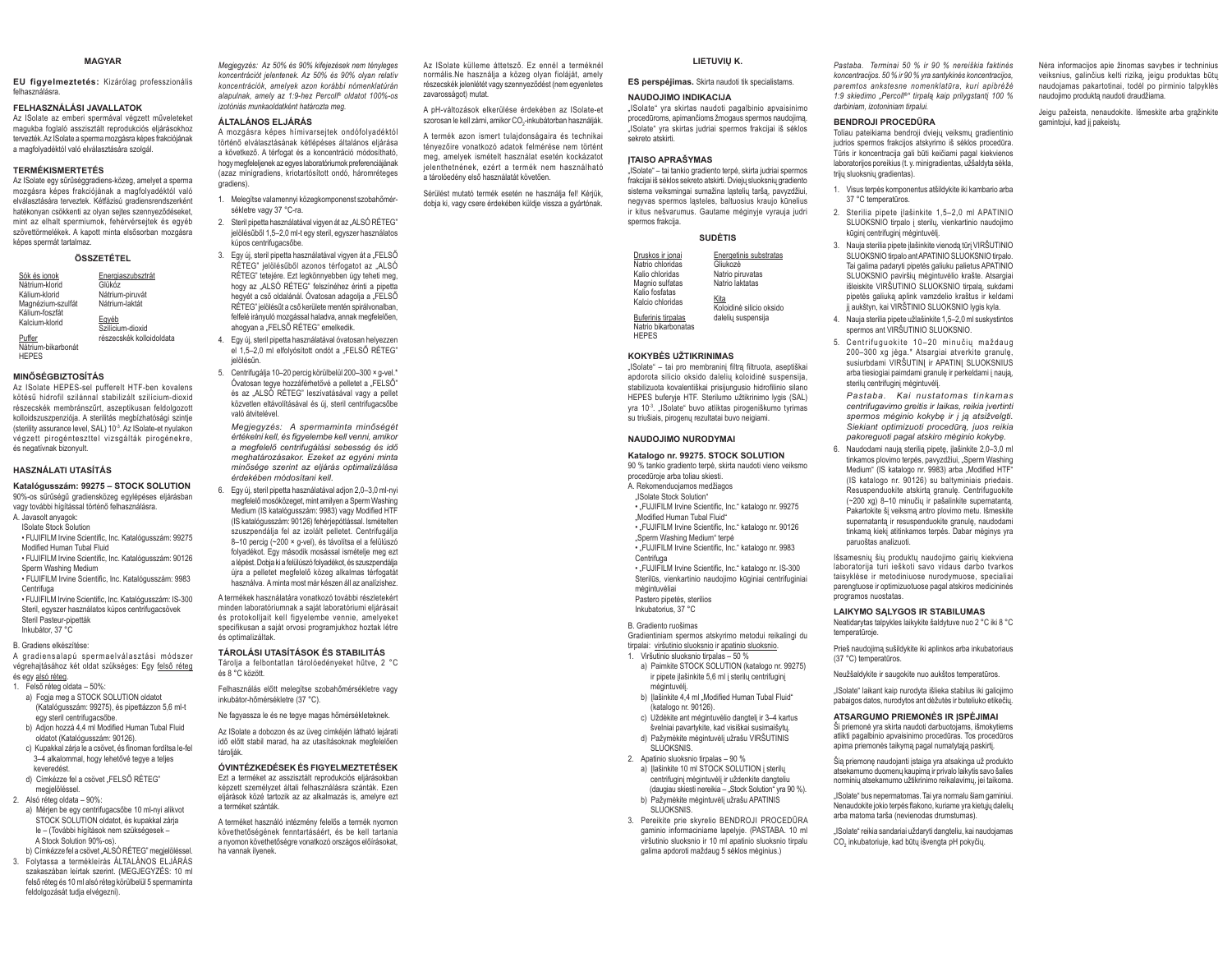# MAGYAR

**EU figyelmeztetés:** Kizárólag professzionális felhasználásra.

## FELHASZNÁLÁSI JAVALLATOK

Az ISolate az emberi spermával végzett műveleteket magukba foglaló asszisztált reprodukciós eljárásokhoz tervezték. Az ISolate a spermium mozgásra képes frakciójának a magfolyadéktól való elválasztására szolgál.

## TERMÉKISMERTETÉS

Az ISolate egy sűrűséggradiens-közeg, amelyet a sperma mozgásra képes frakciójának a magfolyadéktól való elválasztására terveztek. Kétfázisú gradiensrendszerként hatékonyan csökkenti az olyan sejtes szennyeződéseket, mint az elhalt spermiumok, fehérvérsejtek és egyéb szövettörmelékek. A kapott minta elsősorban mozgásra képes spermát tartalmaz.

## ÖSSZETÉTEL

| Sók és ionok | Energiaszubsztrát |
|---|---|
| Nátrium-klorid | Glükóz |
| Kálium-klorid | Nátrium-piruvát |
| Magnézium-szulfát | Nátrium-laktát |
| Kálium-foszfát | |
| Kalcium-klorid | Egyéb |
| | Szilícium-dioxid részecskék kolloidoldata |
| Puffer | |
| Nátrium-bikarbonát | |
| HEPES | |

## MINŐSÉGBIZTOSÍTÁS

Az ISolate HEPES-sel pufferelt HTF-ben kovalens kötésű hidrofil szilánnal stabilizált szilícium-dioxid részecskék membránszűrt, aszeptikusan feldolgozott kolloidszuszpenziója. A sterilitás megbízhatósági szintje (sterility assurance level, SAL) $10^{-3}$. Az ISolate-et nyulakon végzett pirogénteszttel vizsgálták pirogénekre, és negatívnak bizonyult.

## HASZNÁLATI UTASÍTÁS

### Katalógusszám: 99275 – STOCK SOLUTION

90%-os sűrűségű gradiensközeg egylépéses eljárásban vagy további hígítással történő felhasználásra.

A. Javasolt anyagok:

ISolate Stock Solution

- FUJIFILM Irvine Scientific, Inc. Katalógusszám: 99275 Modified Human Tubal Fluid
- FUJIFILM Irvine Scientific, Inc. Katalógusszám: 90126 Sperm Washing Medium
- FUJIFILM Irvine Scientific, Inc. Katalógusszám: 9983 Centrifuga
- FUJIFILM Irvine Scientific, Inc. Katalógusszám: IS-300 Steril, egyszer használatos kúpos centrifugacsövek

Steril Pasteur-pipetták

Inkubátor, 37 °C

B. Gradiens elkészítése:

A gradiensalapú spermaelválasztási módszer végrehajtásához két oldat szükséges: Egy felső réteg és egy alsó réteg.

1. Felső réteg oldata – 50%:
   a) Fogja meg a STOCK SOLUTION oldatot (Katalógusszám: 99275), és pipettázzon 5,6 ml-t egy steril centrifugacsőbe.
   b) Adjon hozzá 4,4 ml Modified Human Tubal Fluid oldatot (Katalógusszám: 90126).
   c) Kupakkal zárja le a csövet, és finoman fordítsa le-fel 3–4 alkalommal, hogy lehetővé tegye a teljes keveredést.
   d) Címkézze fel a csövet „FELSŐ RÉTEG" megjelöléssel.
2. Alsó réteg oldata – 90%:
   a) Mérjen be egy centrifugacsőbe 10 ml-nyi alikvot STOCK SOLUTION oldatot, és kupakkal zárja le – (További hígítások nem szükségesek – A Stock Solution 90%-os).
   b) Címkézze fel a csövet „ALSÓ RÉTEG" megjelöléssel.
3. Folytassa a termékleírás ÁLTALÁNOS ELJÁRÁS szakaszában leírtak szerint. (MEGJEGYZÉS: 10 ml felső réteg és 10 ml alsó réteg körülbelül 5 spermaminta feldolgozását tudja elvégezni).

*Megjegyzés: Az 50% és 90% kifejezések nem tényleges koncentrációt jelentenek. Az 50% és 90% olyan relatív koncentrációk, amelyek azon korábbi nómenklatúrán alapulnak, amely az 1:9-hez Percoll® oldatot 100%-os izotóniás munkaoldatként határozta meg.*

## ÁLTALÁNOS ELJÁRÁS

A mozgásra képes hímivarsejtek ondófolyadéktól történő elválasztásának kétlépéses általános eljárása a következő. A térfogat és a koncentráció módosítható, hogy megfeleljenek az egyes laboratóriumok preferenciájának (azaz minigradiens, kriotartósított ondó, háromréteges gradiens).

1. Melegítse valamennyi közegkomponenst szobahőmérsékletre vagy 37 °C-ra.
2. Steril pipetta használatával vigyen át az „ALSÓ RÉTEG" jelölésűből 1,5–2,0 ml-t egy steril, egyszer használatos kúpos centrifugacsőbe.
3. Egy új, steril pipetta használatával vigyen át a „FELSŐ RÉTEG" jelölésűből azonos térfogatot az „ALSÓ RÉTEG" tetejére. Ezt legkönnyebben úgy teheti meg, hogy az „ALSÓ RÉTEG" felszínéhez érinti a pipetta hegyét a cső oldalánál. Óvatosan adagolja a „FELSŐ RÉTEG" jelölésűt a cső kerülete mentén spirálvonalban, felfelé irányuló mozgással haladva, annak megfelelően, ahogyan a „FELSŐ RÉTEG" emelkedik.
4. Egy új, steril pipetta használatával óvatosan helyezzen el 1,5–2,0 ml elfolyósított ondót a „FELSŐ RÉTEG" jelölésűn.
5. Centrifugálja 10–20 percig körülbelül 200–300 × g-vel.* Óvatosan tegye hozzáférhetővé a pelletet a „FELSŐ" és az „ALSÓ RÉTEG" leszívatásával vagy a pellet közvetlen eltávolításával és új, steril centrifugacsőbe való átvitelével.

   *Megjegyzés: A spermaminta minőségét értékelni kell, és figyelembe kell venni, amikor a megfelelő centrifugálási sebesség és idő meghatározásakor. Ezeket az egyéni minta minősége szerint az eljárás optimalizálása érdekében módosítani kell.*
6. Egy új, steril pipetta használatával adjon 2,0–3,0 ml-nyi megfelelő mosóközeget, mint amilyen a Sperm Washing Medium (IS katalógusszám: 9983) vagy Modified HTF (IS katalógusszám: 90126) fehérjepótlással. Ismételten szuszpendálja fel az izolált pelletet. Centrifugálja 8–10 percig (~200 × g-vel), és távolítsa el a felülúszó folyadékot. Egy második mosással ismételje meg ezt a lépést. Dobja ki a felülúszó folyadékot, és szuszpendálja újra a pelletet megfelelő közeg alkalmas térfogatát használva. A minta most már készen áll az analízishez.

A termékek használatára vonatkozó további részletekért minden laboratóriumnak a saját laboratóriumi eljárásait és protokolljait kell figyelembe vennie, amelyeket specifikusan a saját orvosi programjukhoz hoztak létre és optimalizáltak.

## TÁROLÁSI UTASÍTÁSOK ÉS STABILITÁS

Tárolja a felbontatlan tárolóedényeket hűtve, 2 °C és 8 °C között.

Felhasználás előtt melegítse szobahőmérsékletre vagy inkubátor-hőmérsékletre (37 °C).

Ne fagyassza le és ne tegye magas hőmérsékleteknek.

Az ISolate a dobozon és az üveg címkéjén látható lejárati idő előtt stabil marad, ha az utasításoknak megfelelően tárolják.

## ÓVINTÉZKEDÉSEK ÉS FIGYELMEZTETÉSEK

Ezt a terméket az asszisztált reprodukciós eljárásokban képzett személyzet általi felhasználásra szánták. Ezen eljárások közé tartozik az az alkalmazás is, amelyre ezt a terméket szánták.

A terméket használó intézmény felelős a termék nyomon követhetőségének fenntartásáért, és be kell tartania a nyomon követhetőségre vonatkozó országos előírásokat, ha vannak ilyenek.

Az ISolate külleme áttetsző. Ez ennél a terméknél normális.Ne használja a közeg olyan fioláját, amely részecskék jelenlétét vagy szennyeződést (nem egyenletes zavarosságot) mutat.

A pH-változások elkerülése érdekében az ISolate-et szorosan le kell zárni, amikor $CO_2$-inkubátorban használják.

A termék azon ismert tulajdonságaira és technikai tényezőire vonatkozó adatok felmérése nem történt meg, amelyek ismételt használat esetén kockázatot jelenthetnének, ezért a termék nem használható a tárolóedény első használatát követően.

Sérülést mutató termék esetén ne használja fel! Kérjük, dobja ki, vagy csere érdekében küldje vissza a gyártónak.

# LIETUVIŲ K.

**ES perspėjimas.** Skirta naudoti tik specialistams.

## NAUDOJIMO INDIKACIJA

„ISolate" yra skirtas naudoti pagalbinio apvaisinimo procedūroms, apimančioms žmogaus spermos naudojimą. „ISolate" yra skirtas judriai spermos frakcijai iš sėklos sekreto atskirti.

## ĮTAISO APRAŠYMAS

„ISolate" – tai tankio gradiento terpė, skirta judriai spermos frakcijai iš sėklos sekreto atskirti. Dviejų sluoksnių gradiento sistema veiksmingai sumažina ląstelių taršą, pavyzdžiui, negyvas spermos ląsteles, baltuosius kraujo kūnelius ir kitus nešvarumus. Gaunamė mėginyje vyrauja judri spermos frakcija.

## SUDĖTIS

| Druskos ir jonai | Energetinis substratas |
|---|---|
| Natrio chloridas | Gliukozė |
| Kalio chloridas | Natrio piruvatas |
| Magnio sulfatas | Natrio laktatas |
| Kalio fosfatas | |
| Kalcio chloridas | Kita |
| | Koloidinė silicio oksido dalelių suspensija |
| Buferinis tirpalas | |
| Natrio bikarbonatas | |
| HEPES | |

## KOKYBĖS UŽTIKRINIMAS

„ISolate" – tai pro membraninį filtrą filtruota, aseptiškai apdorota silicio oksido dalelių koloidinė suspensija, stabilizuota kovalentiškai prisijungusio hidrofilinio silano HEPES buferyje HTF. Sterilumo užtikrinimo lygis (SAL) yra $10^{-3}$. „ISolate" buvo atliktas pirogeniškumo tyrimas su triušiais, pirogenų rezultatai buvo neigiami.

## NAUDOJIMO NURODYMAI

### Katalogo nr. 99275. STOCK SOLUTION

90 % tankio gradiento terpė, skirta naudoti vieno veiksmo procedūroje arba toliau skiesti.

A. Rekomenduojamos medžiagos

„ISolate Stock Solution"

- „FUJIFILM Irvine Scientific, Inc." katalogo nr. 99275 „Modified Human Tubal Fluid"
- „FUJIFILM Irvine Scientific, Inc." katalogo nr. 90126 „Sperm Washing Medium" terpė
- „FUJIFILM Irvine Scientific, Inc." katalogo nr. 9983 Centrifuga
- „FUJIFILM Irvine Scientific, Inc." katalogo nr. IS-300 Sterilūs, vienkartinio naudojimo kūginiai centrifuginiai mėgintuvėliai

Pastero pipetės, sterilios

Inkubatorius, 37 °C

B. Gradiento ruošimas

Gradientiniam spermos atskyrimo metodui reikalingi du tirpalai: viršutinio sluoksnio ir apatinio sluoksnio.

1. Viršutinio sluoksnio tirpalas – 50 %
   a) Paimkite STOCK SOLUTION (katalogo nr. 99275) ir pipete įlašinkite 5,6 ml į sterilų centrifuginį mėgintuvėlį.
   b) Įlašinkite 4,4 ml „Modified Human Tubal Fluid" (katalogo nr. 90126).
   c) Uždėkite ant mėgintuvėlio dangtelį ir 3–4 kartus švelniai pavartykite, kad visiškai susimaišytų.
   d) Pažymėkite mėgintuvėlį užrašu VIRŠUTINIS SLUOKSNIS.
2. Apatinio sluoksnio tirpalas – 90 %
   a) Įlašinkite 10 ml STOCK SOLUTION į sterilų centrifuginį mėgintuvėlį ir uždenkite dangteliu (daugiau skiesti nereikia – „Stock Solution" yra 90 %).
   b) Pažymėkite mėgintuvėlį užrašu APATINIS SLUOKSNIS.
3. Pereikite prie skyrelio BENDROJI PROCEDŪRA gaminio informaciniame lapelyje. (PASTABA. 10 ml viršutinio sluoksnio ir 10 ml apatinio sluoksnio tirpalų galima apdoroti maždaug 5 sėklos mėginius.)

*Pastaba. Terminai 50 % ir 90 % nereiškia faktinės koncentracijos. 50 % ir 90 % yra santykinės koncentracijos, paremtos ankstesne nomenklatūra, kuri apibrėžė 1:9 skiedimo „Percoll®" tirpalą kaip prilygstantį 100 % darbiniam, izotoniniam tirpalui.*

## BENDROJI PROCEDŪRA

Toliau pateikiama bendroji dviejų sluoksnių gradientinio judrios spermos frakcijos atskyrimo iš sėklos procedūra. Tūris ir koncentracija gali būti keičiami pagal kiekvienos laboratorijos poreikius (t. y. minigradientas, užšaldyta sėkla, trijų sluoksnių gradientas).

1. Visus terpės komponentus atšildykite iki kambario arba 37 °C temperatūros.
2. Sterilia pipete įlašinkite 1,5–2,0 ml APATINIO SLUOKSNIO tirpalo į sterilų, vienkartinio naudojimo kūginį centrifuginį mėgintuvėlį.
3. Nauja sterilia pipete įlašinkite vienodą tūrį VIRŠUTINIO SLUOKSNIO tirpalo ant APATINIO SLUOKSNIO tirpalo. Tai galima padaryti pipetės galiuku palietus APATINIO SLUOKSNIO paviršių mėgintuvėlio krašte. Atsargiai išleiskite VIRŠUTINIO SLUOKSNIO tirpalą, sukdami pipetės galiuką aplink vamzdelio kraštus ir keldami jį aukštyn, kai VIRŠTINIO SLUOKSNIO lygis kyla.
4. Nauja sterilia pipete užlašinkite 1,5–2,0 ml suskystintos spermos ant VIRŠUTINIO SLUOKSNIO.
5. Centrifuguokite 10–20 minučių maždaug 200–300 xg jėga.* Atsargiai atverkite granulę, susiurbdami VIRŠUTINĮ ir APATINĮ SLUOKSNIUS arba tiesiogiai paimdami granulę ir perkeldami į naują, sterilų centrifuginį mėgintuvėlį.

   *Pastaba. Kai nustatomas tinkamas centrifugavimo greitis ir laikas, reikia įvertinti spermos mėginio kokybę ir į ją atsižvelgti. Siekiant optimizuoti procedūrą, juos reikia pakoreguoti pagal atskiro mėginio kokybę.*
6. Naudodami naują sterilią pipetę, įlašinkite 2,0–3,0 ml tinkamos plovimo terpės, pavyzdžiui, „Sperm Washing Medium" (IS katalogo nr. 9983) arba „Modified HTF" (IS katalogo nr. 90126) su baltyminiais priedais. Resuspenduokite atskirtą granulę. Centrifuguokite (~200 xg) 8–10 minučių ir pašalinkite supernatantą. Pakartokite šį veiksmą antro plovimo metu. Išmeskite supernatantą ir resuspenduokite granulę, naudodami tinkamą kiekį atitinkamos terpės. Dabar mėginys yra paruoštas analizuoti.

Išsamesnių šių produktų naudojimo gairių kiekviena laboratorija turi ieškoti savo vidaus darbo tvarkos taisyklėse ir metodiniuose nurodymuose, specialiai parengtuose ir optimizuotuose pagal atskiros medicininės programos nuostatas.

## LAIKYMO SĄLYGOS IR STABILUMAS

Neatidarytas talpykles laikykite šaldytuve nuo 2 °C iki 8 °C temperatūroje.

Prieš naudojimą sušildykite iki aplinkos arba inkubatoriaus (37 °C) temperatūros.

Neužšaldykite ir saugokite nuo aukštos temperatūros.

„ISolate" laikant kaip nurodyta išlieka stabilus iki galiojimo pabaigos datos, nurodytos ant dėžutės ir buteliuko etikečių.

## ATSARGUMO PRIEMONĖS IR ĮSPĖJIMAI

Ši priemonė yra skirta naudoti darbuotojams, išmokytiems atlikti pagalbinio apvaisinimo procedūras. Tos procedūros apima priemonės taikymą pagal numatytąją paskirtį.

Šią priemonę naudojanti įstaiga yra atsakinga už produkto atsekamumo duomenų kaupimą ir privalo laikytis savo šalies norminių atsekamumo užtikrinimo reikalavimų, jei taikoma.

„ISolate" bus nepermatomas. Tai yra normalu šiam gaminiui. Nenaudokite jokio terpės flakono, kuriame yra kietųjų dalelių arba matoma tarša (nevienodas drumstumas).

„ISolate" reikia sandariai uždaryti dangteliu, kai naudojamas $CO_2$ inkubatoriuje, kad būtų išvengta pH pokyčių.

Nėra informacijos apie žinomas savybes ir techninius veiksnius, galinčius kelti riziką, jeigu produktas būtų naudojamas pakartotinai, todėl po pirminio talpyklės naudojimo produktą naudoti draudžiama.

Jeigu pažeista, nenaudokite. Išmeskite arba grąžinkite gamintojui, kad jį pakeistų.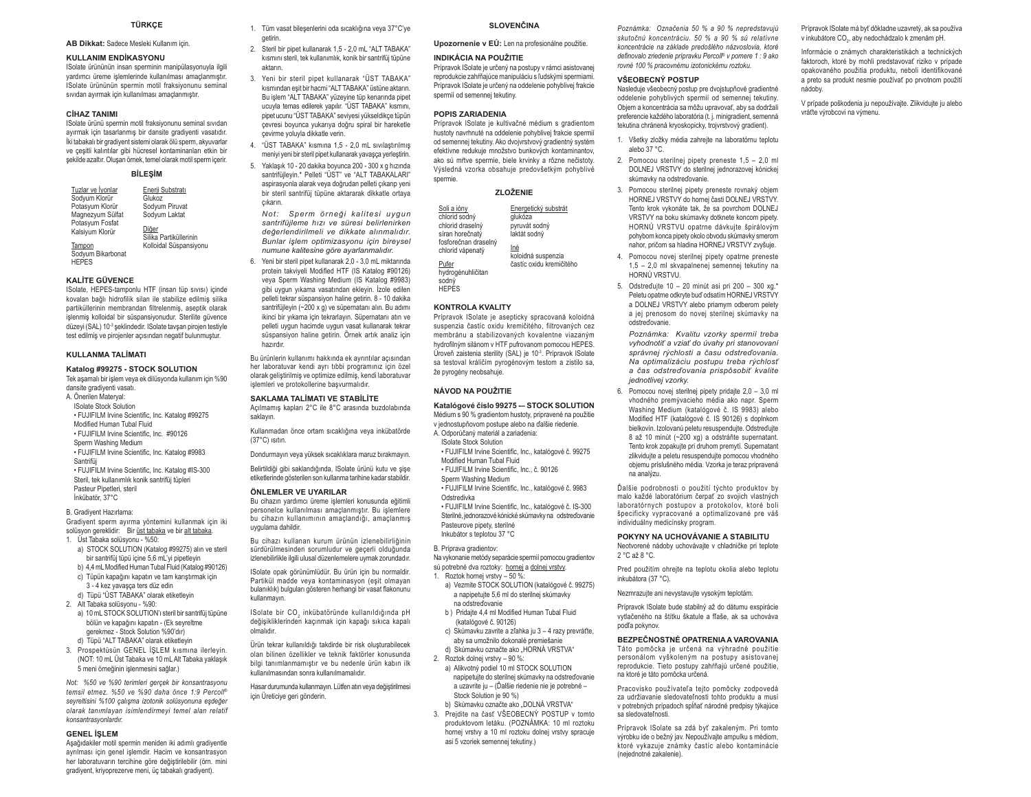## TÜRKÇE

**AB Dikkat:** Sadece Mesleki Kullanım İçin.

### KULLANIM ENDİKASYONU

ISolate ürününün insan sperminin manipülasyonuyla ilgili yardımcı üreme işlemlerinde kullanılması amaçlanmıştır. ISolate ürününün spermin motil fraksiyonunu seminal sıvıdan ayırmak için kullanılması amaçlanmıştır.

### CİHAZ TANIMI

ISolate ürünü spermin motil fraksiyonunu seminal sıvıdan ayırmak için tasarlanmış bir dansite gradiyenti vasatıdır. İki tabakalı bir gradiyent sistemi olarak ölü sperm, akyuvarlar ve çeşitli kalıntılar gibi hücresel kontaminanları etkin bir şekilde azaltır. Oluşan örnek, temel olarak motil sperm içerir.

### BİLEŞİM

| Tuzlar ve İyonlar | Enerji Substratı |
|---|---|
| Sodyum Klorür | Glukoz |
| Potasyum Klorür | Sodyum Piruvat |
| Magnezyum Sülfat | Sodyum Laktat |
| Potasyum Fosfat | |
| Kalsiyum Klorür | Diğer |
| | Silika Partiküllerinin Kolloidal Süspansiyonu |
| Tampon | |
| Sodyum Bikarbonat | |
| HEPES | |

### KALİTE GÜVENCE

ISolate, HEPES-tamponlu HTF (insan tüp sıvısı) içinde kovalan bağlı hidrofilik silan ile stabilize edilmiş silika partiküllerinin membrandan filtrelenmiş, aseptik olarak işlenmiş kolloidal bir süspansiyonudur. Sterilite güvence düzeyi (SAL) $10^{-3}$ şeklindedir. ISolate tavşan pirojen testiyle test edilmiş ve pirojenler açısından negatif bulunmuştur.

### KULLANMA TALİMATI

**Katalog #99275 - STOCK SOLUTION**

Tek aşamalı bir işlem veya ek dilüsyonda kullanım için %90 dansite gradiyenti vasatı.

A. Önerilen Materyal:

ISolate Stock Solution
- FUJIFILM Irvine Scientific, Inc. Katalog #99275 Modified Human Tubal Fluid
- FUJIFILM Irvine Scientific, Inc. #90126 Sperm Washing Medium
- FUJIFILM Irvine Scientific, Inc. Katalog #9983 Santrifüj
- FUJIFILM Irvine Scientific, Inc. Katalog #IS-300 Steril, tek kullanımlık konik santrifüj tüpleri

Pasteur Pipetleri, steril
İnkübatör, 37°C

B. Gradiyent Hazırlama:

Gradiyent sperm ayırma yöntemini kullanmak için iki solüsyon gereklidir: Bir üst tabaka ve bir alt tabaka.

1. Üst Tabaka solüsyonu - %50:
   a) STOCK SOLUTION (Katalog #99275) alın ve steril bir santrifüj tüpü içine 5,6 mL'yi pipetleyin
   b) 4,4 mL Modified Human Tubal Fluid (Katalog #90126)
   c) Tüpün kapağını kapatın ve tam karıştırmak için 3 - 4 kez yavaşça ters düz edin
   d) Tüpü "ÜST TABAKA" olarak etiketleyin
2. Alt Tabaka solüsyonu - %90:
   a) 10 mL STOCK SOLUTION'ı steril bir santrifüj tüpüne bölün ve kapağını kapatın - (Ek seyreltme gerekmez - Stock Solution %90'dır)
   d) Tüpü "ALT TABAKA" olarak etiketleyin
3. Prospektüsün GENEL İŞLEM kısmına ilerleyin. (NOT: 10 mL Üst Tabaka ve 10 mL Alt Tabaka yaklaşık 5 meni örneğinin işlenmesini sağlar.)

*Not: %50 ve %90 terimleri gerçek bir konsantrasyonu temsil etmez. %50 ve %90 daha önce 1:9 Percoll® seyreltisini %100 çalışma izotonik solüsyonuna eşdeğer olarak tanımlayan isimlendirmeyi temel alan relatif konsantrasyonlardır.*

### GENEL İŞLEM

Aşağıdakiler motil spermin meniden iki adımlı gradiyentle ayrılması için genel işlemdir. Hacim ve konsantrasyon her laboratuvarın tercihine göre değiştirilebilir (örn. mini gradiyent, kriyoprezerve meni, üç tabakalı gradiyent).

1. Tüm vasat bileşenlerini oda sıcaklığına veya 37°C'ye getirin.
2. Steril bir pipet kullanarak 1,5 - 2,0 mL "ALT TABAKA" kısmını steril, tek kullanımlık, konik bir santrifüj tüpüne aktarın.
3. Yeni bir steril pipet kullanarak "ÜST TABAKA" kısmından eşit bir hacmi "ALT TABAKA" üstüne aktarın. Bu işlem "ALT TABAKA" yüzeyine tüp kenarında pipet ucuyla temas edilerek yapılır. "ÜST TABAKA" kısmını, pipet ucunu "ÜST TABAKA" seviyesi yükseldikçe tüpün çevresi boyunca yukarıya doğru spiral bir hareketle çevirme yoluyla dikkatle verin.
4. "ÜST TABAKA" kısmına 1,5 - 2,0 mL sıvılaştırılmış meniyi yeni bir steril pipet kullanarak yavaşça yerleştirin.
5. Yaklaşık 10 - 20 dakika boyunca 200 - 300 x g hızında santrifüjleyin.* Pelleti "ÜST" ve "ALT TABAKALARI" aspirasyonla alarak veya doğrudan pelleti çıkarıp yeni bir steril santrifüj tüpüne aktararak dikkatle ortaya çıkarın.

   *Not: Sperm örneği kalitesi uygun santrifüjleme hızı ve süresi belirlenirken değerlendirilmeli ve dikkate alınmalıdır. Bunlar işlem optimizasyonu için bireysel numune kalitesine göre ayarlanmalıdır.*
6. Yeni bir steril pipet kullanarak 2,0 - 3,0 mL miktarında protein takviyeli Modified HTF (IS Katalog #90126) veya Sperm Washing Medium (IS Katalog #9983) gibi uygun yıkama vasatından ekleyin. İzole edilen pelleti tekrar süspansiyon haline getirin. 8 - 10 dakika santrifüjleyin (~200 x g) ve süpernatanı atın. Bu adımı ikinci bir yıkama için tekrarlayın. Süpernatanı atın ve pelleti uygun hacimde uygun vasat kullanarak tekrar süspansiyon haline getirin. Örnek artık analiz için hazırdır.

Bu ürünlerin kullanımı hakkında ek ayrıntılar açısından her laboratuvar kendi ayrı tıbbi programınız için özel olarak geliştirilmiş ve optimize edilmiş, kendi laboratuvar işlemleri ve protokollerine başvurmalıdır.

### SAKLAMA TALİMATI VE STABİLİTE

Açılmamış kapları 2°C ile 8°C arasında buzdolabında saklayın.

Kullanmadan önce ortamı oda sıcaklığına veya inkübatörde (37°C) ısıtın.

Dondurmayın veya yüksek sıcaklıklara maruz bırakmayın.

Belirtildiği gibi saklandığında, ISolate ürünü kutu ve şişe etiketlerinde gösterilen son kullanma tarihine kadar stabildir.

### ÖNLEMLER VE UYARILAR

Bu cihazın yardımcı üreme işlemleri konusunda eğitimli personelce kullanılması amaçlanmıştır. Bu işlemlere bu cihazın kullanımının amaçlandığı, amaçlanmış uygulama dahildir.

Bu cihazı kullanan kurum ürünün izlenebilirliğinin sürdürülmesinden sorumludur ve geçerli olduğunda izlenebilirlikle ilgili ulusal düzenlemelere uymak zorundadır.

ISolate opak görünümlüdür. Bu ürün için bu normaldir. Partikül madde veya kontaminasyon (eşit olmayan bulanıklık) bulguları gösteren herhangi bir vasat flakonunu kullanmayın.

ISolate bir $CO_2$ inkübatöründe kullanıldığında pH değişikliklerinden kaçınmak için kapağı sıkıca kapalı olmalıdır.

Ürün tekrar kullanıldığı takdirde bir risk oluşturabilecek olan bilinen özellikler ve teknik faktörler konusunda bilgi tanımlanmamıştır ve bu nedenle ürün kabın ilk kullanılmasından sonra kullanılmamalıdır.

Hasar durumunda kullanmayın. Lütfen atın veya değiştirilmesi için Üreticiye geri gönderin.

## SLOVENČINA

**Upozornenie v EÚ:** Len na profesionálne použitie.

### INDIKÁCIA NA POUŽITIE

Prípravok ISolate je určený na postupy v rámci asistovanej reprodukcie zahŕňajúce manipuláciu s ľudskými spermiami. Prípravok ISolate je určený na oddelenie pohyblivej frakcie spermií od semennej tekutiny.

### POPIS ZARIADENIA

Prípravok ISolate je kultivačné médium s gradientom hustoty navrhnuté na oddelenie pohyblivej frakcie spermií od semennej tekutiny. Ako dvojvrstvový gradientný systém efektívne redukuje množstvo bunkových kontaminantov, ako sú mŕtve spermie, biele krvinky a rôzne nečistoty. Výsledná vzorka obsahuje predovšetkým pohyblivé spermie.

### ZLOŽENIE

| Soli a ióny | Energetický substrát |
|---|---|
| chlorid sodný | glukóza |
| chlorid draselný | pyruvát sodný |
| síran horečnatý | laktát sodný |
| fosforečnan draselný | |
| chlorid vápenatý | Iné |
| | koloidná suspenzia častíc oxidu kremičitého |
| Pufer | |
| hydrogénuhličitan sodný | |
| HEPES | |

### KONTROLA KVALITY

Prípravok ISolate je asepticky spracovaná koloidná suspenzia častíc oxidu kremičitého, filtrovaných cez membránu a stabilizovaných kovalentne viazaným hydrofilným silánom v HTF pufrovanom pomocou HEPES. Úroveň zaistenia sterility (SAL) je $10^{-3}$. Prípravok ISolate sa testoval králičím pyrogénovým testom a zistilo sa, že pyrogény neobsahuje.

### NÁVOD NA POUŽITIE

**Katalógové číslo 99275 — STOCK SOLUTION**

Médium s 90 % gradientom hustoty, pripravené na použitie v jednostupňovom postupe alebo na ďalšie riedenie.

A. Odporúčaný materiál a zariadenia:

ISolate Stock Solution
- FUJIFILM Irvine Scientific, Inc., katalógové č. 99275 Modified Human Tubal Fluid
- FUJIFILM Irvine Scientific, Inc., č. 90126 Sperm Washing Medium
- FUJIFILM Irvine Scientific, Inc., katalógové č. 9983 Odstredivka
- FUJIFILM Irvine Scientific, Inc., katalógové č. IS-300 Sterilné, jednorazové kónické skúmavky na odstreďovanie

Pasteurove pipety, sterilné
Inkubátor s teplotou 37 °C

B. Príprava gradientov:

Na vykonanie metódy separácie spermií pomocou gradientov sú potrebné dva roztoky: horný a dolný vrstvy.

1. Roztok hornej vrstvy – 50 %:
   a) Vezmite STOCK SOLUTION (katalógové č. 99275) a napipetujte 5,6 ml do sterilnej skúmavky na odstreďovanie
   b ) Pridajte 4,4 ml Modified Human Tubal Fluid (katalógové č. 90126)
   c) Skúmavku zavrite a zľahka ju 3 – 4 razy prevráťte, aby sa umožnilo dokonalé premiešanie
   d) Skúmavku označte ako „HORNÁ VRSTVA"
2. Roztok dolnej vrstvy – 90 %:
   a) Alikvotný podiel 10 ml STOCK SOLUTION napipetujte do sterilnej skúmavky na odstreďovanie a uzavrite ju – (Ďalšie riedenie nie je potrebné – Stock Solution je 90 %)
   b) Skúmavku označte ako „DOLNÁ VRSTVA"
3. Prejdite na časť VŠEOBECNÝ POSTUP v tomto produktovom letáku. (POZNÁMKA: 10 ml roztoku hornej vrstvy a 10 ml roztoku dolnej vrstvy spracuje asi 5 vzoriek semennej tekutiny.)

*Poznámka: Označenia 50 % a 90 % nepredstavujú skutočnú koncentráciu. 50 % a 90 % sú relatívne koncentrácie na základe predošlého názvoslovia, ktoré definovalo zriedenie prípravku Percoll® v pomere 1 : 9 ako rovné 100 % pracovnému izotonickému roztoku.*

### VŠEOBECNÝ POSTUP

Nasleduje všeobecný postup pre dvojstupňové gradientné oddelenie pohyblivých spermií od semennej tekutiny. Objem a koncentrácia sa môžu upravovať, aby sa dodržali preferencie každého laboratória (t. j. minigradient, semenná tekutina chránená kryoskopicky, trojvrstvový gradient).

1. Všetky zložky média zahrejte na laboratórnu teplotu alebo 37 °C.
2. Pomocou sterilnej pipety preneste 1,5 – 2,0 ml DOLNEJ VRSTVY do sterilnej jednorazovej kónickej skúmavky na odstreďovanie.
3. Pomocou sterilnej pipety preneste rovnaký objem HORNEJ VRSTVY do hornej časti DOLNEJ VRSTVY. Tento krok vykonáte tak, že sa povrchom DOLNEJ VRSTVY na boku skúmavky dotknete koncom pipety. HORNÚ VRSTVU opatrne dávkujte špirálovým pohybom konca pipety okolo obvodu skúmavky smerom nahor, pričom sa hladina HORNEJ VRSTVY zvyšuje.
4. Pomocou novej sterilnej pipety opatrne preneste 1,5 – 2,0 ml skvapalnenej semennej tekutiny na HORNÚ VRSTVU.
5. Odstreďujte 10 – 20 minút asi pri 200 – 300 xg.* Peletu opatrne odkryte buď odsatím HORNEJ VRSTVY a DOLNEJ VRSTVY alebo priamym odberom pelety a jej prenosom do novej sterilnej skúmavky na odstreďovanie.

   *Poznámka: Kvalitu vzorky spermií treba vyhodnotiť a vziať do úvahy pri stanovovaní správnej rýchlosti a času odstreďovania. Na optimalizáciu postupu treba rýchlosť a čas odstreďovania prispôsobiť kvalite jednotlivej vzorky.*
6. Pomocou novej sterilnej pipety pridajte 2,0 – 3,0 ml vhodného premývacieho média ako napr. Sperm Washing Medium (katalógové č. IS 9983) alebo Modified HTF (katalógové č. IS 90126) s doplnkom bielkovín. Izolovanú peletu resuspendujte. Odstreďujte 8 až 10 minút (~200 xg) a odstráňte supernatant. Tento krok zopakujte pri druhom premytí. Supernatant zlikvidujte a peletu resuspendujte pomocou vhodného objemu príslušného média. Vzorka je teraz pripravená na analýzu.

Ďalšie podrobnosti o použití týchto produktov by malo každé laboratórium čerpať zo svojich vlastných laboratórnych postupov a protokolov, ktoré boli špecificky vypracované a optimalizované pre váš individuálny medicínsky program.

### POKYNY NA UCHOVÁVANIE A STABILITU

Neotvorené nádoby uchovávajte v chladničke pri teplote 2 °C až 8 °C.

Pred použitím ohrejte na teplotu okolia alebo teplotu inkubátora (37 °C).

Nezmrazujte ani nevystavujte vysokým teplotám.

Prípravok ISolate bude stabilný až do dátumu exspirácie vytlačeného na štítku škatule a fľaše, ak sa uchováva podľa pokynov.

### BEZPEČNOSTNÉ OPATRENIA A VAROVANIA

Táto pomôcka je určená na výhradné použitie personálom vyškoleným na postupy asistovanej reprodukcie. Tieto postupy zahŕňajú určené použitie, na ktoré je táto pomôcka určená.

Pracovisko používateľa tejto pomôcky zodpovedá za udržiavanie sledovateľnosti tohto produktu a musí v potrebných prípadoch spĺňať národné predpisy týkajúce sa sledovateľnosti.

Prípravok ISolate sa zdá byť zakalený. Pri tomto výrobku ide o bežný jav. Nepoužívajte ampulku s médiom, ktoré vykazuje známky častíc alebo kontaminácie (nejednotné zakalenie).

Prípravok ISolate má byť dôkladne uzavretý, ak sa používa v inkubátore $CO_2$, aby nedochádzalo k zmenám pH.

Informácie o známych charakteristikách a technických faktoroch, ktoré by mohli predstavovať riziko v prípade opakovaného použitia produktu, neboli identifikované a preto sa produkt nesmie používať po prvotnom použití nádoby.

V prípade poškodenia ju nepoužívajte. Zlikvidujte ju alebo vráťte výrobcovi na výmenu.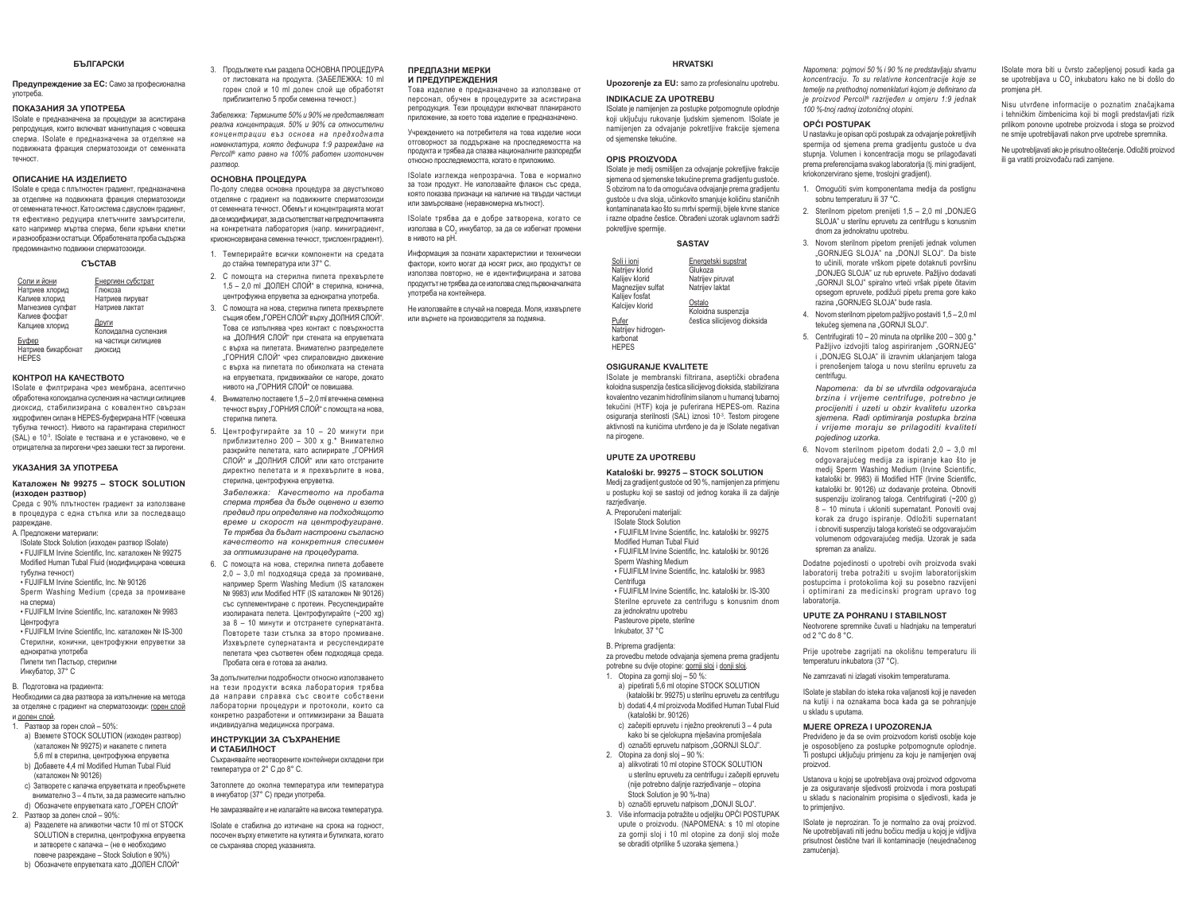## БЪЛГАРСКИ

**Предупреждение за ЕС:** Само за професионална употреба.

### ПОКАЗАНИЯ ЗА УПОТРЕБА

ISolate е предназначена за процедури за асистирана репродукция, които включват манипулация с човешка сперма. ISolate е предназначена за отделяне на подвижната фракция сперматозоиди от семенната течност.

### ОПИСАНИЕ НА ИЗДЕЛИЕТО

ISolate е среда с плътностен градиент, предназначена за отделяне на подвижната фракция сперматозоиди от семенната течност. Като система с двуслоен градиент, тя ефективно редуцира клетъчните замърсители, като например мъртва сперма, бели кръвни клетки и разнообразни остатъци. Обработената проба съдържа предоминантно подвижни сперматозоиди.

### СЪСТАВ

| Соли и йони | Енергиен субстрат |
|---|---|
| Натриев хлорид | Глюкоза |
| Калиев хлорид | Натриев пируват |
| Магнезиев сулфат | Натриев лактат |
| Калиев фосфат | |
| Калциев хлорид | Други |
| | Колоидална суспензия на частици силициев диоксид |
| Буфер | |
| Натриев бикарбонат | |
| HEPES | |

### КОНТРОЛ НА КАЧЕСТВОТО

ISolate е филтрирана чрез мембрана, асептично обработена колоидална суспензия на частици силициев диоксид, стабилизирана с ковалентно свързан хидрофилен силан в HEPES-буферирана HTF (човешка тубулна течност). Нивото на гарантирана стерилност (SAL) е $10^{-3}$. ISolate е тествана и е установено, че е отрицателна за пирогени чрез заешки тест за пирогени.

### УКАЗАНИЯ ЗА УПОТРЕБА

#### Каталожен № 99275 – STOCK SOLUTION (изходен разтвор)

Среда с 90% плътностен градиент за използване в процедура с една стъпка или за последващо разреждане.

A. Предложени материали:

ISolate Stock Solution (изходен разтвор ISolate)
- FUJIFILM Irvine Scientific, Inc. каталожен № 99275 Modified Human Tubal Fluid (модифицирана човешка тубулна течност)
- FUJIFILM Irvine Scientific, Inc. № 90126 Sperm Washing Medium (среда за промиване на сперма)
- FUJIFILM Irvine Scientific, Inc. каталожен № 9983 Центрофуга
- FUJIFILM Irvine Scientific, Inc. каталожен № IS-300 Стерилни, конични, центрофужни епруветки за еднократна употреба

Пипети тип Пастьор, стерилни
Инкубатор, 37° C

B. Подготовка на градиента:

Необходими са два разтвора за изпълнение на метода за отделяне с градиент на сперматозоиди: горен слой и долен слой.

1. Разтвор за горен слой – 50%:
   a) Вземете STOCK SOLUTION (изходен разтвор) (каталожен № 99275) и накапете с пипета 5,6 ml в стерилна, центрофужна епруветка
   b) Добавете 4,4 ml Modified Human Tubal Fluid (каталожен № 90126)
   c) Затворете с капачка епруветката и преобърнете внимателно 3 – 4 пъти, за да размесите напълно
   d) Обозначете епруветката като „ГОРЕН СЛОЙ"
2. Разтвор за долен слой – 90%:
   a) Разделете на аликвотни части 10 ml от STOCK SOLUTION в стерилна, центрофужна епруветка и затворете с капачка – (не е необходимо повече разреждане – Stock Solution е 90%)
   b) Обозначете епруветката като „ДОЛЕН СЛОЙ"
3. Продължете към раздела ОСНОВНА ПРОЦЕДУРА от листовката на продукта. (ЗАБЕЛЕЖКА: 10 ml горен слой и 10 ml долен слой ще обработят приблизително 5 проби семенна течност.)

*Забележка: Термините 50% и 90% не представляват реална концентрация. 50% и 90% са относителни концентрации въз основа на предходната номенклатура, която дефинира 1:9 разреждане на Percoll® като равно на 100% работен изотоничен разтвор.*

### ОСНОВНА ПРОЦЕДУРА

По-долу следва основна процедура за двустъпково отделяне с градиент на подвижните сперматозоиди от семенната течност. Обемът и концентрацията могат да се модифицират, за да съответстват на предпочитанията на конкретната лаборатория (напр. минеградиент, криоконсервирана семенна течност, трислоен градиент).

1. Темперирайте всички компоненти на средата до стайна температура или 37° C.
2. С помощта на стерилна пипета прехвърлете 1,5 – 2,0 ml „ДОЛЕН СЛОЙ" в стерилна, конична, центрофужна епруветка за еднократна употреба.
3. С помощта на нова, стерилна пипета прехвърлете същия обем „ГОРЕН СЛОЙ" върху „ДОЛНИЯ СЛОЙ". Това се изпълнява чрез контакт с повърхността на „ДОЛНИЯ СЛОЙ" при стената на епруветката с върха на пипетата. Внимателно разпределете „ГОРНИЯ СЛОЙ" чрез спираловидно движение с върха на пипетата по обиколката на стената на епруветката, придвижвайки се нагоре, докато нивото на „ГОРНИЯ СЛОЙ" се повишава.
4. Внимателно поставете 1,5 – 2,0 ml втечнена семенна течност върху „ГОРНИЯ СЛОЙ" с помощта на нова, стерилна пипета.
5. Центрофугирайте за 10 – 20 минути при приблизително 200 – 300 x g.* Внимателно разкрийте пелетата, като аспирирате „ГОРНИЯ СЛОЙ" и „ДОЛНИЯ СЛОЙ" или като отстраните директно пелетата и я прехвърлите в нова, стерилна, центрофужна епруветка.

   *Забележка: Качеството на пробата сперма трябва да бъде оценено и взето предвид при определяне на подходящото време и скорост на центрофугиране. Те трябва да бъдат настроени съгласно качеството на конкретния спесимен за оптимизиране на процедурата.*
6. С помощта на нова, стерилна пипета добавете 2,0 – 3,0 ml подходяща среда за промиване, например Sperm Washing Medium (IS каталожен № 9983) или Modified HTF (IS каталожен № 90126) със суплементиране с протеин. Ресуспендирайте изолираната пелета. Центрофугирайте (~200 xg) за 8 – 10 минути и отстранете супернатанта. Повторете тази стъпка за второ промиване. Изхвърлете супернатанта и ресуспендирате пелетата чрез съответен обем подходяща среда. Пробата сега е готова за анализ.

За допълнителни подробности относно използването на тези продукти всяка лаборатория трябва да направи справка със своите собствени лабораторни процедури и протоколи, които са конкретно разработени и оптимизирани за Вашата индивидуална медицинска програма.

### ИНСТРУКЦИИ ЗА СЪХРАНЕНИЕ И СТАБИЛНОСТ

Съхранявайте неотворените контейнери охладени при температура от 2° C до 8° C.

Затоплете до околна температура или температура в инкубатор (37° C) преди употреба.

Не замразявайте и не излагайте на висока температура.

ISolate е стабилна до изтичане на срока на годност, посочен върху етикетите на кутията и бутилката, когато се съхранява според указанията.

### ПРЕДПАЗНИ МЕРКИ И ПРЕДУПРЕЖДЕНИЯ

Това изделие е предназначено за използване от персонал, обучен в процедурите за асистирана репродукция. Тези процедури включват планираното приложение, за което това изделие е предназначено.

Учреждението на потребителя на това изделие носи отговорност за поддържане на проследимостта на продукта и трябва да спазва националните разпоредби относно проследимостта, когато е приложимо.

ISolate изглежда непрозрачна. Това е нормално за този продукт. Не използвайте флакон със среда, която показва признаци на наличие на твърди частици или замърсяване (неравномерна мътност).

ISolate трябва да е добре затворена, когато се използва в $CO_2$ инкубатор, за да се избегнат промени в нивото на pH.

Информация за познати характеристики и технически фактори, които могат да носят риск, ако продуктът се използва повторно, не е идентифицирана и затова продуктът не трябва да се използва след първоначалната употреба на контейнера.

Не използвайте в случай на повреда. Моля, изхвърлете или върнете на производителя за подмяна.

## HRVATSKI

**Upozorenje za EU:** samo za profesionalnu upotrebu.

### INDIKACIJE ZA UPOTREBU

ISolate je namijenjen za postupke potpomognute oplodnje koji uključuju rukovanje ljudskim sjemenom. ISolate je namijenjen za odvajanje pokretljive frakcije sjemena od sjemenske tekućine.

### OPIS PROIZVODA

ISolate je medij osmišljen za odvajanje pokretljive frakcije sjemena od sjemenske tekućine prema gradijentu gustoće. S obzirom na to da omogućava odvajanje prema gradijentu gustoće u dva sloja, učinkovito smanjuje količinu staničnih kontaminanata kao što su mrtvi spermiji, bijele krvne stanice i razne otpadne čestice. Obrađeni uzorak uglavnom sadrži pokretljive spermije.

### SASTAV

| Soli i ioni | Energetski supstrat |
|---|---|
| Natrijev klorid | Glukoza |
| Kalijev klorid | Natrijev piruvat |
| Magnezijev sulfat | Natrijev laktat |
| Kalijev fosfat | |
| Kalcijev klorid | Ostalo |
| | Koloidna suspenzija čestica silicijevog dioksida |
| Pufer | |
| Natrijev hidrogenkarbonat | |
| HEPES | |

### OSIGURANJE KVALITETE

ISolate je membranski filtrirana, aseptički obrađena koloidna suspenzija čestica silicijevog dioksida, stabilizirana kovalentno vezanim hidrofilnim silanom u humanoj tubarnoj tekućini (HTF) koja je puferirana HEPES-om. Razina osiguranja sterilnosti (SAL) iznosi $10^{-3}$. Testom pirogene aktivnosti na kunićima utvrđeno je da je ISolate negativan na pirogene.

### UPUTE ZA UPOTREBU

#### Kataloški br. 99275 – STOCK SOLUTION

Medij za gradijent gustoće od 90 %, namijenjen za primjenu u postupku koji se sastoji od jednog koraka ili za daljnje razrjeđivanje.

A. Preporučeni materijali:

ISolate Stock Solution
- FUJIFILM Irvine Scientific, Inc. kataloški br. 99275 Modified Human Tubal Fluid
- FUJIFILM Irvine Scientific, Inc. kataloški br. 90126 Sperm Washing Medium
- FUJIFILM Irvine Scientific, Inc. kataloški br. 9983 Centrifuga
- FUJIFILM Irvine Scientific, Inc. kataloški br. IS-300 Sterilne epruvete za centrifugu s konusnim dnom za jednokratnu upotrebu

Pasteurove pipete, sterilne
Inkubator, 37 °C

B. Priprema gradijenta:

za provedbu metode odvajanja sjemena prema gradijentu potrebne su dvije otopine: gornji sloj i donji sloj.

1. Otopina za gornji sloj – 50 %:
   a) pipetirati 5,6 ml otopine STOCK SOLUTION (kataloški br. 99275) u sterilnu epruvetu za centrifugu
   b) dodati 4,4 ml proizvoda Modified Human Tubal Fluid (kataloški br. 90126)
   c) začepiti epruvetu i nježno preokrenuti 3 – 4 puta kako bi se cjelokupna mješavina promiješala
   d) označiti epruvetu natpisom „GORNJI SLOJ".
2. Otopina za donji sloj – 90 %:
   a) alikvotirati 10 ml otopine STOCK SOLUTION u sterilnu epruvetu za centrifugu i začepiti epruvetu (nije potrebno daljnje razrjeđivanje – otopina Stock Solution je 90 %-tna)
   b) označiti epruvetu natpisom „DONJI SLOJ".
3. Više informacija potražite u odjeljku OPĆI POSTUPAK upute o proizvodu. (NAPOMENA: s 10 ml otopine za gornji sloj i 10 ml otopine za donji sloj može se obraditi otprilike 5 uzoraka sjemena.)

*Napomena: pojmovi 50 % i 90 % ne predstavljaju stvarnu koncentraciju. To su relativne koncentracije koje se temelje na prethodnoj nomenklaturi kojom je definirano da je proizvod Percoll® razrijeđen u omjeru 1:9 jednak 100 %-tnoj radnoj izotoničnoj otopini.*

### OPĆI POSTUPAK

U nastavku je opisan opći postupak za odvajanje pokretljivih spermija od sjemena prema gradijentu gustoće u dva stupnja. Volumen i koncentracija mogu se prilagođavati prema preferencijama svakog laboratorija (tj. mini gradijent, kriokonzervirano sjeme, troslojni gradijent).

1. Omogućiti svim komponentama medija da postignu sobnu temperaturu ili 37 °C.
2. Sterilnom pipetom prenijeti 1,5 – 2,0 ml „DONJEG SLOJA" u sterilnu epruvetu za centrifugu s konusnim dnom za jednokratnu upotrebu.
3. Novom sterilnom pipetom prenijeti jednak volumen „GORNJEG SLOJA" na „DONJI SLOJ". Da biste to učinili, morate vrškom pipete dotaknuti površinu „DONJEG SLOJA" uz rub epruvete. Pažljivo dodavati „GORNJI SLOJ" spiralno vrteći vršak pipete čitavim opsegom epruvete, podižući pipetu prema gore kako razina „GORNJEG SLOJA" bude rasla.
4. Novom sterilnom pipetom pažljivo postaviti 1,5 – 2,0 ml tekućeg sjemena na „GORNJI SLOJ".
5. Centrifugirati 10 – 20 minuta na otprilike 200 – 300 g.* Pažljivo izdvojiti talog aspiriranjem „GORNJEG" i „DONJEG SLOJA" ili izravnim uklanjanjem taloga i prenošenjem taloga u novu sterilnu epruvetu za centrifugu.

   *Napomena: da bi se utvrdila odgovarajuća brzina i vrijeme centrifuge, potrebno je procijeniti i uzeti u obzir kvalitetu uzorka sjemena. Radi optimiranja postupka brzina i vrijeme moraju se prilagoditi kvaliteti pojedinog uzorka.*
6. Novom sterilnom pipetom dodati 2,0 – 3,0 ml odgovarajućeg medija za ispiranje kao što je medij Sperm Washing Medium (Irvine Scientific, kataloški br. 9983) ili Modified HTF (Irvine Scientific, kataloški br. 90126) uz dodavanje proteina. Obnoviti suspenziju izoliranog taloga. Centrifugirati (~200 g) 8 – 10 minuta i ukloniti supernatant. Ponoviti ovaj korak za drugo ispiranje. Odložiti supernatant i obnoviti suspenziju taloga koristeći se odgovarajućim volumenom odgovarajućeg medija. Uzorak je sada spreman za analizu.

Dodatne pojedinosti o upotrebi ovih proizvoda svaki laboratorij treba potražiti u svojim laboratorijskim postupcima i protokolima koji su posebno razvijeni i optimirani za medicinski program upravo tog laboratorija.

### UPUTE ZA POHRANU I STABILNOST

Neotvorene spremnike čuvati u hladnjaku na temperaturi od 2 °C do 8 °C.

Prije upotrebe zagrijati na okolišnu temperaturu ili temperaturu inkubatora (37 °C).

Ne zamrzavati ni izlagati visokim temperaturama.

ISolate je stabilan do isteka roka valjanosti koji je naveden na kutiji i na oznakama boca kada ga se pohranjuje u skladu s uputama.

### MJERE OPREZA I UPOZORENJA

Predviđeno je da se ovim proizvodom koristi osoblje koje je osposobljeno za postupke potpomognute oplodnje. Ti postupci uključuju primjenu za koju je namijenjen ovaj proizvod.

Ustanova u kojoj se upotrebljava ovaj proizvod odgovorna je za osiguravanje sljedivosti proizvoda i mora postupati u skladu s nacionalnim propisima o sljedivosti, kada je to primjenjivo.

ISolate je neproziran. To je normalno za ovaj proizvod. Ne upotrebljavati niti jednu bočicu medija u kojoj je vidljiva prisutnost čestične tvari ili kontaminacije (neujednačenog zamućenja).

ISolate mora biti u čvrsto začepljenoj posudi kada ga se upotrebljava u $CO_2$ inkubatoru kako ne bi došlo do promjena pH.

Nisu utvrđene informacije o poznatim značajkama i tehničkim čimbenicima koji bi mogli predstavljati rizik prilikom ponovne upotrebe proizvoda i stoga se proizvod ne smije upotrebljavati nakon prve upotrebe spremnika.

Ne upotrebljavati ako je prisutno oštećenje. Odložiti proizvod ili ga vratiti proizvođaču radi zamjene.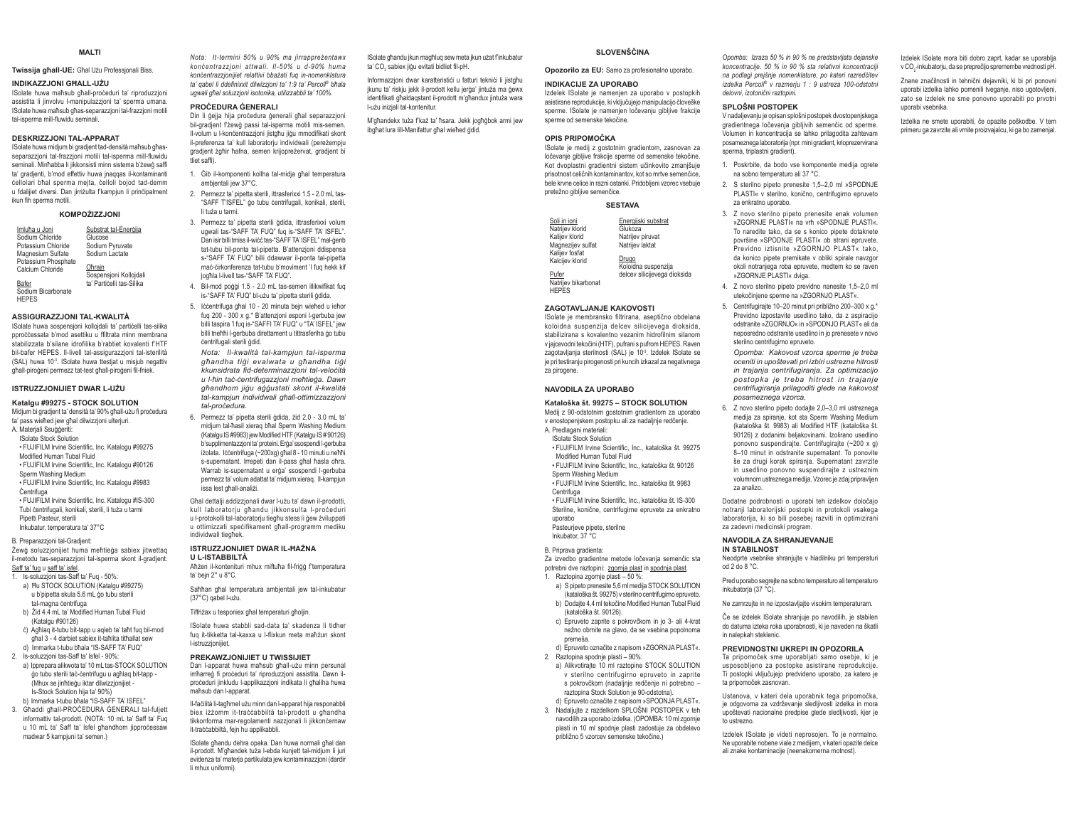## MALTI

**Twissija għall-UE:** Għal Użu Professjonali Biss.

### INDIKAZZJONI GĦALL-UŻU

ISolate huwa maħsub għall-proċeduri ta' riproduzzjoni assistita li jinvolvu l-manipulazzjoni ta' sperma umana. ISolate huwa maħsub għas-separazzjoni tal-frazzjoni motili tal-isperma mill-fluwidu seminali.

### DESKRIZZJONI TAL-APPARAT

ISolate huwa midjum bi gradjent tad-densità maħsub għas-separazzjoni tal-frazzjoni motili tal-isperma mill-fluwidu seminali. Minħabba li jikkonsisti minn sistema b'żewġ saffi ta' gradjenti, b'mod effettiv huwa jnaqqas il-kontaminanti ċellolari bħal sperma mejta, ċelloli bojod tad-demm u fdalijiet diversi. Dan jirriżulta f'kampjun li prinċipalment ikun fih sperma motili.

### KOMPOŻIZZJONI

| | |
|---|---|
| Imluħa u Joni | Substrat tal-Enerġija |
| Sodium Chloride | Glucose |
| Potassium Chloride | Sodium Pyruvate |
| Magnesium Sulfate | Sodium Lactate |
| Potassium Phosphate | |
| Calcium Chloride | Oħrajn |
| | Sospensjoni Kollojdali ta' Partiċelli tas-Silika |
| Bafer | |
| Sodium Bicarbonate | |
| HEPES | |

### ASSIGURAZZJONI TAL-KWALITÀ

ISolate huwa sospensjoni kollojdali ta' partiċelli tas-silika pproċċessata b'mod asettiku u ffiltrata minn membrana stabilizzata b'silane idrofiliku b'rabtiet kovalenti f'HTF bil-bafer HEPES. Il-livell tal-assigurazzjoni tal-isterilità (SAL) huwa $10^{-3}$. ISolate huwa ttestjat u misjub negattiv għall-piroġeni permezz tat-test għall-piroġeni fil-fniek.

### ISTRUZZJONIJIET DWAR L-UŻU

**Katalgu #99275 - STOCK SOLUTION**

Midjum bi gradjent ta' densità ta' 90% għall-użu fi proċedura ta' pass wieħed jew għal dilwizzjoni ulterjuri.

A. Materjali Sugġeriti:

ISolate Stock Solution
- FUJIFILM Irvine Scientific, Inc. Katalogu #99275 Modified Human Tubal Fluid
- FUJIFILM Irvine Scientific, Inc. Katalogu #90126 Sperm Washing Medium
- FUJIFILM Irvine Scientific, Inc. Katalogu #9983 Ċentrifuga
- FUJIFILM Irvine Scientific, Inc. Katalogu #IS-300 Tubi ċentrifugali, konikali, sterili, li tużaw u tarmi

Pipetti Pasteur, sterili
Inkubatur, temperatura ta' 37°C

B. Preparazzjoni tal-Gradjent:

Żewġ soluzzjonijiet huma meħtieġa sabiex jitwettaq il-metodu tas-separazzjoni tal-isperma skont il-gradjent: Saff ta' fuq u saff ta' isfel.

1. Is-soluzzjoni tas-Saff ta' Fuq - 50%:
   a) Ħu STOCK SOLUTION (Katalgu #99275) u b'pipetta skula 5.6 mL ġo tubu sterili tal-magna ċentrifuga
   b) Żid 4.4 mL ta' Modified Human Tubal Fluid (Katalgu #90126)
   ċ) Agħlaq it-tubu bit-tapp u aqleb ta' taħt fuq bil-mod għal 3 - 4 darbiet sabiex it-taħlita titħallat sew
   d) Immarka t-tubu bħala "IS-SAFF TA' FUQ"
2. Is-soluzzjoni tas-Saff ta' Isfel - 90%:
   a) Ipprepara alikwota ta' 10 mL tas-STOCK SOLUTION ġo tubu sterili taċ-ċentrifugu u agħlaq bit-tapp - (Mhux se jinħtieġu iktar dilwizzjonijiet - Is-Stock Solution hija ta' 90%)
   b) Immarka t-tubu bħala "IS-SAFF TA' ISFEL"
3. Għaddi għall-PROĊEDURA ĠENERALI tal-fuljett informattiv tal-prodott. (NOTA: 10 mL ta' Saff ta' Fuq u 10 mL ta' Saff ta' Isfel għandhom jipproċessaw madwar 5 kampjuni ta' semen.)

*Nota: It-termini 50% u 90% ma jirrappreżentawx konċentrazzjoni attwali. Il-50% u d-90% huma konċentrazzjonijiet relattivi bbażati fuq in-nomenklatura ta' qabel li ddefinixxit dilwizzjoni ta' 1:9 ta' Percoll® bħala ugwali għal soluzzjoni isotonika, utilizzabbli ta' 100%.*

### PROĊEDURA ĠENERALI

Din li ġejja hija proċedura ġenerali għal separazzjoni bil-gradjent f'żewġ passi tal-isperma motili mis-semen. Il-volum u l-konċentrazzjoni jistgħu jiġu mmodifikati skont il-preferenza ta' kull laboratorju individwali (pereżempju gradjent żgħir ħafna, semen krijopreżervat, gradjent bi tliet saffi).

1. Ġib il-komponenti kollha tal-midja għal temperatura ambjentali jew 37°C.
2. Permezz ta' pipetta sterili, ittrasferixxi 1.5 - 2.0 mL tas-"SAFF T'ISFEL" ġo tubu ċentrifugali, konikali, sterili, li tuża u tarmi.
3. Permezz ta' pipetta sterili ġdida, ittrasferixxi volum ugwali tas-"SAFF TA' FUQ" fuq is-"SAFF TA' ISFEL". Dan isir billi tmiss il-wiċċ tas-"SAFF TA' ISFEL" mal-ġenb tat-tubu bil-ponta tal-pipetta. B'attenzjoni ddispensa s-"SAFF TA' FUQ" billi ddawwar il-ponta tal-pipetta maċ-ċirkonferenza tat-tubu b'moviment 'l fuq hekk kif jogħla l-livell tas-"SAFF TA' FUQ".
4. Bil-mod poġġi 1.5 - 2.0 mL tas-semen illikwifikat fuq is-"SAFF TA' FUQ" bl-użu ta' pipetta sterili ġdida.
5. Iċċentrifuga għal 10 - 20 minuta bejn wieħed u ieħor fuq 200 - 300 x g.* B'attenzjoni esponi l-gerbuba jew billi taspira 'l fuq is-"SAFFI TA' FUQ" u "TA' ISFEL" jew billi tneħħi l-gerbuba direttament u ttrasferiha ġo tubu ċentrifugali sterili ġdid.

   *Nota: Il-kwalità tal-kampjun tal-isperma għandha tiġi evalwata u għandha tiġi kkunsidrata fid-determinazzjoni tal-veloċità u l-ħin taċ-ċentrifugazzjoni meħtieġa. Dawn għandhom jiġu aġġustati skont il-kwalità tal-kampjun individwali għall-ottimizzazzjoni tal-proċedura.*

6. Permezz ta' pipetta sterili ġdida, żid 2.0 - 3.0 mL ta' midjum tal-ħasil xieraq bħal Sperm Washing Medium (Katalgu IS #9983) jew Modified HTF (Katalgu IS # 90126) b'supplimentazzjoni ta' proteini. Erġa' ssospendi l-gerbuba iżolata. Iċċentrifuga (~200xg) għal 8 - 10 minuti u neħħi s-supernatant. Irrepeti dan il-pass għal ħasla oħra. Warrab is-supernatant u erġa' ssospendi l-gerbuba permezz ta' volum adattat ta' midjum xieraq. Il-kampjun issa lest għall-analiżi.

Għal dettalji addizzjonali dwar l-użu ta' dawn il-prodotti, kull laboratorju għandu jikkonsulta l-proċeduri u l-protokolli tal-laboratorju tiegħu stess li ġew żviluppati u ottimizzati speċifikament għall-programm mediku individwali tiegħek.

### ISTRUZZJONIJIET DWAR IL-ĦAŻNA U L-ISTABBILTÀ

Aħżen il-kontenituri mhux miftuħa fil-friġġ f'temperatura ta' bejn 2° u 8°C.

Saħħan għal temperatura ambjentali jew tal-inkubatur (37°C) qabel l-użu.

Tiffriżax u tesponiex għal temperaturi għoljin.

ISolate huwa stabbli sad-data ta' skadenza li tidher fuq it-tikketta tal-kaxxa u l-flixkun meta maħżun skont l-istruzzjonijiet.

### PREKAWZJONIJIET U TWISSIJIET

Dan l-apparat huwa maħsub għall-użu minn persunal imħarreġ fi proċeduri ta' riproduzzjoni assistita. Dawn il-proċeduri jinkludu l-applikazzjoni indikata li għaliha huwa maħsub dan l-apparat.

Il-faċilità li-tagħmel użu minn dan l-apparat hija responsabbli biex iżżomm it-traċċabbiltà tal-prodott u għandha tikkonforma mar-regolamenti nazzjonali li jikkonċernaw it-traċċabbiltà, fejn hu applikabbli.

ISolate għandu dehra opaka. Dan huwa normali għal dan il-prodott. M'għandek tuża l-ebda kunjett tal-midjum li juri evidenza ta' materja partikulata jew kontaminazzjoni (dardir li mhux uniformi).

ISolate għandu jkun magħluq sew meta jkun użat f'inkubatur ta' $CO_2$ sabiex jiġu evitati bidliet fil-pH.

Informazzjoni dwar karatteristiċi u fatturi tekniċi li jistgħu jkunu ta' riskju jekk il-prodott kellu jerġa' jintuża ma ġewx identifikati għaldaqstant il-prodott m'għandux jintuża wara l-użu inizjali tal-kontenitur.

M'għandekx tuża f'każ ta' ħsara. Jekk jogħġbok armi jew ibgħat lura lill-Manifattur għal wieħed ġdid.

## SLOVENŠČINA

**Opozorilo za EU:** Samo za profesionalno uporabo.

### INDIKACIJE ZA UPORABO

Izdelek ISolate je namenjen za uporabo v postopkih asistirane reprodukcije, ki vključujejo manipulacijo človeške sperme. ISolate je namenjen ločevanju gibljive frakcije sperme od semenske tekočine.

### OPIS PRIPOMOČKA

ISolate je medij z gostotnim gradientom, zasnovan za ločevanje gibljive frakcije sperme od semenske tekočine. Kot dvoplastni gradientni sistem učinkovito zmanjšuje prisotnost celičnih kontaminantov, kot so mrtve semenčice, bele krvne celice in razni ostanki. Pridobljeni vzorec vsebuje pretežno gibljive semenčice.

### SESTAVA

| | |
|---|---|
| Soli in ioni | Energijski substrat |
| Natrijev klorid | Glukoza |
| Kalijev klorid | Natrijev piruvat |
| Magnezijev sulfat | Natrijev laktat |
| Kalijev fosfat | |
| Kalcijev klorid | Drugo |
| | Koloidna suspenzija delcev silicijevega dioksida |
| Pufer | |
| Natrijev bikarbonat | |
| HEPES | |

### ZAGOTAVLJANJE KAKOVOSTI

ISolate je membransko filtrirana, aseptično obdelana koloidna suspenzija delcev silicijevega dioksida, stabilizirana s kovalentno vezanim hidrofilnim silanom v jajcevodni tekočini (HTF), pufrani s pufrom HEPES. Raven zagotavljanja sterilnosti (SAL) je $10^{-3}$. Izdelek ISolate se je pri testiranju pirogenosti pri kuncih izkazal za negativnega za pirogene.

### NAVODILA ZA UPORABO

**Kataloška št. 99275 – STOCK SOLUTION**

Medij z 90-odstotnim gostotnim gradientom za uporabo v enostopenjskem postopku ali za nadaljnje redčenje.

A. Predlagani materiali:

ISolate Stock Solution
- FUJIFILM Irvine Scientific, Inc., kataloška št. 99275 Modified Human Tubal Fluid
- FUJIFILM Irvine Scientific, Inc., kataloška št. 90126 Sperm Washing Medium
- FUJIFILM Irvine Scientific, Inc., kataloška št. 9983 Centrifuga
- FUJIFILM Irvine Scientific, Inc., kataloška št. IS-300 Sterilne, konične, centrifugirne epruvete za enkratno uporabo

Pasteurjeve pipete, sterilne
Inkubator, 37 °C

B. Priprava gradienta:

Za izvedbo gradientne metode ločevanja semenčic sta potrebni dve raztopini: zgornja plast in spodnja plast.

1. Raztopina zgornje plasti – 50 %:
   a) S pipeto prenesite 5,6 ml medija STOCK SOLUTION (kataloška št. 99275) v sterilno centrifugirno epruveto.
   b) Dodajte 4,4 ml tekočine Modified Human Tubal Fluid (kataloška št. 90126).
   c) Epruveto zaprite s pokrovčkom in jo 3- ali 4-krat nežno obrnite na glavo, da se vsebina popolnoma premeša.
   d) Epruveto označite z napisom »ZGORNJA PLAST«.
2. Raztopina spodnje plasti – 90%:
   a) Alikvotirajte 10 ml raztopine STOCK SOLUTION v sterilno centrifugirno epruveto in zaprite s pokrovčkom (nadaljnje redčenje ni potrebno – raztopina Stock Solution je 90-odstotna).
   d) Epruveto označite z napisom »SPODNJA PLAST«.
3. Nadaljujte z razdelkom SPLOŠNI POSTOPEK v teh navodilih za uporabo izdelka. (OPOMBA: 10 ml zgornje plasti in 10 ml spodnje plasti zadostuje za obdelavo približno 5 vzorcev semenske tekočine.)

*Opomba: Izraza 50 % in 90 % ne predstavljata dejanske koncentracije. 50 % in 90 % sta relativni koncentraciji na podlagi prejšnje nomenklature, po kateri razredčitev izdelka Percoll® v razmerju 1 : 9 ustreza 100-odstotni delovni, izotonični raztopini.*

### SPLOŠNI POSTOPEK

V nadaljevanju je opisan splošni postopek dvostopenjskega gradientnega ločevanja gibljivih semenčic od semena. Volumen in koncentracija se lahko prilagodita zahtevam posameznega laboratorija (npr. mini gradient, krioprezervirana sperma, triplastni gradient).

1. Poskrbite, da bodo vse komponente medija ogrete na sobno temperaturo ali 37 °C.
2. S sterilno pipeto prenesite 1,5–2,0 ml »SPODNJE PLASTI« v sterilno, konično, centrifugirno epruveto za enkratno uporabo.
3. Z novo sterilno pipeto prenesite enak volumen »ZGORNJE PLASTI« na vrh »SPODNJE PLASTI«. To naredite tako, da se s konico pipete dotaknete površine »SPODNJE PLASTI« ob strani epruvete. Previdno iztisnite »ZGORNJO PLAST« tako, da konica pipete premikate v obliki spirale navzgor okoli notranjega roba epruvete, medtem ko se raven »ZGORNJE PLASTI« dviga.
4. Z novo sterilno pipeto previdno nanesite 1,5–2,0 ml utekočinjene sperme na »ZGORNJO PLAST«.
5. Centrifugirajte 10–20 minut pri približno 200–300 x g.* Previdno izpostavite usedlino tako, da z aspiracijo odstranite »ZGORNJO« in »SPODNJO PLAST« ali da neposredno odstranite usedlino in jo prenesete v novo sterilno centrifugirno epruveto.

   *Opomba: Kakovost vzorca sperme je treba oceniti in upoštevati pri izbiri ustrezne hitrosti in trajanja centrifugiranja. Za optimizacijo postopka je treba hitrost in trajanje centrifugiranja prilagoditi glede na kakovost posameznega vzorca.*

6. Z novo sterilno pipeto dodajte 2,0–3,0 ml ustreznega medija za spiranje, kot sta Sperm Washing Medium (kataloška št. 9983) ali Modified HTF (kataloška št. 90126) z dodanimi beljakovinami. Izolirano usedlino ponovno suspendirajte. Centrifugirajte (~200 x g) 8–10 minut in odstranite supernatant. To ponovite še za drugi korak spiranja. Supernatant zavrzite in usedlino ponovno suspendirajte z ustreznim volumnom ustreznega medija. Vzorec je zdaj pripravljen za analizo.

Dodatne podrobnosti o uporabi teh izdelkov določajo notranji laboratorijski postopki in protokoli vsakega laboratorija, ki so bili posebej razviti in optimizirani za zadevni medicinski program.

### NAVODILA ZA SHRANJEVANJE IN STABILNOST

Neodprte vsebnike shranjujte v hladilniku pri temperaturi od 2 do 8 °C.

Pred uporabo segrejte na sobno temperaturo ali temperaturo inkubatorja (37 °C).

Ne zamrzujte in ne izpostavljajte visokim temperaturam.

Če se izdelek ISolate shranjuje po navodilih, je stabilen do datuma izteka roka uporabnosti, ki je naveden na škatli in nalepkah stekleničk.

### PREVIDNOSTNI UKREPI IN OPOZORILA

Ta pripomoček sme uporabljati samo osebje, ki je usposobljeno za postopke asistirane reprodukcije. Ti postopki vključujejo predvideno uporabo, za katero je ta pripomoček zasnovan.

Ustanova, v kateri dela uporabnik tega pripomočka, je odgovorna za vzdrževanje sledljivosti izdelka in mora upoštevati nacionalne predpise glede sledljivosti, kjer je to ustrezno.

Izdelek ISolate je videti neprosojen. To je normalno. Ne uporabite nobene viale z medijem, v kateri opazite delce ali znake kontaminacije (neenakomerna motnost).

Izdelek ISolate mora biti dobro zaprt, kadar se uporablja v $CO_2$-inkubatorju, da se preprečijo spremembe vrednosti pH.

Znane značilnosti in tehnični dejavniki, ki bi pri ponovni uporabi izdelka lahko pomenili tveganje, niso ugotovljeni, zato se izdelek ne sme ponovno uporabiti po prvotni uporabi vsebnika.

Izdelka ne smete uporabiti, če opazite poškodbe. V tem primeru ga zavrzite ali vrnite proizvajalcu, ki ga bo zamenjal.